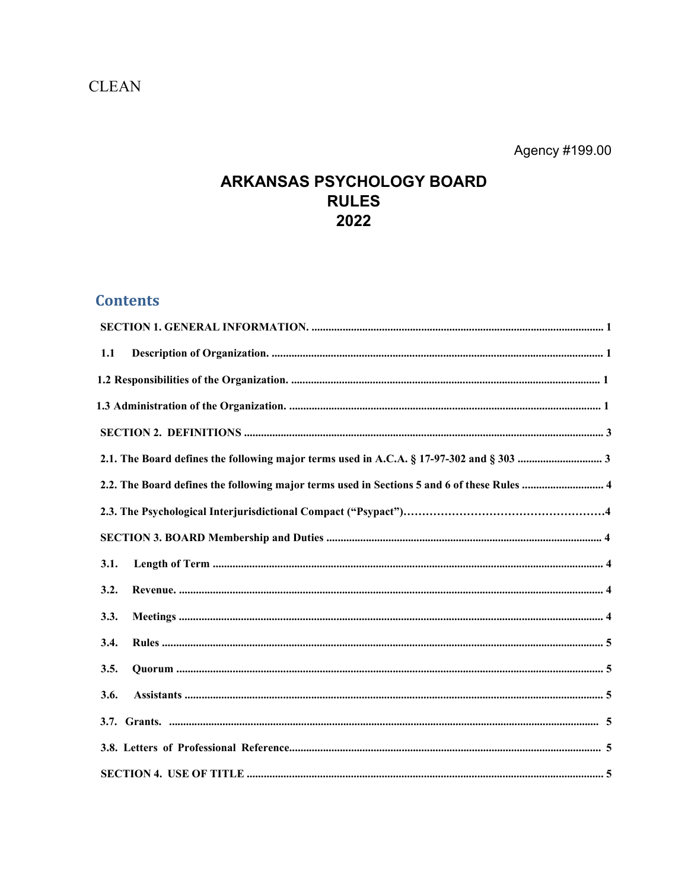CLEAN

Agency #199.00

# ARKANSAS PSYCHOLOGY BOARD RULES 2022

## Contents

**SECTION 1. GENERAL INFORMATION.** ........ 1

**1.1 Description of Organization.** ........ 1

**1.2 Responsibilities of the Organization.** ........ 1

**1.3 Administration of the Organization.** ........ 1

**SECTION 2. DEFINITIONS** ........ 3

**2.1. The Board defines the following major terms used in A.C.A. § 17-97-302 and § 303** ........ 3

**2.2. The Board defines the following major terms used in Sections 5 and 6 of these Rules** ........ 4

**2.3. The Psychological Interjurisdictional Compact ("Psypact")** ........ 4

**SECTION 3. BOARD Membership and Duties** ........ 4

**3.1. Length of Term** ........ 4

**3.2. Revenue.** ........ 4

**3.3. Meetings** ........ 4

**3.4. Rules** ........ 5

**3.5. Quorum** ........ 5

**3.6. Assistants** ........ 5

**3.7. Grants.** ........ 5

**3.8. Letters of Professional Reference** ........ 5

**SECTION 4. USE OF TITLE** ........ 5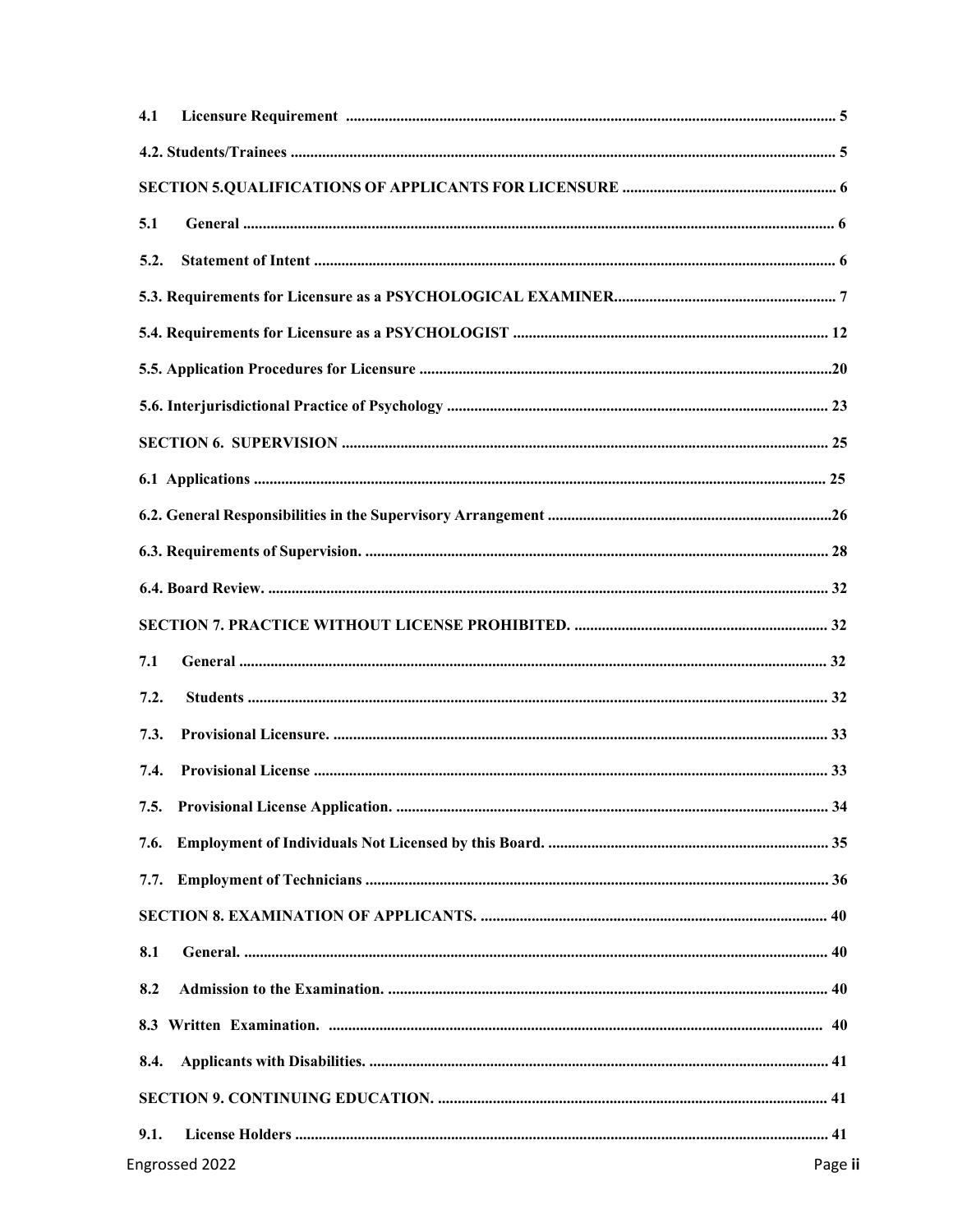**4.1 Licensure Requirement** ............................................................ 5

**4.2. Students/Trainees** ............................................................ 5

**SECTION 5.QUALIFICATIONS OF APPLICANTS FOR LICENSURE** ............................................................ 6

**5.1 General** ............................................................ 6

**5.2. Statement of Intent** ............................................................ 6

**5.3. Requirements for Licensure as a PSYCHOLOGICAL EXAMINER**............................................................ 7

**5.4. Requirements for Licensure as a PSYCHOLOGIST** ............................................................ 12

**5.5. Application Procedures for Licensure** ............................................................20

**5.6. Interjurisdictional Practice of Psychology** ............................................................ 23

**SECTION 6. SUPERVISION** ............................................................ 25

**6.1 Applications** ............................................................ 25

**6.2. General Responsibilities in the Supervisory Arrangement** ............................................................26

**6.3. Requirements of Supervision.** ............................................................ 28

**6.4. Board Review.** ............................................................ 32

**SECTION 7. PRACTICE WITHOUT LICENSE PROHIBITED.** ............................................................ 32

**7.1 General** ............................................................ 32

**7.2. Students** ............................................................ 32

**7.3. Provisional Licensure.** ............................................................ 33

**7.4. Provisional License** ............................................................ 33

**7.5. Provisional License Application.** ............................................................ 34

**7.6. Employment of Individuals Not Licensed by this Board.** ............................................................ 35

**7.7. Employment of Technicians** ............................................................ 36

**SECTION 8. EXAMINATION OF APPLICANTS.** ............................................................ 40

**8.1 General.** ............................................................ 40

**8.2 Admission to the Examination.** ............................................................ 40

**8.3 Written Examination.** ............................................................ 40

**8.4. Applicants with Disabilities.** ............................................................ 41

**SECTION 9. CONTINUING EDUCATION.** ............................................................ 41

**9.1. License Holders** ............................................................ 41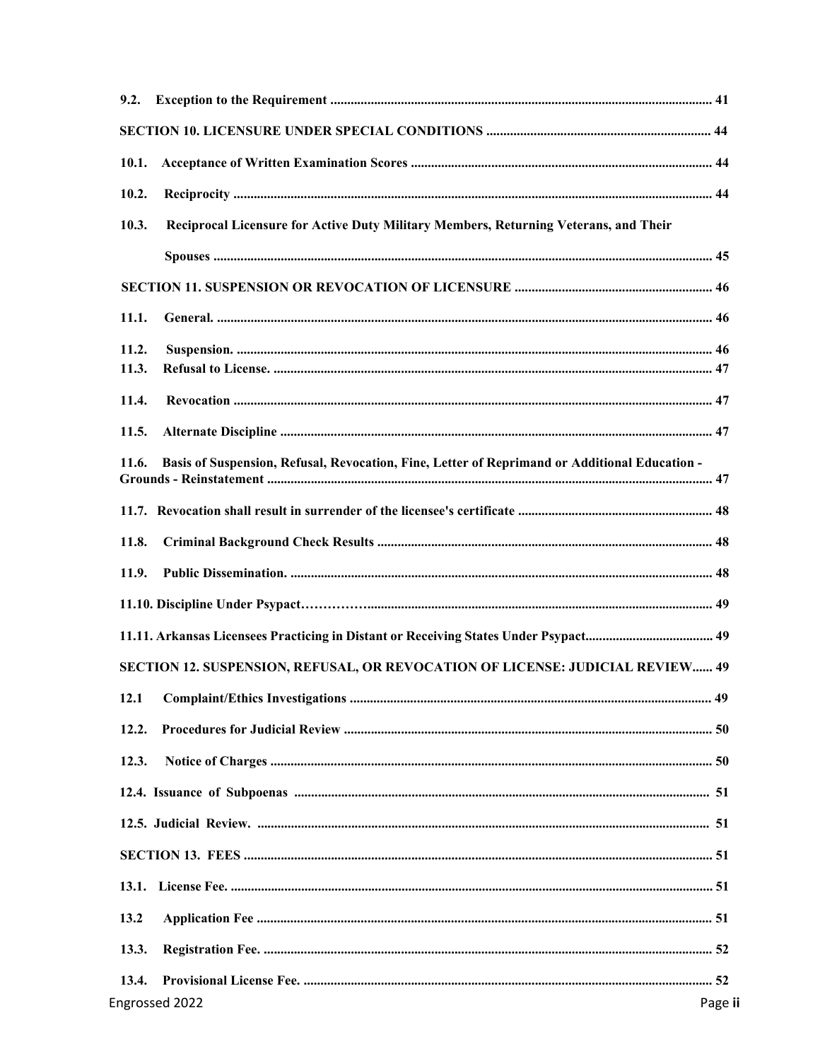**9.2. Exception to the Requirement** .......... 41

**SECTION 10. LICENSURE UNDER SPECIAL CONDITIONS** .......... 44

**10.1. Acceptance of Written Examination Scores** .......... 44

**10.2. Reciprocity** .......... 44

**10.3. Reciprocal Licensure for Active Duty Military Members, Returning Veterans, and Their Spouses** .......... 45

**SECTION 11. SUSPENSION OR REVOCATION OF LICENSURE** .......... 46

**11.1. General.** .......... 46

**11.2. Suspension.** .......... 46

**11.3. Refusal to License.** .......... 47

**11.4. Revocation** .......... 47

**11.5. Alternate Discipline** .......... 47

**11.6. Basis of Suspension, Refusal, Revocation, Fine, Letter of Reprimand or Additional Education - Grounds - Reinstatement** .......... 47

**11.7. Revocation shall result in surrender of the licensee's certificate** .......... 48

**11.8. Criminal Background Check Results** .......... 48

**11.9. Public Dissemination.** .......... 48

**11.10. Discipline Under Psypact** .......... 49

**11.11. Arkansas Licensees Practicing in Distant or Receiving States Under Psypact** .......... 49

**SECTION 12. SUSPENSION, REFUSAL, OR REVOCATION OF LICENSE: JUDICIAL REVIEW** .......... 49

**12.1 Complaint/Ethics Investigations** .......... 49

**12.2. Procedures for Judicial Review** .......... 50

**12.3. Notice of Charges** .......... 50

**12.4. Issuance of Subpoenas** .......... 51

**12.5. Judicial Review.** .......... 51

**SECTION 13. FEES** .......... 51

**13.1. License Fee.** .......... 51

**13.2 Application Fee** .......... 51

**13.3. Registration Fee.** .......... 52

**13.4. Provisional License Fee.** .......... 52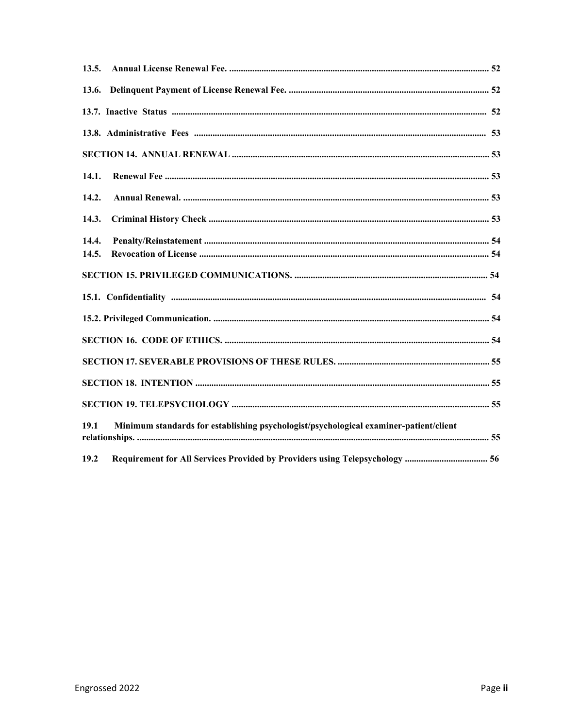**13.5. Annual License Renewal Fee. ..... 52**

**13.6. Delinquent Payment of License Renewal Fee. ..... 52**

**13.7. Inactive Status ..... 52**

**13.8. Administrative Fees ..... 53**

**SECTION 14. ANNUAL RENEWAL ..... 53**

**14.1. Renewal Fee ..... 53**

**14.2. Annual Renewal. ..... 53**

**14.3. Criminal History Check ..... 53**

**14.4. Penalty/Reinstatement ..... 54**

**14.5. Revocation of License ..... 54**

**SECTION 15. PRIVILEGED COMMUNICATIONS. ..... 54**

**15.1. Confidentiality ..... 54**

**15.2. Privileged Communication. ..... 54**

**SECTION 16. CODE OF ETHICS. ..... 54**

**SECTION 17. SEVERABLE PROVISIONS OF THESE RULES. ..... 55**

**SECTION 18. INTENTION ..... 55**

**SECTION 19. TELEPSYCHOLOGY ..... 55**

**19.1 Minimum standards for establishing psychologist/psychological examiner-patient/client relationships. ..... 55**

**19.2 Requirement for All Services Provided by Providers using Telepsychology ..... 56**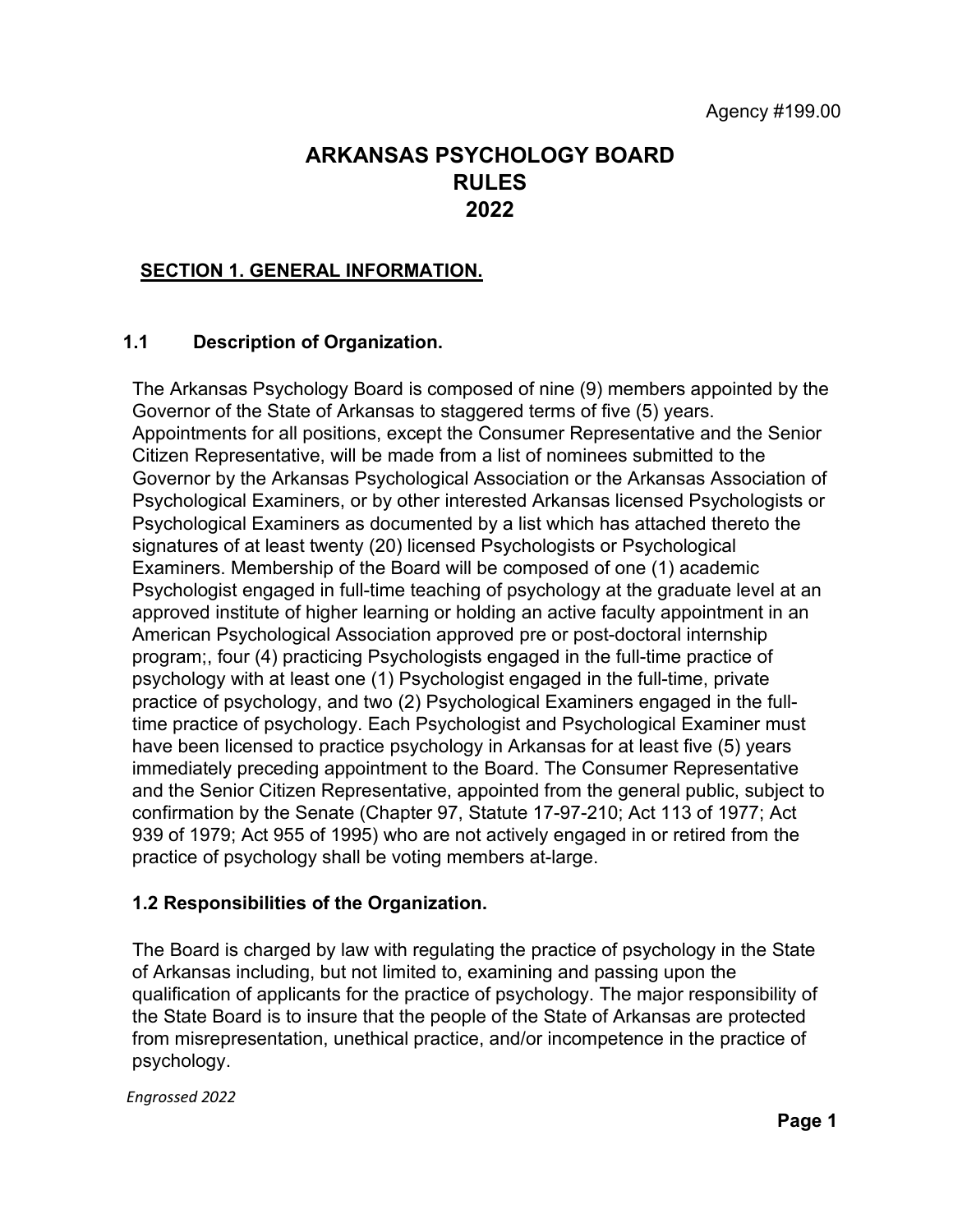Agency #199.00

# ARKANSAS PSYCHOLOGY BOARD RULES 2022

## SECTION 1. GENERAL INFORMATION.

### 1.1 Description of Organization.

The Arkansas Psychology Board is composed of nine (9) members appointed by the Governor of the State of Arkansas to staggered terms of five (5) years. Appointments for all positions, except the Consumer Representative and the Senior Citizen Representative, will be made from a list of nominees submitted to the Governor by the Arkansas Psychological Association or the Arkansas Association of Psychological Examiners, or by other interested Arkansas licensed Psychologists or Psychological Examiners as documented by a list which has attached thereto the signatures of at least twenty (20) licensed Psychologists or Psychological Examiners. Membership of the Board will be composed of one (1) academic Psychologist engaged in full-time teaching of psychology at the graduate level at an approved institute of higher learning or holding an active faculty appointment in an American Psychological Association approved pre or post-doctoral internship program;, four (4) practicing Psychologists engaged in the full-time practice of psychology with at least one (1) Psychologist engaged in the full-time, private practice of psychology, and two (2) Psychological Examiners engaged in the full-time practice of psychology. Each Psychologist and Psychological Examiner must have been licensed to practice psychology in Arkansas for at least five (5) years immediately preceding appointment to the Board. The Consumer Representative and the Senior Citizen Representative, appointed from the general public, subject to confirmation by the Senate (Chapter 97, Statute 17-97-210; Act 113 of 1977; Act 939 of 1979; Act 955 of 1995) who are not actively engaged in or retired from the practice of psychology shall be voting members at-large.

### 1.2 Responsibilities of the Organization.

The Board is charged by law with regulating the practice of psychology in the State of Arkansas including, but not limited to, examining and passing upon the qualification of applicants for the practice of psychology. The major responsibility of the State Board is to insure that the people of the State of Arkansas are protected from misrepresentation, unethical practice, and/or incompetence in the practice of psychology.

*Engrossed 2022*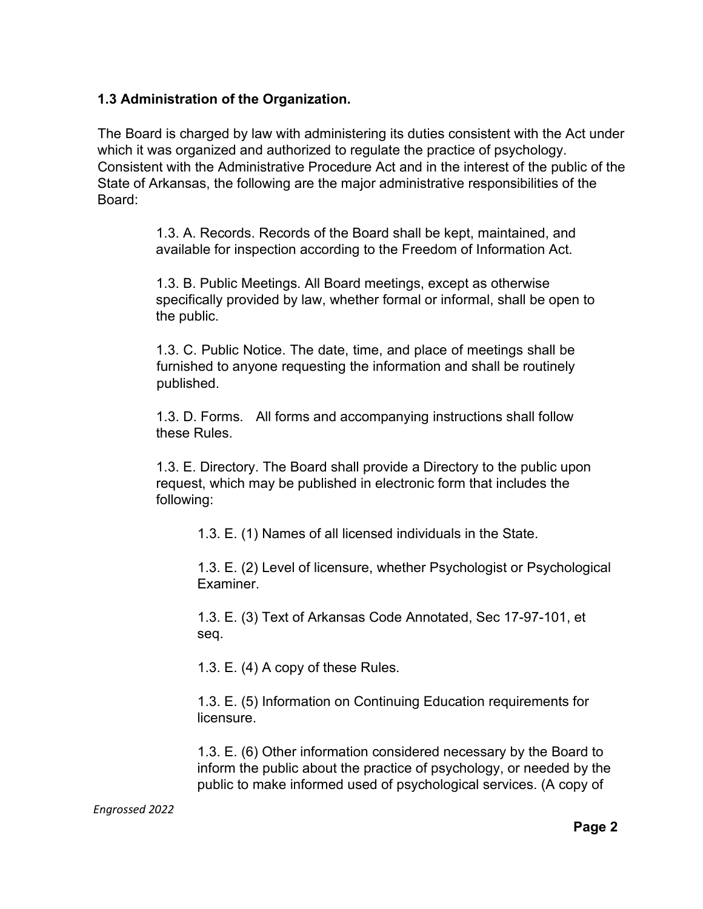### 1.3 Administration of the Organization.

The Board is charged by law with administering its duties consistent with the Act under which it was organized and authorized to regulate the practice of psychology. Consistent with the Administrative Procedure Act and in the interest of the public of the State of Arkansas, the following are the major administrative responsibilities of the Board:

1.3. A. Records. Records of the Board shall be kept, maintained, and available for inspection according to the Freedom of Information Act.

1.3. B. Public Meetings. All Board meetings, except as otherwise specifically provided by law, whether formal or informal, shall be open to the public.

1.3. C. Public Notice. The date, time, and place of meetings shall be furnished to anyone requesting the information and shall be routinely published.

1.3. D. Forms. All forms and accompanying instructions shall follow these Rules.

1.3. E. Directory. The Board shall provide a Directory to the public upon request, which may be published in electronic form that includes the following:

1.3. E. (1) Names of all licensed individuals in the State.

1.3. E. (2) Level of licensure, whether Psychologist or Psychological Examiner.

1.3. E. (3) Text of Arkansas Code Annotated, Sec 17-97-101, et seq.

1.3. E. (4) A copy of these Rules.

1.3. E. (5) Information on Continuing Education requirements for licensure.

1.3. E. (6) Other information considered necessary by the Board to inform the public about the practice of psychology, or needed by the public to make informed used of psychological services. (A copy of

*Engrossed 2022*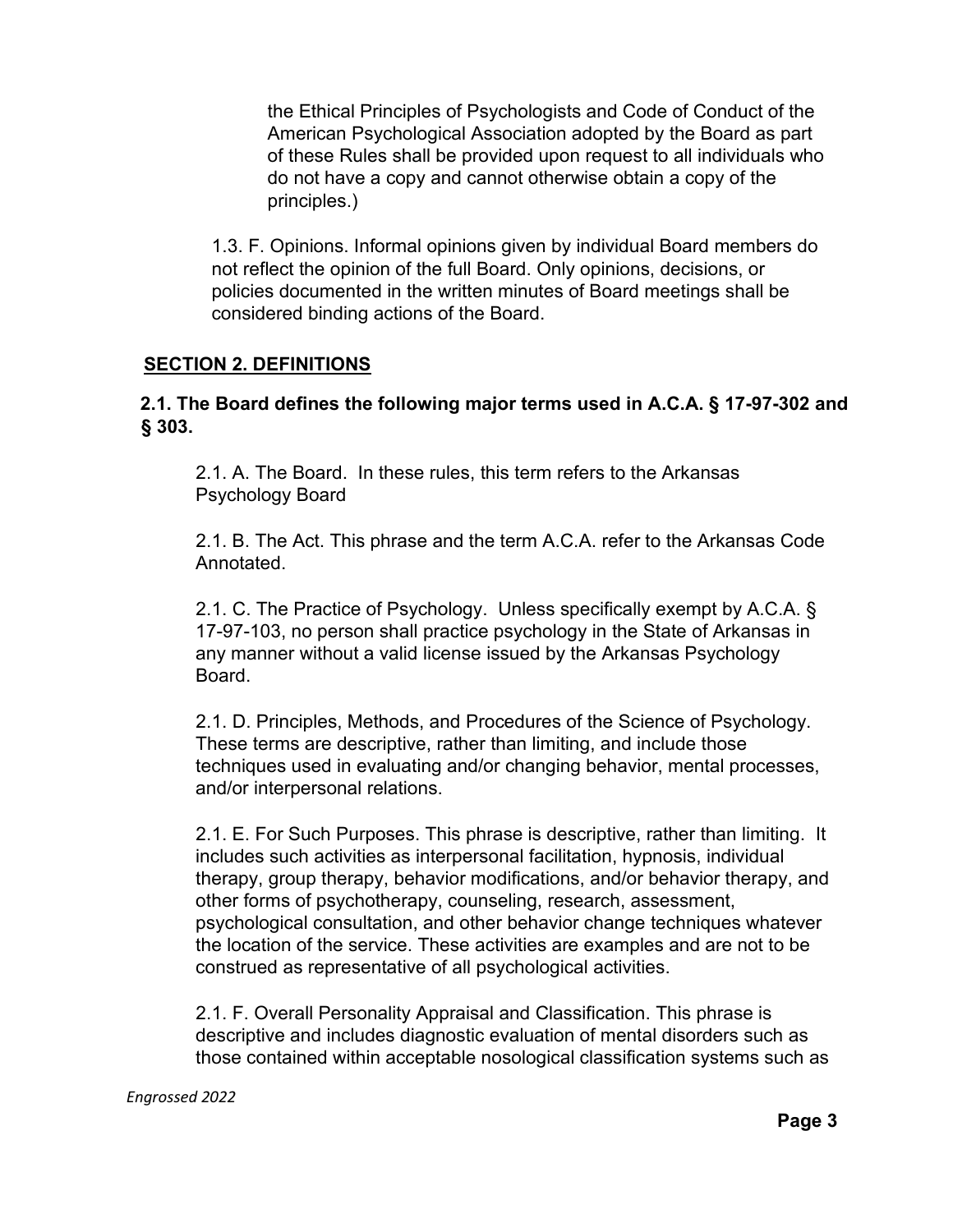the Ethical Principles of Psychologists and Code of Conduct of the American Psychological Association adopted by the Board as part of these Rules shall be provided upon request to all individuals who do not have a copy and cannot otherwise obtain a copy of the principles.)

1.3. F. Opinions. Informal opinions given by individual Board members do not reflect the opinion of the full Board. Only opinions, decisions, or policies documented in the written minutes of Board meetings shall be considered binding actions of the Board.

## SECTION 2. DEFINITIONS

### 2.1. The Board defines the following major terms used in A.C.A. § 17-97-302 and § 303.

2.1. A. The Board. In these rules, this term refers to the Arkansas Psychology Board

2.1. B. The Act. This phrase and the term A.C.A. refer to the Arkansas Code Annotated.

2.1. C. The Practice of Psychology. Unless specifically exempt by A.C.A. § 17-97-103, no person shall practice psychology in the State of Arkansas in any manner without a valid license issued by the Arkansas Psychology Board.

2.1. D. Principles, Methods, and Procedures of the Science of Psychology. These terms are descriptive, rather than limiting, and include those techniques used in evaluating and/or changing behavior, mental processes, and/or interpersonal relations.

2.1. E. For Such Purposes. This phrase is descriptive, rather than limiting. It includes such activities as interpersonal facilitation, hypnosis, individual therapy, group therapy, behavior modifications, and/or behavior therapy, and other forms of psychotherapy, counseling, research, assessment, psychological consultation, and other behavior change techniques whatever the location of the service. These activities are examples and are not to be construed as representative of all psychological activities.

2.1. F. Overall Personality Appraisal and Classification. This phrase is descriptive and includes diagnostic evaluation of mental disorders such as those contained within acceptable nosological classification systems such as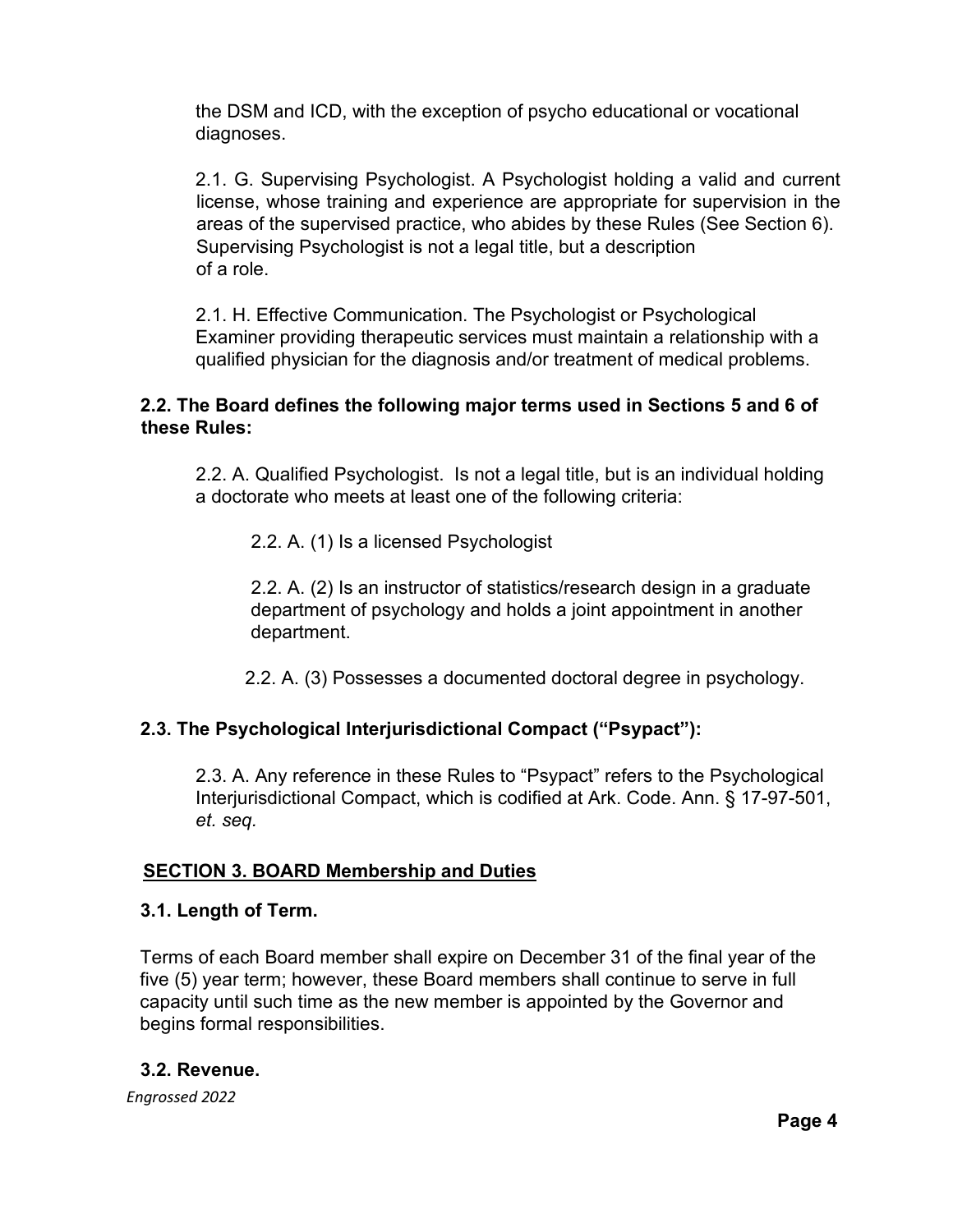the DSM and ICD, with the exception of psycho educational or vocational diagnoses.

2.1. G. Supervising Psychologist. A Psychologist holding a valid and current license, whose training and experience are appropriate for supervision in the areas of the supervised practice, who abides by these Rules (See Section 6). Supervising Psychologist is not a legal title, but a description of a role.

2.1. H. Effective Communication. The Psychologist or Psychological Examiner providing therapeutic services must maintain a relationship with a qualified physician for the diagnosis and/or treatment of medical problems.

**2.2. The Board defines the following major terms used in Sections 5 and 6 of these Rules:**

2.2. A. Qualified Psychologist. Is not a legal title, but is an individual holding a doctorate who meets at least one of the following criteria:

2.2. A. (1) Is a licensed Psychologist

2.2. A. (2) Is an instructor of statistics/research design in a graduate department of psychology and holds a joint appointment in another department.

2.2. A. (3) Possesses a documented doctoral degree in psychology.

**2.3. The Psychological Interjurisdictional Compact ("Psypact"):**

2.3. A. Any reference in these Rules to "Psypact" refers to the Psychological Interjurisdictional Compact, which is codified at Ark. Code. Ann. § 17-97-501, *et. seq.*

**SECTION 3. BOARD Membership and Duties**

**3.1. Length of Term.**

Terms of each Board member shall expire on December 31 of the final year of the five (5) year term; however, these Board members shall continue to serve in full capacity until such time as the new member is appointed by the Governor and begins formal responsibilities.

**3.2. Revenue.**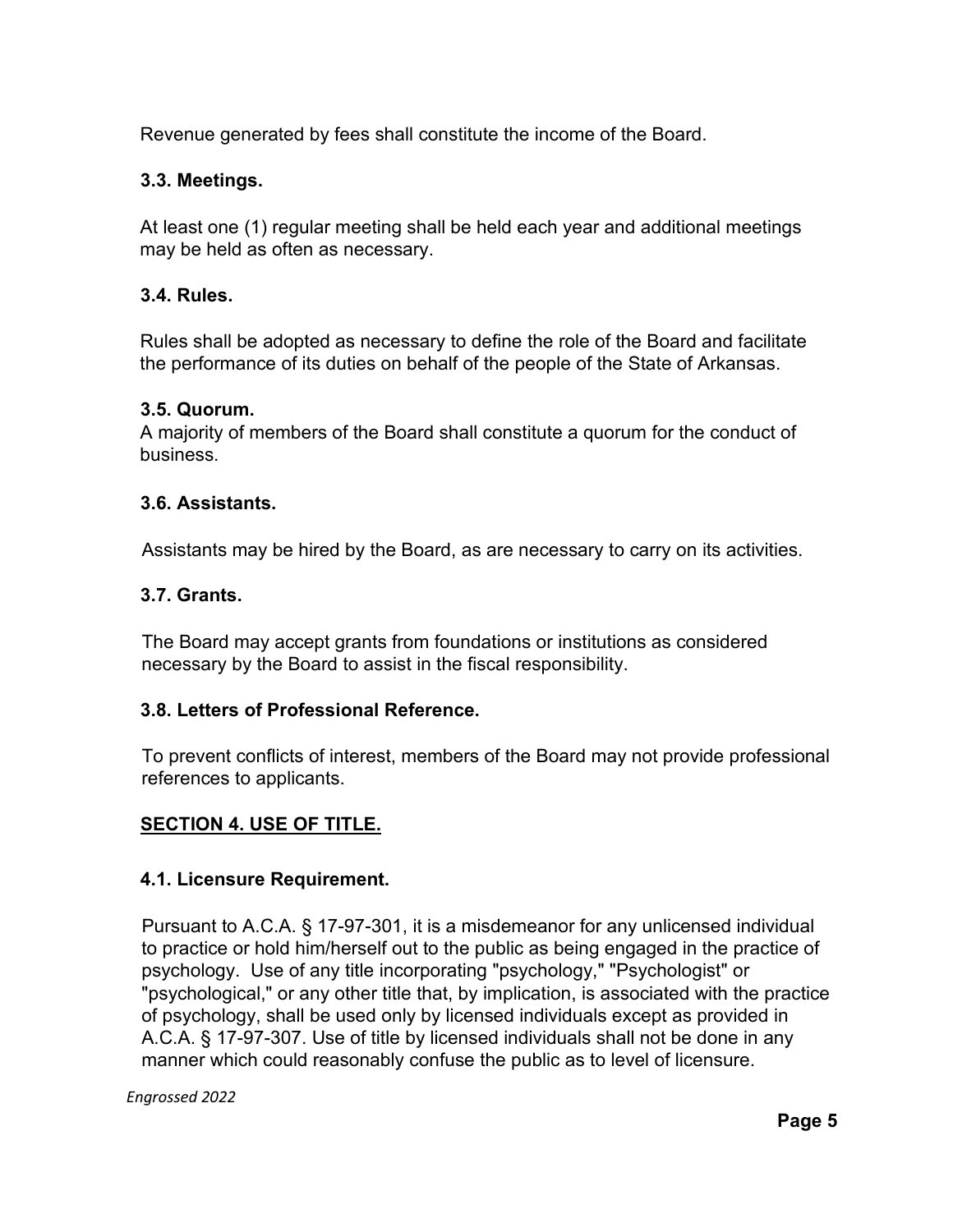Revenue generated by fees shall constitute the income of the Board.

### 3.3. Meetings.

At least one (1) regular meeting shall be held each year and additional meetings may be held as often as necessary.

### 3.4. Rules.

Rules shall be adopted as necessary to define the role of the Board and facilitate the performance of its duties on behalf of the people of the State of Arkansas.

### 3.5. Quorum.

A majority of members of the Board shall constitute a quorum for the conduct of business.

### 3.6. Assistants.

Assistants may be hired by the Board, as are necessary to carry on its activities.

### 3.7. Grants.

The Board may accept grants from foundations or institutions as considered necessary by the Board to assist in the fiscal responsibility.

### 3.8. Letters of Professional Reference.

To prevent conflicts of interest, members of the Board may not provide professional references to applicants.

## SECTION 4. USE OF TITLE.

### 4.1. Licensure Requirement.

Pursuant to A.C.A. § 17-97-301, it is a misdemeanor for any unlicensed individual to practice or hold him/herself out to the public as being engaged in the practice of psychology. Use of any title incorporating "psychology," "Psychologist" or "psychological," or any other title that, by implication, is associated with the practice of psychology, shall be used only by licensed individuals except as provided in A.C.A. § 17-97-307. Use of title by licensed individuals shall not be done in any manner which could reasonably confuse the public as to level of licensure.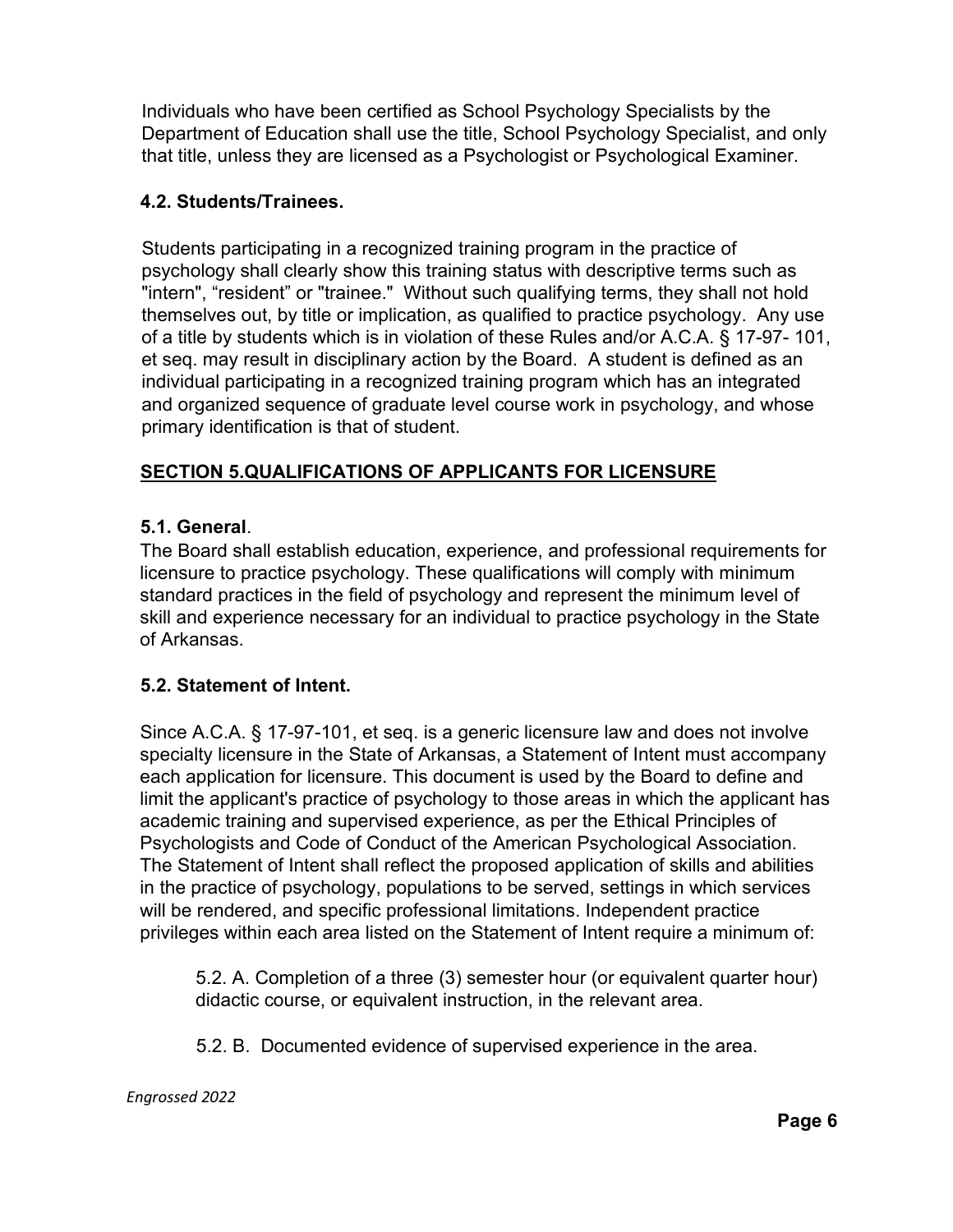Individuals who have been certified as School Psychology Specialists by the Department of Education shall use the title, School Psychology Specialist, and only that title, unless they are licensed as a Psychologist or Psychological Examiner.

### 4.2. Students/Trainees.

Students participating in a recognized training program in the practice of psychology shall clearly show this training status with descriptive terms such as "intern", "resident" or "trainee." Without such qualifying terms, they shall not hold themselves out, by title or implication, as qualified to practice psychology. Any use of a title by students which is in violation of these Rules and/or A.C.A. § 17-97- 101, et seq. may result in disciplinary action by the Board. A student is defined as an individual participating in a recognized training program which has an integrated and organized sequence of graduate level course work in psychology, and whose primary identification is that of student.

## SECTION 5.QUALIFICATIONS OF APPLICANTS FOR LICENSURE

### 5.1. General.

The Board shall establish education, experience, and professional requirements for licensure to practice psychology. These qualifications will comply with minimum standard practices in the field of psychology and represent the minimum level of skill and experience necessary for an individual to practice psychology in the State of Arkansas.

### 5.2. Statement of Intent.

Since A.C.A. § 17-97-101, et seq. is a generic licensure law and does not involve specialty licensure in the State of Arkansas, a Statement of Intent must accompany each application for licensure. This document is used by the Board to define and limit the applicant's practice of psychology to those areas in which the applicant has academic training and supervised experience, as per the Ethical Principles of Psychologists and Code of Conduct of the American Psychological Association. The Statement of Intent shall reflect the proposed application of skills and abilities in the practice of psychology, populations to be served, settings in which services will be rendered, and specific professional limitations. Independent practice privileges within each area listed on the Statement of Intent require a minimum of:

5.2. A. Completion of a three (3) semester hour (or equivalent quarter hour) didactic course, or equivalent instruction, in the relevant area.

5.2. B. Documented evidence of supervised experience in the area.

*Engrossed 2022*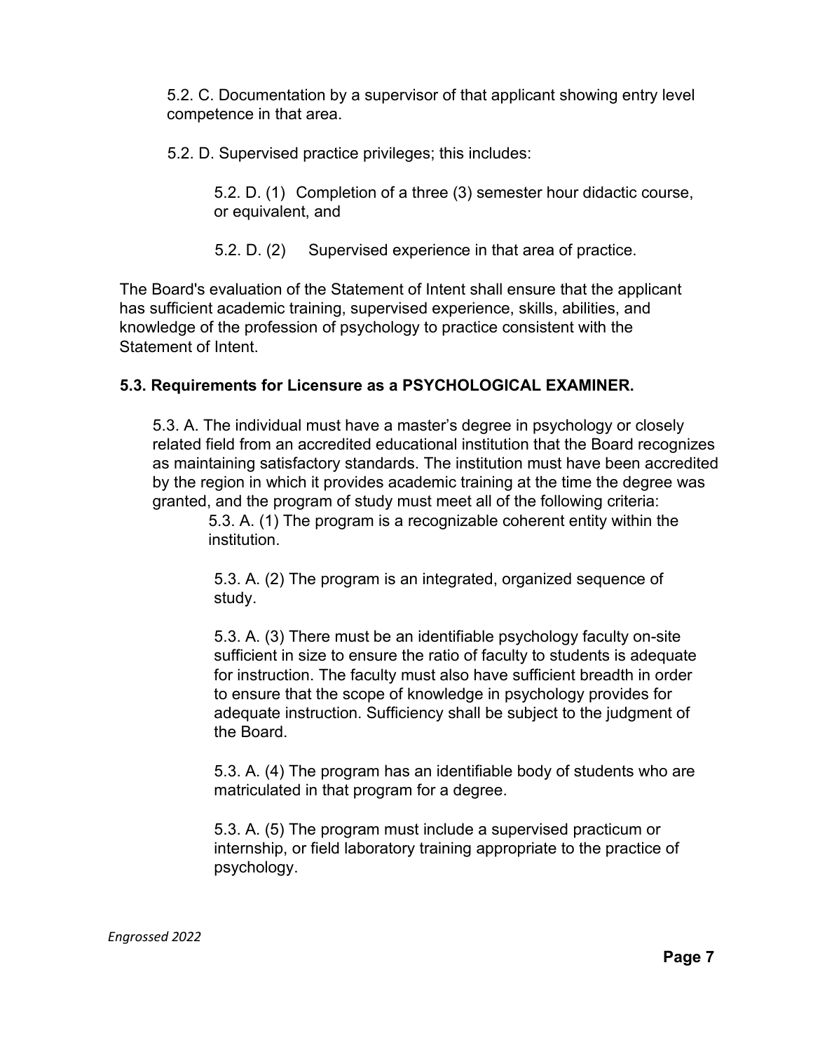5.2. C. Documentation by a supervisor of that applicant showing entry level competence in that area.

5.2. D. Supervised practice privileges; this includes:

5.2. D. (1) Completion of a three (3) semester hour didactic course, or equivalent, and

5.2. D. (2) Supervised experience in that area of practice.

The Board's evaluation of the Statement of Intent shall ensure that the applicant has sufficient academic training, supervised experience, skills, abilities, and knowledge of the profession of psychology to practice consistent with the Statement of Intent.

**5.3. Requirements for Licensure as a PSYCHOLOGICAL EXAMINER.**

5.3. A. The individual must have a master's degree in psychology or closely related field from an accredited educational institution that the Board recognizes as maintaining satisfactory standards. The institution must have been accredited by the region in which it provides academic training at the time the degree was granted, and the program of study must meet all of the following criteria:

5.3. A. (1) The program is a recognizable coherent entity within the institution.

5.3. A. (2) The program is an integrated, organized sequence of study.

5.3. A. (3) There must be an identifiable psychology faculty on-site sufficient in size to ensure the ratio of faculty to students is adequate for instruction. The faculty must also have sufficient breadth in order to ensure that the scope of knowledge in psychology provides for adequate instruction. Sufficiency shall be subject to the judgment of the Board.

5.3. A. (4) The program has an identifiable body of students who are matriculated in that program for a degree.

5.3. A. (5) The program must include a supervised practicum or internship, or field laboratory training appropriate to the practice of psychology.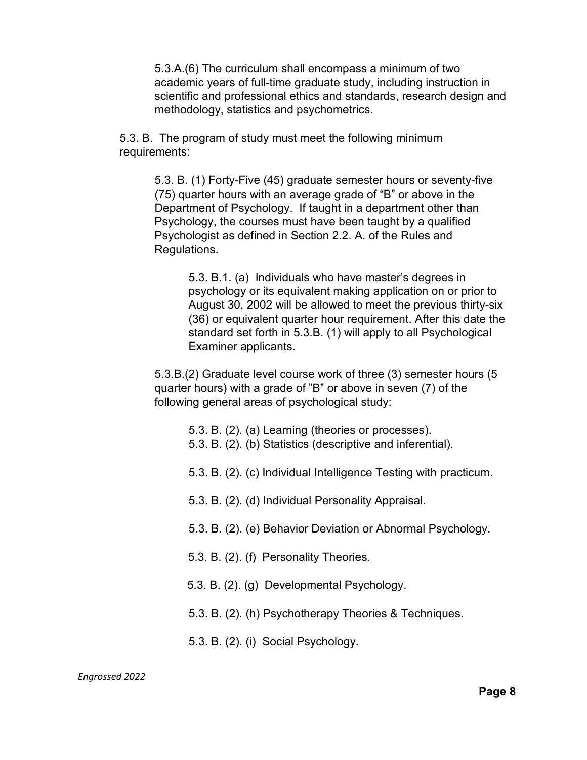5.3.A.(6) The curriculum shall encompass a minimum of two academic years of full-time graduate study, including instruction in scientific and professional ethics and standards, research design and methodology, statistics and psychometrics.

5.3. B. The program of study must meet the following minimum requirements:

5.3. B. (1) Forty-Five (45) graduate semester hours or seventy-five (75) quarter hours with an average grade of "B" or above in the Department of Psychology. If taught in a department other than Psychology, the courses must have been taught by a qualified Psychologist as defined in Section 2.2. A. of the Rules and Regulations.

5.3. B.1. (a) Individuals who have master's degrees in psychology or its equivalent making application on or prior to August 30, 2002 will be allowed to meet the previous thirty-six (36) or equivalent quarter hour requirement. After this date the standard set forth in 5.3.B. (1) will apply to all Psychological Examiner applicants.

5.3.B.(2) Graduate level course work of three (3) semester hours (5 quarter hours) with a grade of "B" or above in seven (7) of the following general areas of psychological study:

5.3. B. (2). (a) Learning (theories or processes).

5.3. B. (2). (b) Statistics (descriptive and inferential).

5.3. B. (2). (c) Individual Intelligence Testing with practicum.

5.3. B. (2). (d) Individual Personality Appraisal.

5.3. B. (2). (e) Behavior Deviation or Abnormal Psychology.

5.3. B. (2). (f) Personality Theories.

5.3. B. (2). (g) Developmental Psychology.

5.3. B. (2). (h) Psychotherapy Theories & Techniques.

5.3. B. (2). (i) Social Psychology.

*Engrossed 2022*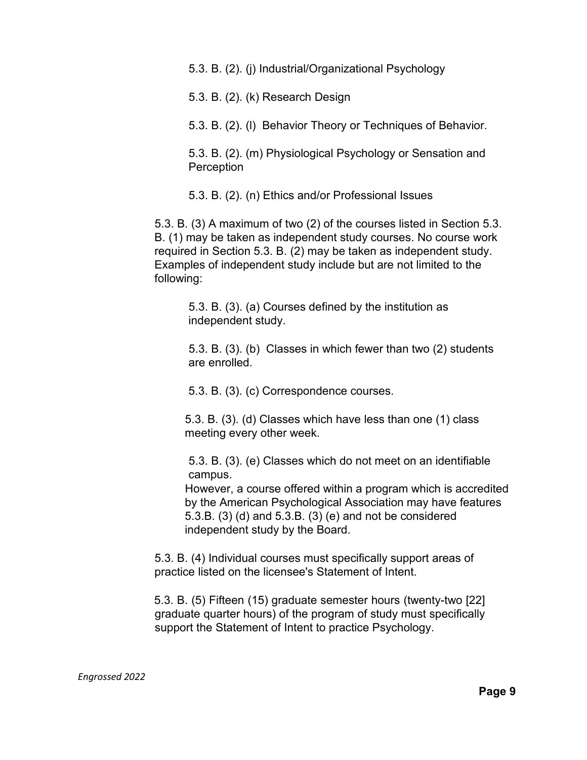5.3. B. (2). (j) Industrial/Organizational Psychology

5.3. B. (2). (k) Research Design

5.3. B. (2). (l) Behavior Theory or Techniques of Behavior.

5.3. B. (2). (m) Physiological Psychology or Sensation and Perception

5.3. B. (2). (n) Ethics and/or Professional Issues

5.3. B. (3) A maximum of two (2) of the courses listed in Section 5.3. B. (1) may be taken as independent study courses. No course work required in Section 5.3. B. (2) may be taken as independent study. Examples of independent study include but are not limited to the following:

5.3. B. (3). (a) Courses defined by the institution as independent study.

5.3. B. (3). (b) Classes in which fewer than two (2) students are enrolled.

5.3. B. (3). (c) Correspondence courses.

5.3. B. (3). (d) Classes which have less than one (1) class meeting every other week.

5.3. B. (3). (e) Classes which do not meet on an identifiable campus.

However, a course offered within a program which is accredited by the American Psychological Association may have features 5.3.B. (3) (d) and 5.3.B. (3) (e) and not be considered independent study by the Board.

5.3. B. (4) Individual courses must specifically support areas of practice listed on the licensee's Statement of Intent.

5.3. B. (5) Fifteen (15) graduate semester hours (twenty-two [22] graduate quarter hours) of the program of study must specifically support the Statement of Intent to practice Psychology.

*Engrossed 2022*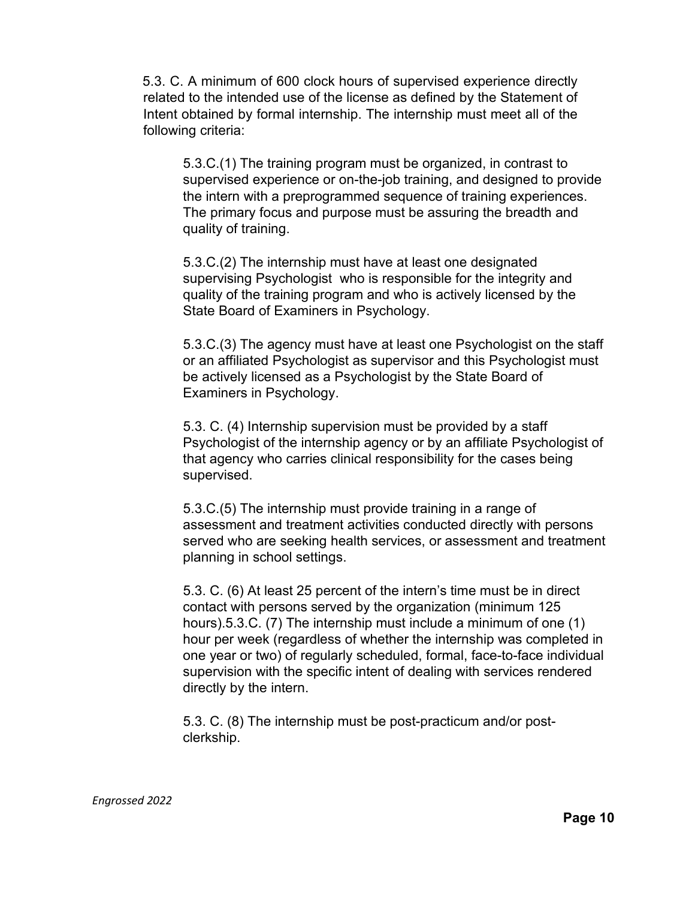5.3. C. A minimum of 600 clock hours of supervised experience directly related to the intended use of the license as defined by the Statement of Intent obtained by formal internship. The internship must meet all of the following criteria:

5.3.C.(1) The training program must be organized, in contrast to supervised experience or on-the-job training, and designed to provide the intern with a preprogrammed sequence of training experiences. The primary focus and purpose must be assuring the breadth and quality of training.

5.3.C.(2) The internship must have at least one designated supervising Psychologist who is responsible for the integrity and quality of the training program and who is actively licensed by the State Board of Examiners in Psychology.

5.3.C.(3) The agency must have at least one Psychologist on the staff or an affiliated Psychologist as supervisor and this Psychologist must be actively licensed as a Psychologist by the State Board of Examiners in Psychology.

5.3. C. (4) Internship supervision must be provided by a staff Psychologist of the internship agency or by an affiliate Psychologist of that agency who carries clinical responsibility for the cases being supervised.

5.3.C.(5) The internship must provide training in a range of assessment and treatment activities conducted directly with persons served who are seeking health services, or assessment and treatment planning in school settings.

5.3. C. (6) At least 25 percent of the intern's time must be in direct contact with persons served by the organization (minimum 125 hours).5.3.C. (7) The internship must include a minimum of one (1) hour per week (regardless of whether the internship was completed in one year or two) of regularly scheduled, formal, face-to-face individual supervision with the specific intent of dealing with services rendered directly by the intern.

5.3. C. (8) The internship must be post-practicum and/or post-clerkship.

*Engrossed 2022*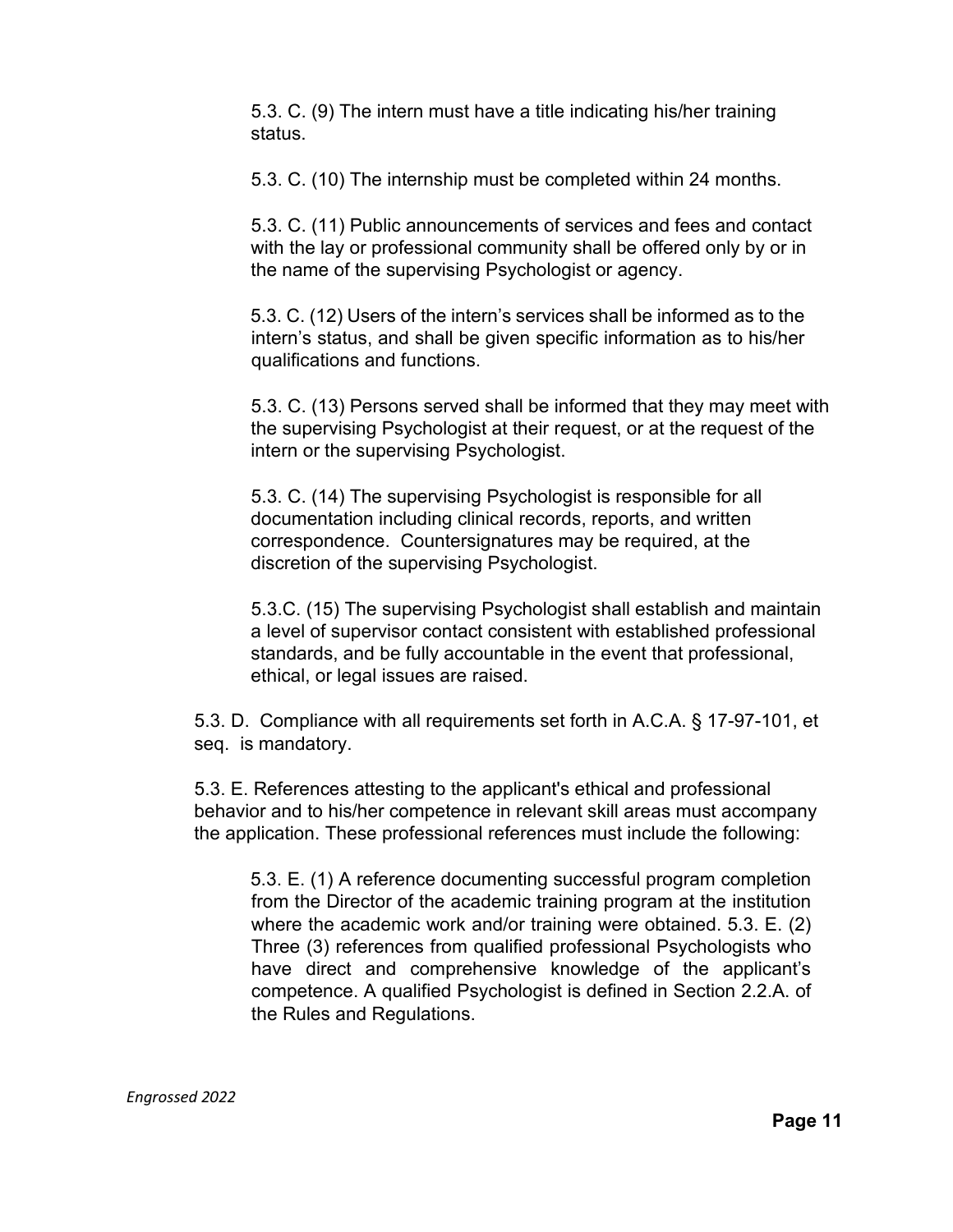5.3. C. (9) The intern must have a title indicating his/her training status.

5.3. C. (10) The internship must be completed within 24 months.

5.3. C. (11) Public announcements of services and fees and contact with the lay or professional community shall be offered only by or in the name of the supervising Psychologist or agency.

5.3. C. (12) Users of the intern's services shall be informed as to the intern's status, and shall be given specific information as to his/her qualifications and functions.

5.3. C. (13) Persons served shall be informed that they may meet with the supervising Psychologist at their request, or at the request of the intern or the supervising Psychologist.

5.3. C. (14) The supervising Psychologist is responsible for all documentation including clinical records, reports, and written correspondence. Countersignatures may be required, at the discretion of the supervising Psychologist.

5.3.C. (15) The supervising Psychologist shall establish and maintain a level of supervisor contact consistent with established professional standards, and be fully accountable in the event that professional, ethical, or legal issues are raised.

5.3. D. Compliance with all requirements set forth in A.C.A. § 17-97-101, et seq. is mandatory.

5.3. E. References attesting to the applicant's ethical and professional behavior and to his/her competence in relevant skill areas must accompany the application. These professional references must include the following:

5.3. E. (1) A reference documenting successful program completion from the Director of the academic training program at the institution where the academic work and/or training were obtained. 5.3. E. (2) Three (3) references from qualified professional Psychologists who have direct and comprehensive knowledge of the applicant's competence. A qualified Psychologist is defined in Section 2.2.A. of the Rules and Regulations.

*Engrossed 2022*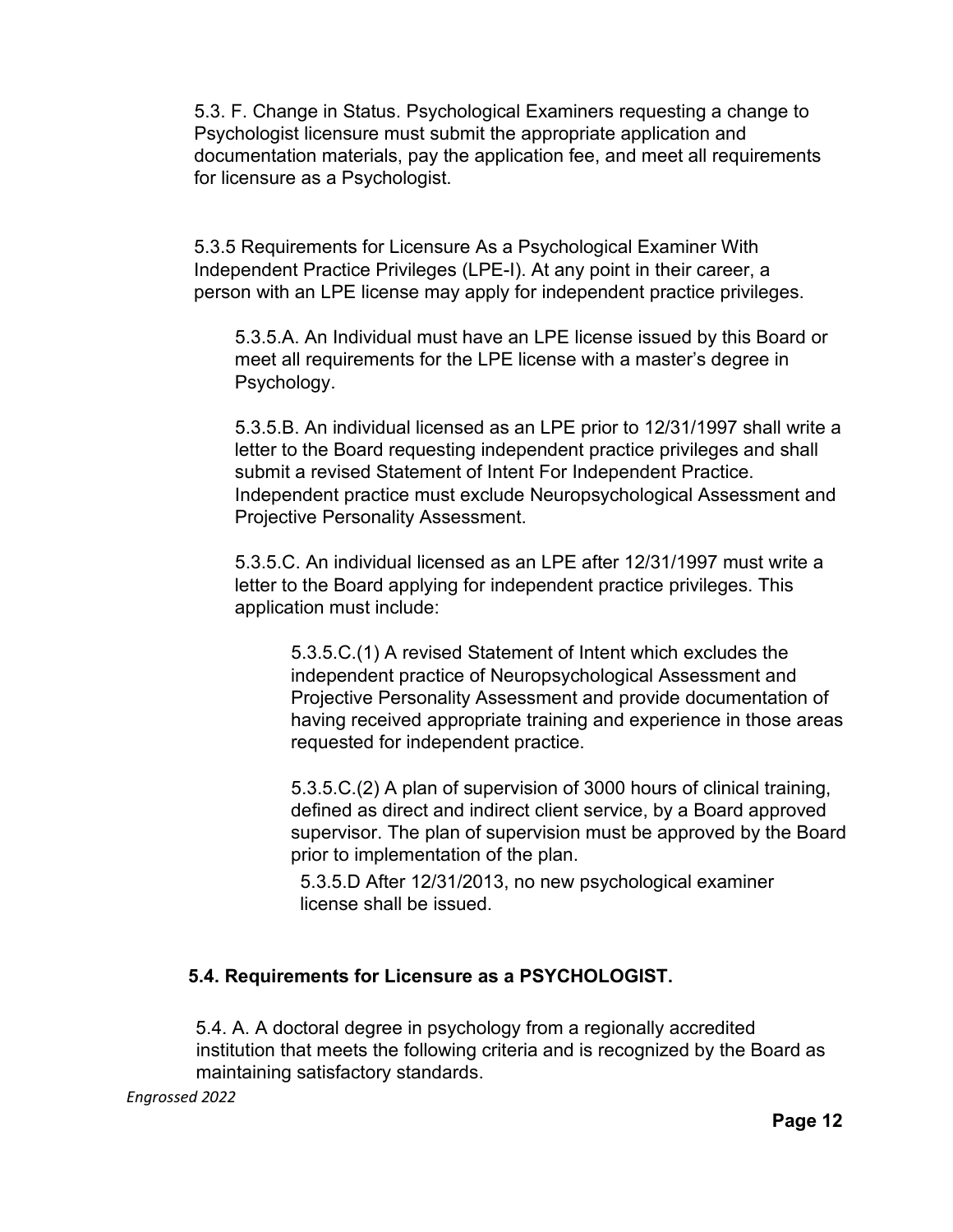5.3. F. Change in Status. Psychological Examiners requesting a change to Psychologist licensure must submit the appropriate application and documentation materials, pay the application fee, and meet all requirements for licensure as a Psychologist.

5.3.5 Requirements for Licensure As a Psychological Examiner With Independent Practice Privileges (LPE-I). At any point in their career, a person with an LPE license may apply for independent practice privileges.

5.3.5.A. An Individual must have an LPE license issued by this Board or meet all requirements for the LPE license with a master's degree in Psychology.

5.3.5.B. An individual licensed as an LPE prior to 12/31/1997 shall write a letter to the Board requesting independent practice privileges and shall submit a revised Statement of Intent For Independent Practice. Independent practice must exclude Neuropsychological Assessment and Projective Personality Assessment.

5.3.5.C. An individual licensed as an LPE after 12/31/1997 must write a letter to the Board applying for independent practice privileges. This application must include:

5.3.5.C.(1) A revised Statement of Intent which excludes the independent practice of Neuropsychological Assessment and Projective Personality Assessment and provide documentation of having received appropriate training and experience in those areas requested for independent practice.

5.3.5.C.(2) A plan of supervision of 3000 hours of clinical training, defined as direct and indirect client service, by a Board approved supervisor. The plan of supervision must be approved by the Board prior to implementation of the plan.

5.3.5.D After 12/31/2013, no new psychological examiner license shall be issued.

**5.4. Requirements for Licensure as a PSYCHOLOGIST.**

5.4. A. A doctoral degree in psychology from a regionally accredited institution that meets the following criteria and is recognized by the Board as maintaining satisfactory standards.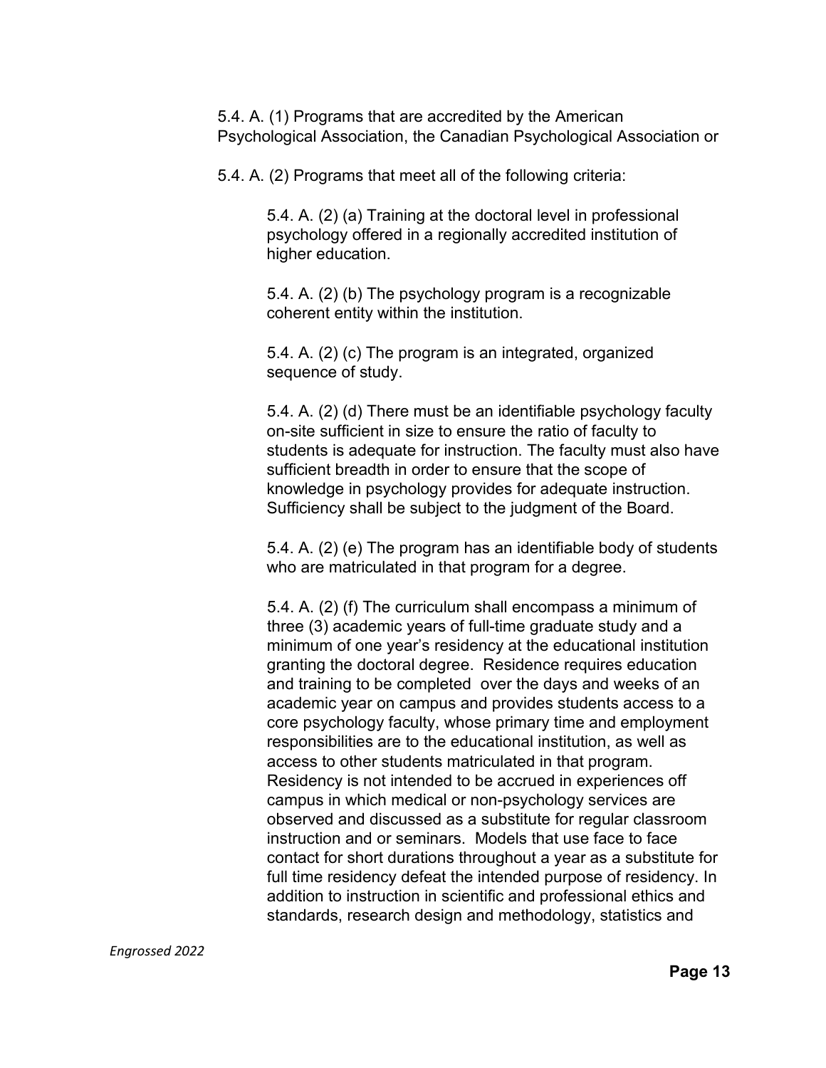5.4. A. (1) Programs that are accredited by the American Psychological Association, the Canadian Psychological Association or

5.4. A. (2) Programs that meet all of the following criteria:

> 5.4. A. (2) (a) Training at the doctoral level in professional psychology offered in a regionally accredited institution of higher education.
>
> 5.4. A. (2) (b) The psychology program is a recognizable coherent entity within the institution.
>
> 5.4. A. (2) (c) The program is an integrated, organized sequence of study.
>
> 5.4. A. (2) (d) There must be an identifiable psychology faculty on-site sufficient in size to ensure the ratio of faculty to students is adequate for instruction. The faculty must also have sufficient breadth in order to ensure that the scope of knowledge in psychology provides for adequate instruction. Sufficiency shall be subject to the judgment of the Board.
>
> 5.4. A. (2) (e) The program has an identifiable body of students who are matriculated in that program for a degree.
>
> 5.4. A. (2) (f) The curriculum shall encompass a minimum of three (3) academic years of full-time graduate study and a minimum of one year's residency at the educational institution granting the doctoral degree. Residence requires education and training to be completed over the days and weeks of an academic year on campus and provides students access to a core psychology faculty, whose primary time and employment responsibilities are to the educational institution, as well as access to other students matriculated in that program. Residency is not intended to be accrued in experiences off campus in which medical or non-psychology services are observed and discussed as a substitute for regular classroom instruction and or seminars. Models that use face to face contact for short durations throughout a year as a substitute for full time residency defeat the intended purpose of residency. In addition to instruction in scientific and professional ethics and standards, research design and methodology, statistics and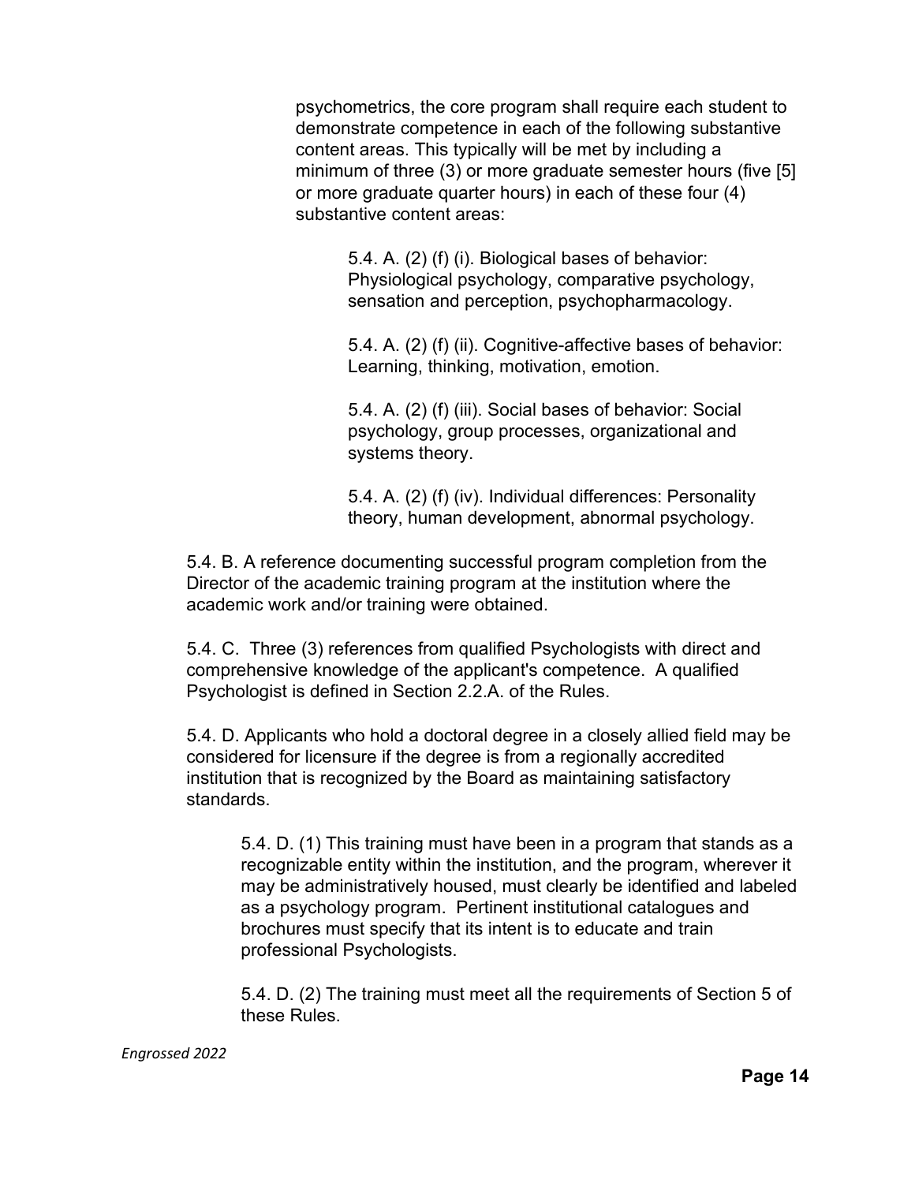psychometrics, the core program shall require each student to demonstrate competence in each of the following substantive content areas. This typically will be met by including a minimum of three (3) or more graduate semester hours (five [5] or more graduate quarter hours) in each of these four (4) substantive content areas:

5.4. A. (2) (f) (i). Biological bases of behavior: Physiological psychology, comparative psychology, sensation and perception, psychopharmacology.

5.4. A. (2) (f) (ii). Cognitive-affective bases of behavior: Learning, thinking, motivation, emotion.

5.4. A. (2) (f) (iii). Social bases of behavior: Social psychology, group processes, organizational and systems theory.

5.4. A. (2) (f) (iv). Individual differences: Personality theory, human development, abnormal psychology.

5.4. B. A reference documenting successful program completion from the Director of the academic training program at the institution where the academic work and/or training were obtained.

5.4. C. Three (3) references from qualified Psychologists with direct and comprehensive knowledge of the applicant's competence. A qualified Psychologist is defined in Section 2.2.A. of the Rules.

5.4. D. Applicants who hold a doctoral degree in a closely allied field may be considered for licensure if the degree is from a regionally accredited institution that is recognized by the Board as maintaining satisfactory standards.

5.4. D. (1) This training must have been in a program that stands as a recognizable entity within the institution, and the program, wherever it may be administratively housed, must clearly be identified and labeled as a psychology program. Pertinent institutional catalogues and brochures must specify that its intent is to educate and train professional Psychologists.

5.4. D. (2) The training must meet all the requirements of Section 5 of these Rules.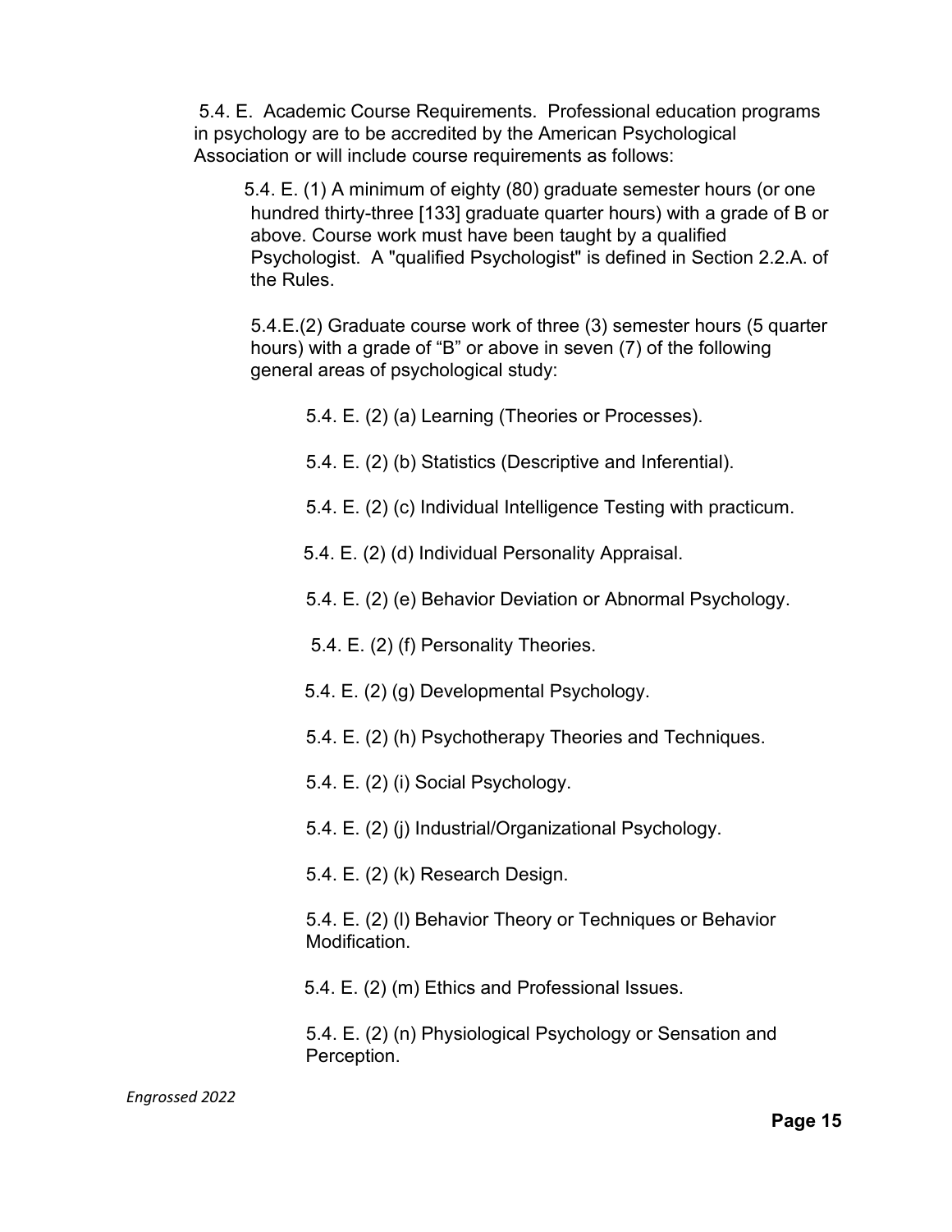5.4. E. Academic Course Requirements. Professional education programs in psychology are to be accredited by the American Psychological Association or will include course requirements as follows:

5.4. E. (1) A minimum of eighty (80) graduate semester hours (or one hundred thirty-three [133] graduate quarter hours) with a grade of B or above. Course work must have been taught by a qualified Psychologist. A "qualified Psychologist" is defined in Section 2.2.A. of the Rules.

5.4.E.(2) Graduate course work of three (3) semester hours (5 quarter hours) with a grade of “B” or above in seven (7) of the following general areas of psychological study:

5.4. E. (2) (a) Learning (Theories or Processes).

5.4. E. (2) (b) Statistics (Descriptive and Inferential).

5.4. E. (2) (c) Individual Intelligence Testing with practicum.

5.4. E. (2) (d) Individual Personality Appraisal.

5.4. E. (2) (e) Behavior Deviation or Abnormal Psychology.

5.4. E. (2) (f) Personality Theories.

5.4. E. (2) (g) Developmental Psychology.

5.4. E. (2) (h) Psychotherapy Theories and Techniques.

5.4. E. (2) (i) Social Psychology.

5.4. E. (2) (j) Industrial/Organizational Psychology.

5.4. E. (2) (k) Research Design.

5.4. E. (2) (l) Behavior Theory or Techniques or Behavior Modification.

5.4. E. (2) (m) Ethics and Professional Issues.

5.4. E. (2) (n) Physiological Psychology or Sensation and Perception.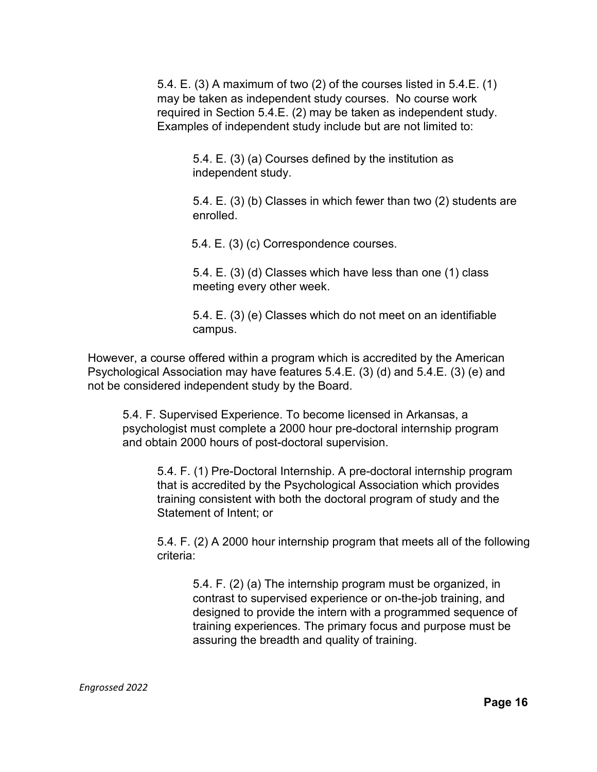5.4. E. (3) A maximum of two (2) of the courses listed in 5.4.E. (1) may be taken as independent study courses. No course work required in Section 5.4.E. (2) may be taken as independent study. Examples of independent study include but are not limited to:

5.4. E. (3) (a) Courses defined by the institution as independent study.

5.4. E. (3) (b) Classes in which fewer than two (2) students are enrolled.

5.4. E. (3) (c) Correspondence courses.

5.4. E. (3) (d) Classes which have less than one (1) class meeting every other week.

5.4. E. (3) (e) Classes which do not meet on an identifiable campus.

However, a course offered within a program which is accredited by the American Psychological Association may have features 5.4.E. (3) (d) and 5.4.E. (3) (e) and not be considered independent study by the Board.

5.4. F. Supervised Experience. To become licensed in Arkansas, a psychologist must complete a 2000 hour pre-doctoral internship program and obtain 2000 hours of post-doctoral supervision.

5.4. F. (1) Pre-Doctoral Internship. A pre-doctoral internship program that is accredited by the Psychological Association which provides training consistent with both the doctoral program of study and the Statement of Intent; or

5.4. F. (2) A 2000 hour internship program that meets all of the following criteria:

5.4. F. (2) (a) The internship program must be organized, in contrast to supervised experience or on-the-job training, and designed to provide the intern with a programmed sequence of training experiences. The primary focus and purpose must be assuring the breadth and quality of training.

*Engrossed 2022*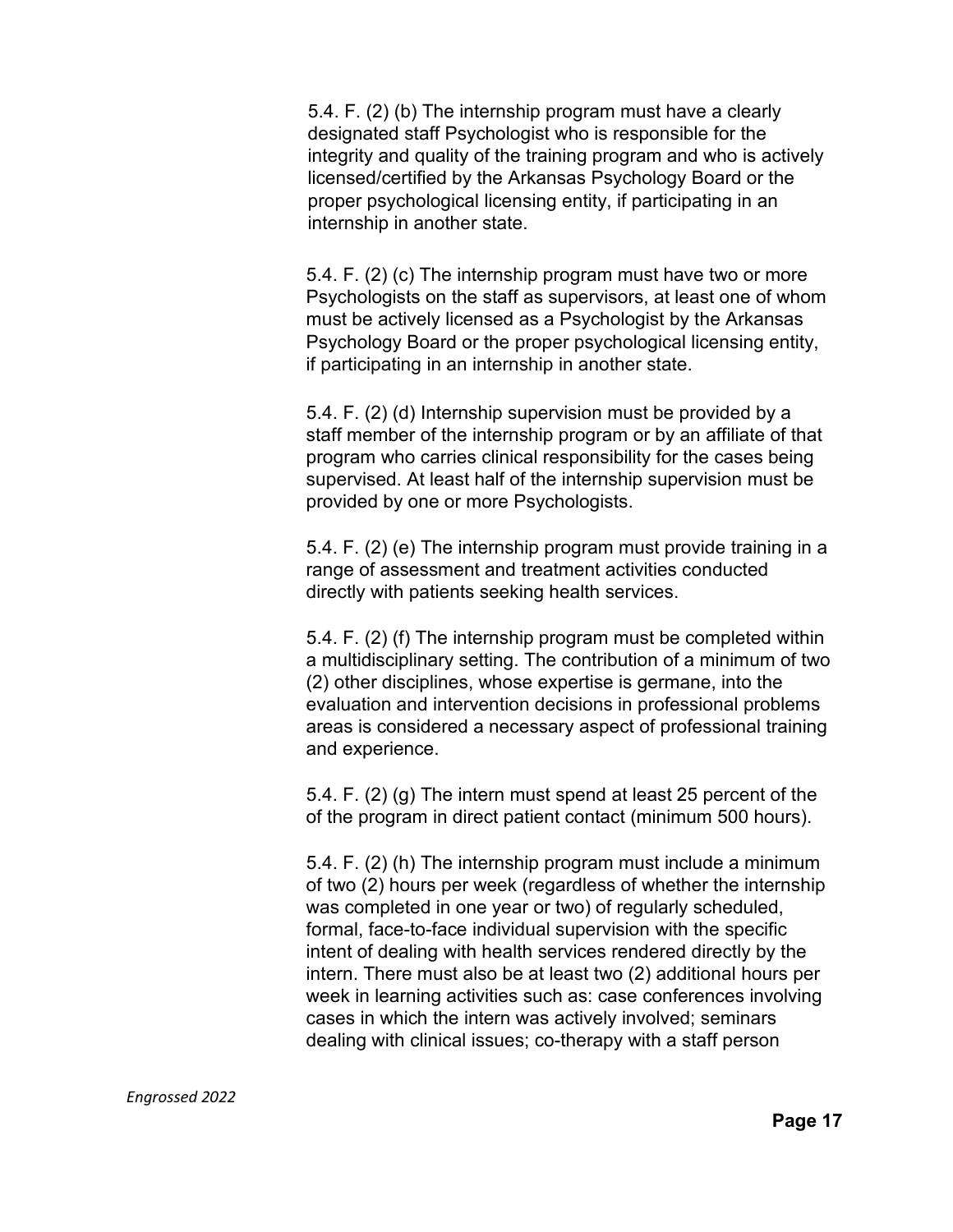5.4. F. (2) (b) The internship program must have a clearly designated staff Psychologist who is responsible for the integrity and quality of the training program and who is actively licensed/certified by the Arkansas Psychology Board or the proper psychological licensing entity, if participating in an internship in another state.

5.4. F. (2) (c) The internship program must have two or more Psychologists on the staff as supervisors, at least one of whom must be actively licensed as a Psychologist by the Arkansas Psychology Board or the proper psychological licensing entity, if participating in an internship in another state.

5.4. F. (2) (d) Internship supervision must be provided by a staff member of the internship program or by an affiliate of that program who carries clinical responsibility for the cases being supervised. At least half of the internship supervision must be provided by one or more Psychologists.

5.4. F. (2) (e) The internship program must provide training in a range of assessment and treatment activities conducted directly with patients seeking health services.

5.4. F. (2) (f) The internship program must be completed within a multidisciplinary setting. The contribution of a minimum of two (2) other disciplines, whose expertise is germane, into the evaluation and intervention decisions in professional problems areas is considered a necessary aspect of professional training and experience.

5.4. F. (2) (g) The intern must spend at least 25 percent of the of the program in direct patient contact (minimum 500 hours).

5.4. F. (2) (h) The internship program must include a minimum of two (2) hours per week (regardless of whether the internship was completed in one year or two) of regularly scheduled, formal, face-to-face individual supervision with the specific intent of dealing with health services rendered directly by the intern. There must also be at least two (2) additional hours per week in learning activities such as: case conferences involving cases in which the intern was actively involved; seminars dealing with clinical issues; co-therapy with a staff person

*Engrossed 2022*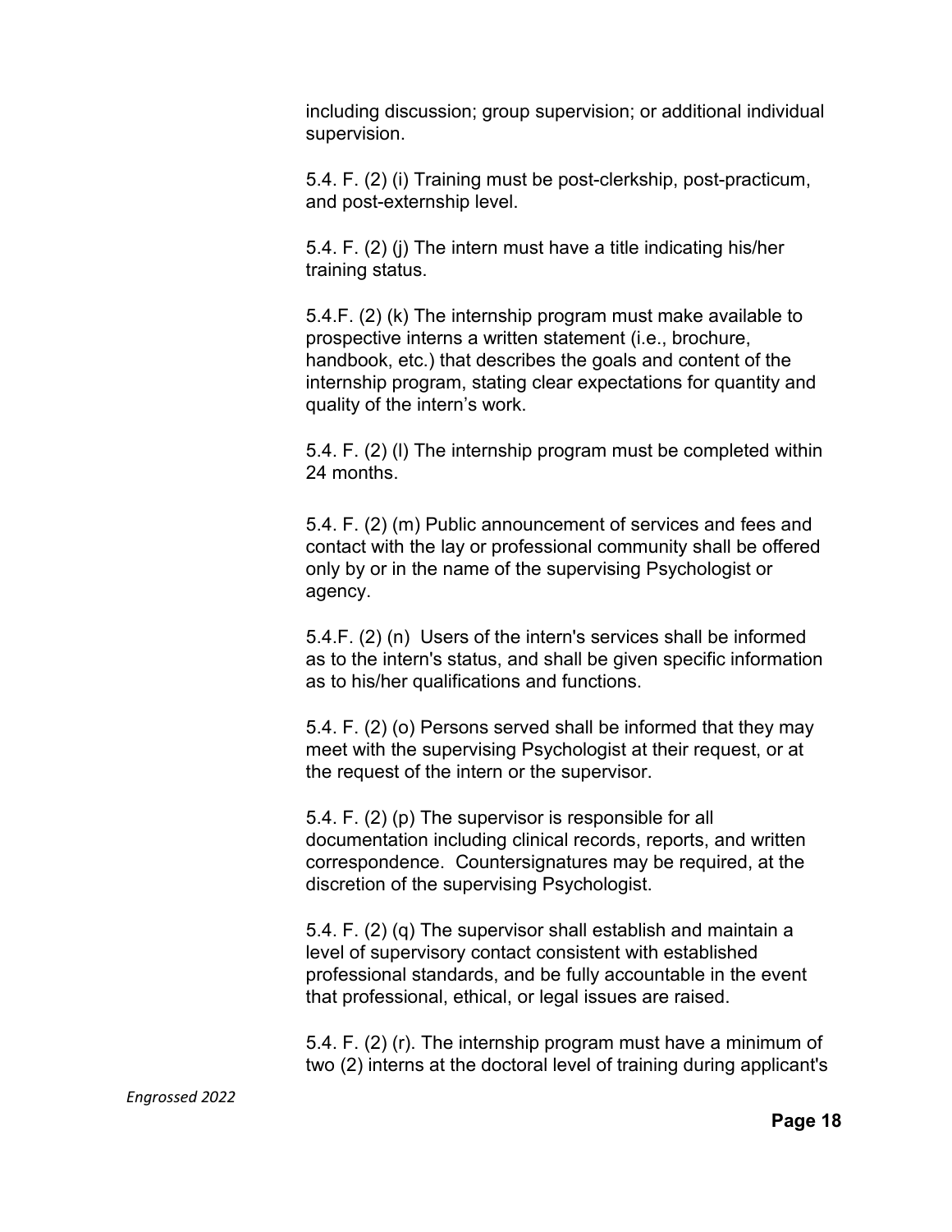including discussion; group supervision; or additional individual supervision.

5.4. F. (2) (i) Training must be post-clerkship, post-practicum, and post-externship level.

5.4. F. (2) (j) The intern must have a title indicating his/her training status.

5.4.F. (2) (k) The internship program must make available to prospective interns a written statement (i.e., brochure, handbook, etc.) that describes the goals and content of the internship program, stating clear expectations for quantity and quality of the intern's work.

5.4. F. (2) (l) The internship program must be completed within 24 months.

5.4. F. (2) (m) Public announcement of services and fees and contact with the lay or professional community shall be offered only by or in the name of the supervising Psychologist or agency.

5.4.F. (2) (n) Users of the intern's services shall be informed as to the intern's status, and shall be given specific information as to his/her qualifications and functions.

5.4. F. (2) (o) Persons served shall be informed that they may meet with the supervising Psychologist at their request, or at the request of the intern or the supervisor.

5.4. F. (2) (p) The supervisor is responsible for all documentation including clinical records, reports, and written correspondence. Countersignatures may be required, at the discretion of the supervising Psychologist.

5.4. F. (2) (q) The supervisor shall establish and maintain a level of supervisory contact consistent with established professional standards, and be fully accountable in the event that professional, ethical, or legal issues are raised.

5.4. F. (2) (r). The internship program must have a minimum of two (2) interns at the doctoral level of training during applicant's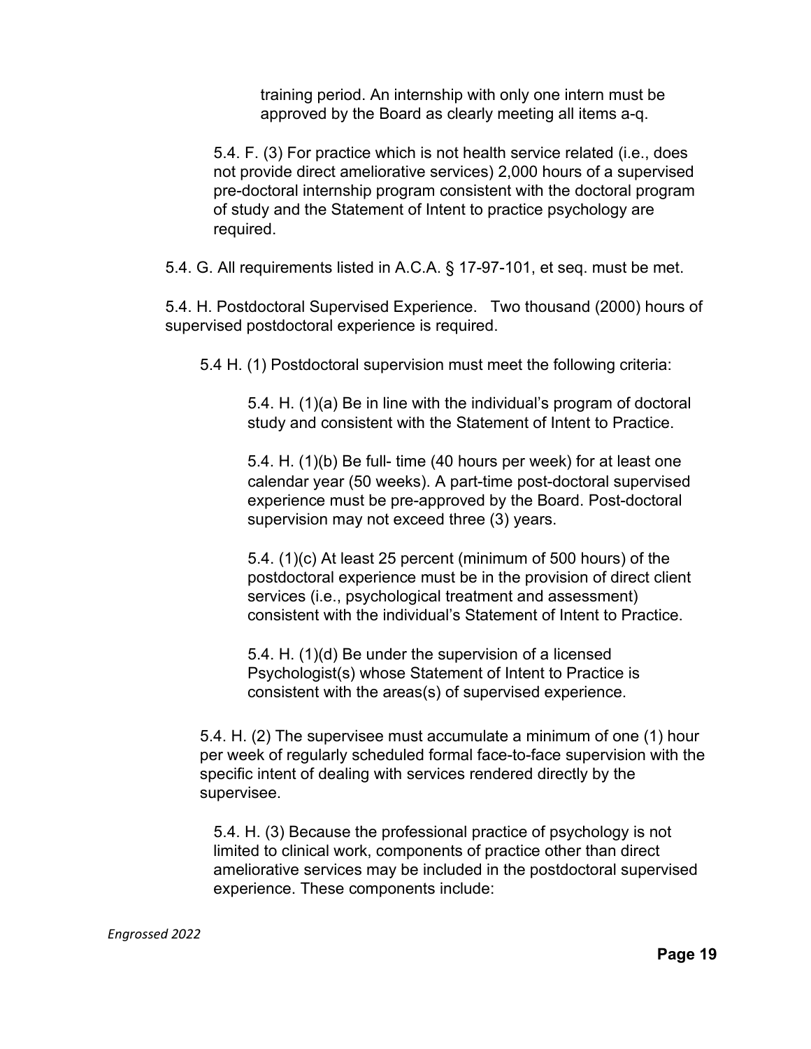training period. An internship with only one intern must be approved by the Board as clearly meeting all items a-q.

5.4. F. (3) For practice which is not health service related (i.e., does not provide direct ameliorative services) 2,000 hours of a supervised pre-doctoral internship program consistent with the doctoral program of study and the Statement of Intent to practice psychology are required.

5.4. G. All requirements listed in A.C.A. § 17-97-101, et seq. must be met.

5.4. H. Postdoctoral Supervised Experience. Two thousand (2000) hours of supervised postdoctoral experience is required.

5.4 H. (1) Postdoctoral supervision must meet the following criteria:

5.4. H. (1)(a) Be in line with the individual's program of doctoral study and consistent with the Statement of Intent to Practice.

5.4. H. (1)(b) Be full- time (40 hours per week) for at least one calendar year (50 weeks). A part-time post-doctoral supervised experience must be pre-approved by the Board. Post-doctoral supervision may not exceed three (3) years.

5.4. (1)(c) At least 25 percent (minimum of 500 hours) of the postdoctoral experience must be in the provision of direct client services (i.e., psychological treatment and assessment) consistent with the individual's Statement of Intent to Practice.

5.4. H. (1)(d) Be under the supervision of a licensed Psychologist(s) whose Statement of Intent to Practice is consistent with the areas(s) of supervised experience.

5.4. H. (2) The supervisee must accumulate a minimum of one (1) hour per week of regularly scheduled formal face-to-face supervision with the specific intent of dealing with services rendered directly by the supervisee.

5.4. H. (3) Because the professional practice of psychology is not limited to clinical work, components of practice other than direct ameliorative services may be included in the postdoctoral supervised experience. These components include: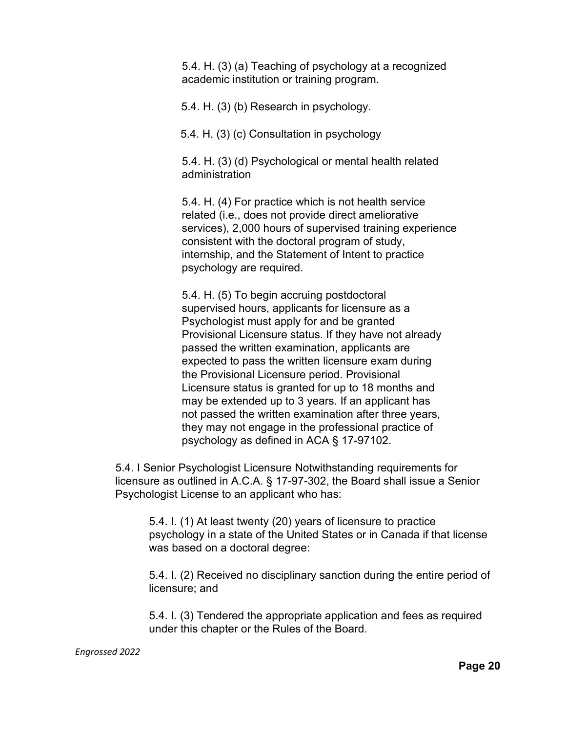5.4. H. (3) (a) Teaching of psychology at a recognized academic institution or training program.

5.4. H. (3) (b) Research in psychology.

5.4. H. (3) (c) Consultation in psychology

5.4. H. (3) (d) Psychological or mental health related administration

5.4. H. (4) For practice which is not health service related (i.e., does not provide direct ameliorative services), 2,000 hours of supervised training experience consistent with the doctoral program of study, internship, and the Statement of Intent to practice psychology are required.

5.4. H. (5) To begin accruing postdoctoral supervised hours, applicants for licensure as a Psychologist must apply for and be granted Provisional Licensure status. If they have not already passed the written examination, applicants are expected to pass the written licensure exam during the Provisional Licensure period. Provisional Licensure status is granted for up to 18 months and may be extended up to 3 years. If an applicant has not passed the written examination after three years, they may not engage in the professional practice of psychology as defined in ACA § 17-97102.

5.4. I Senior Psychologist Licensure Notwithstanding requirements for licensure as outlined in A.C.A. § 17-97-302, the Board shall issue a Senior Psychologist License to an applicant who has:

5.4. I. (1) At least twenty (20) years of licensure to practice psychology in a state of the United States or in Canada if that license was based on a doctoral degree:

5.4. I. (2) Received no disciplinary sanction during the entire period of licensure; and

5.4. I. (3) Tendered the appropriate application and fees as required under this chapter or the Rules of the Board.

*Engrossed 2022*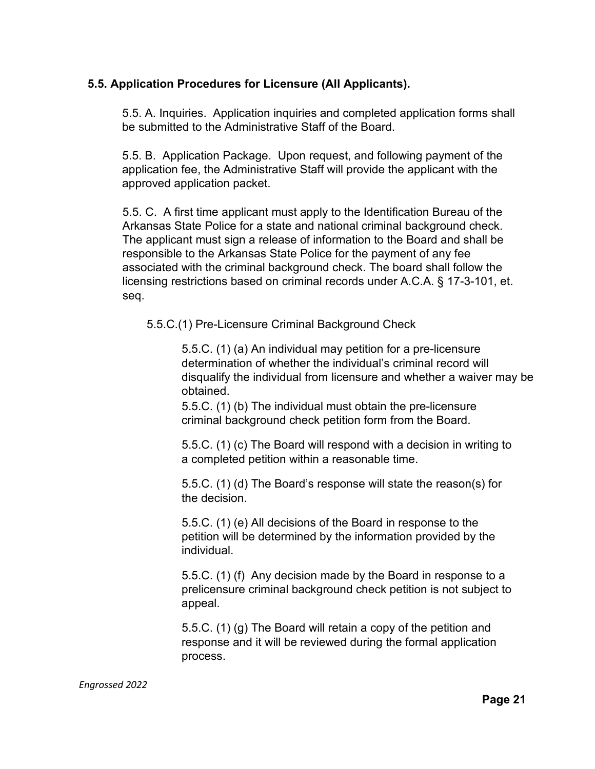### 5.5. Application Procedures for Licensure (All Applicants).

5.5. A. Inquiries. Application inquiries and completed application forms shall be submitted to the Administrative Staff of the Board.

5.5. B. Application Package. Upon request, and following payment of the application fee, the Administrative Staff will provide the applicant with the approved application packet.

5.5. C. A first time applicant must apply to the Identification Bureau of the Arkansas State Police for a state and national criminal background check. The applicant must sign a release of information to the Board and shall be responsible to the Arkansas State Police for the payment of any fee associated with the criminal background check. The board shall follow the licensing restrictions based on criminal records under A.C.A. § 17-3-101, et. seq.

5.5.C.(1) Pre-Licensure Criminal Background Check

5.5.C. (1) (a) An individual may petition for a pre-licensure determination of whether the individual's criminal record will disqualify the individual from licensure and whether a waiver may be obtained.
5.5.C. (1) (b) The individual must obtain the pre-licensure criminal background check petition form from the Board.

5.5.C. (1) (c) The Board will respond with a decision in writing to a completed petition within a reasonable time.

5.5.C. (1) (d) The Board's response will state the reason(s) for the decision.

5.5.C. (1) (e) All decisions of the Board in response to the petition will be determined by the information provided by the individual.

5.5.C. (1) (f) Any decision made by the Board in response to a prelicensure criminal background check petition is not subject to appeal.

5.5.C. (1) (g) The Board will retain a copy of the petition and response and it will be reviewed during the formal application process.

*Engrossed 2022*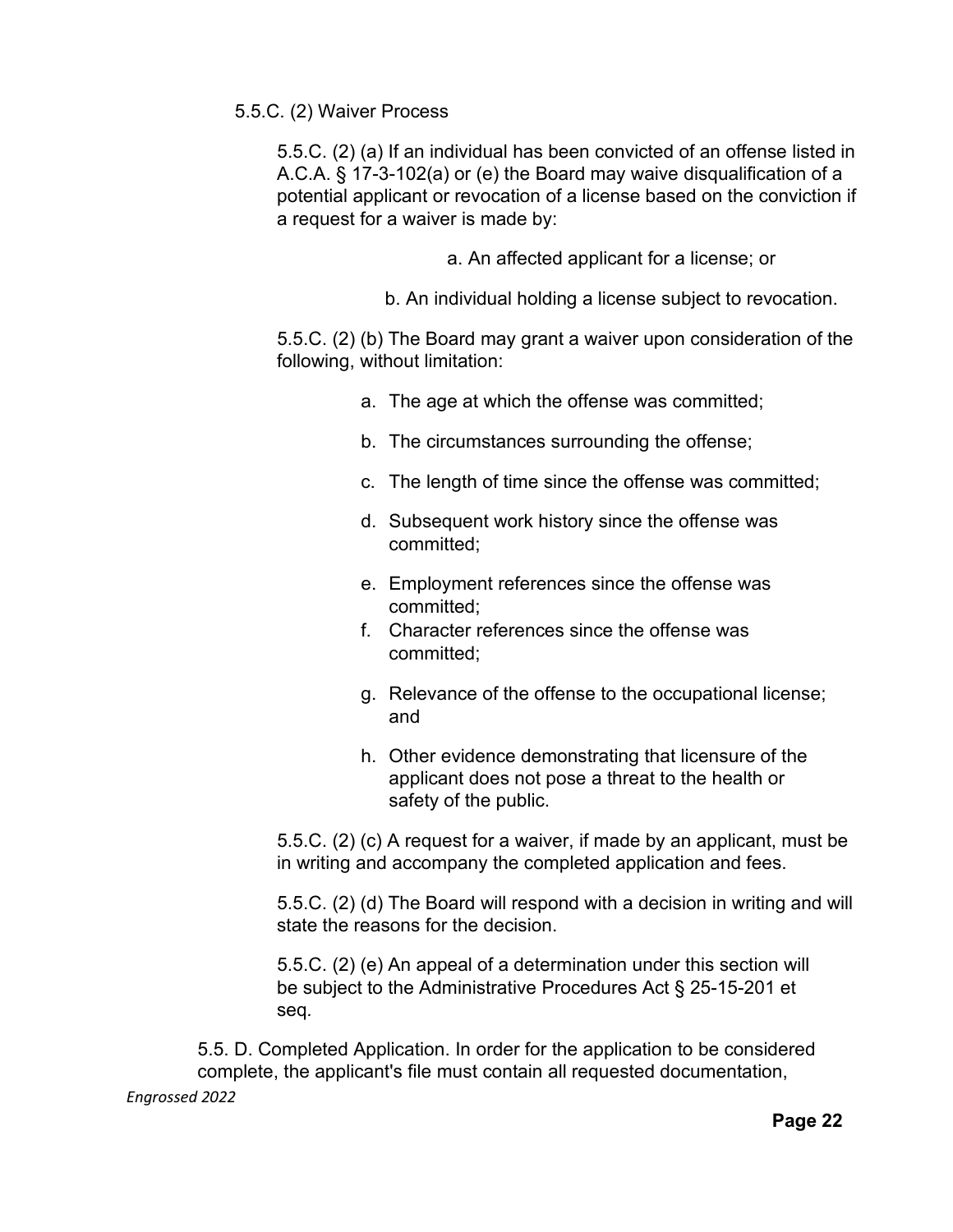5.5.C. (2) Waiver Process

5.5.C. (2) (a) If an individual has been convicted of an offense listed in A.C.A. § 17-3-102(a) or (e) the Board may waive disqualification of a potential applicant or revocation of a license based on the conviction if a request for a waiver is made by:

a. An affected applicant for a license; or

b. An individual holding a license subject to revocation.

5.5.C. (2) (b) The Board may grant a waiver upon consideration of the following, without limitation:

a. The age at which the offense was committed;
b. The circumstances surrounding the offense;
c. The length of time since the offense was committed;
d. Subsequent work history since the offense was committed;
e. Employment references since the offense was committed;
f. Character references since the offense was committed;
g. Relevance of the offense to the occupational license; and
h. Other evidence demonstrating that licensure of the applicant does not pose a threat to the health or safety of the public.

5.5.C. (2) (c) A request for a waiver, if made by an applicant, must be in writing and accompany the completed application and fees.

5.5.C. (2) (d) The Board will respond with a decision in writing and will state the reasons for the decision.

5.5.C. (2) (e) An appeal of a determination under this section will be subject to the Administrative Procedures Act § 25-15-201 et seq.

5.5. D. Completed Application. In order for the application to be considered complete, the applicant's file must contain all requested documentation,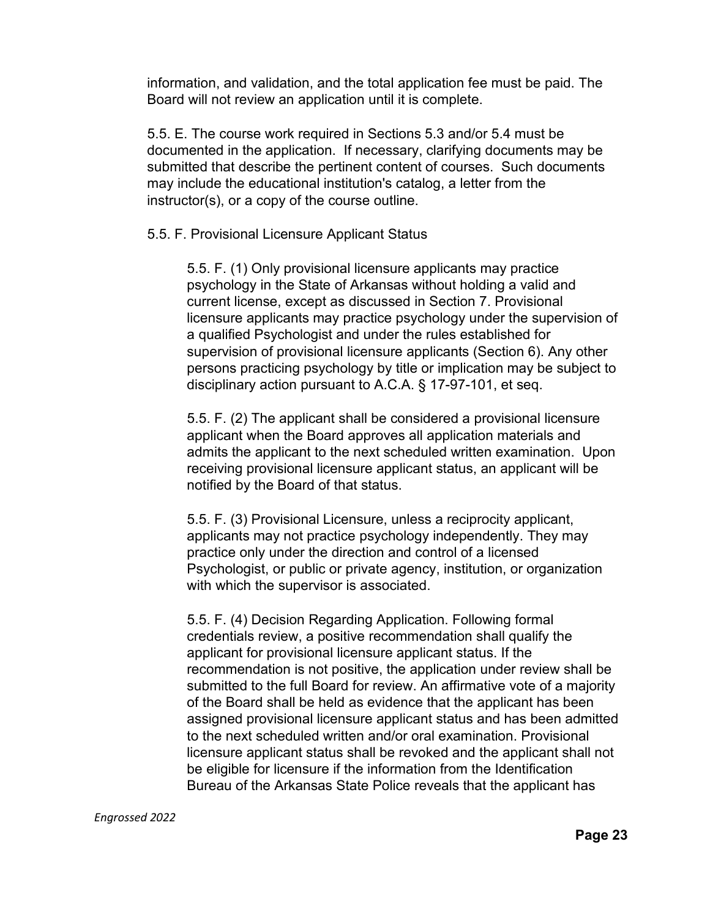information, and validation, and the total application fee must be paid. The Board will not review an application until it is complete.

5.5. E. The course work required in Sections 5.3 and/or 5.4 must be documented in the application. If necessary, clarifying documents may be submitted that describe the pertinent content of courses. Such documents may include the educational institution's catalog, a letter from the instructor(s), or a copy of the course outline.

5.5. F. Provisional Licensure Applicant Status

5.5. F. (1) Only provisional licensure applicants may practice psychology in the State of Arkansas without holding a valid and current license, except as discussed in Section 7. Provisional licensure applicants may practice psychology under the supervision of a qualified Psychologist and under the rules established for supervision of provisional licensure applicants (Section 6). Any other persons practicing psychology by title or implication may be subject to disciplinary action pursuant to A.C.A. § 17-97-101, et seq.

5.5. F. (2) The applicant shall be considered a provisional licensure applicant when the Board approves all application materials and admits the applicant to the next scheduled written examination. Upon receiving provisional licensure applicant status, an applicant will be notified by the Board of that status.

5.5. F. (3) Provisional Licensure, unless a reciprocity applicant, applicants may not practice psychology independently. They may practice only under the direction and control of a licensed Psychologist, or public or private agency, institution, or organization with which the supervisor is associated.

5.5. F. (4) Decision Regarding Application. Following formal credentials review, a positive recommendation shall qualify the applicant for provisional licensure applicant status. If the recommendation is not positive, the application under review shall be submitted to the full Board for review. An affirmative vote of a majority of the Board shall be held as evidence that the applicant has been assigned provisional licensure applicant status and has been admitted to the next scheduled written and/or oral examination. Provisional licensure applicant status shall be revoked and the applicant shall not be eligible for licensure if the information from the Identification Bureau of the Arkansas State Police reveals that the applicant has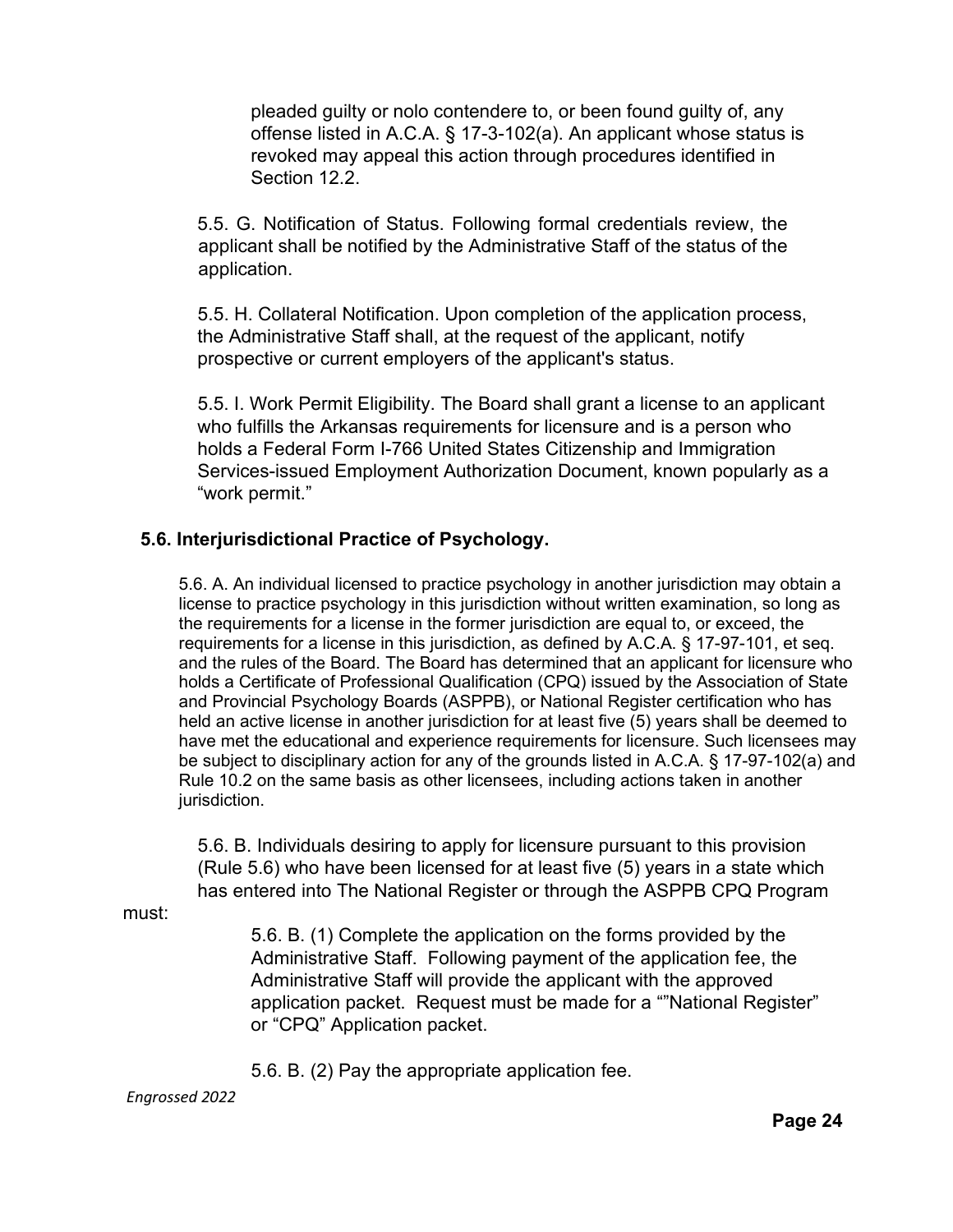pleaded guilty or nolo contendere to, or been found guilty of, any offense listed in A.C.A. § 17-3-102(a). An applicant whose status is revoked may appeal this action through procedures identified in Section 12.2.

5.5. G. Notification of Status. Following formal credentials review, the applicant shall be notified by the Administrative Staff of the status of the application.

5.5. H. Collateral Notification. Upon completion of the application process, the Administrative Staff shall, at the request of the applicant, notify prospective or current employers of the applicant's status.

5.5. I. Work Permit Eligibility. The Board shall grant a license to an applicant who fulfills the Arkansas requirements for licensure and is a person who holds a Federal Form I-766 United States Citizenship and Immigration Services-issued Employment Authorization Document, known popularly as a "work permit."

**5.6. Interjurisdictional Practice of Psychology.**

5.6. A. An individual licensed to practice psychology in another jurisdiction may obtain a license to practice psychology in this jurisdiction without written examination, so long as the requirements for a license in the former jurisdiction are equal to, or exceed, the requirements for a license in this jurisdiction, as defined by A.C.A. § 17-97-101, et seq. and the rules of the Board. The Board has determined that an applicant for licensure who holds a Certificate of Professional Qualification (CPQ) issued by the Association of State and Provincial Psychology Boards (ASPPB), or National Register certification who has held an active license in another jurisdiction for at least five (5) years shall be deemed to have met the educational and experience requirements for licensure. Such licensees may be subject to disciplinary action for any of the grounds listed in A.C.A. § 17-97-102(a) and Rule 10.2 on the same basis as other licensees, including actions taken in another jurisdiction.

5.6. B. Individuals desiring to apply for licensure pursuant to this provision (Rule 5.6) who have been licensed for at least five (5) years in a state which has entered into The National Register or through the ASPPB CPQ Program must:

5.6. B. (1) Complete the application on the forms provided by the Administrative Staff. Following payment of the application fee, the Administrative Staff will provide the applicant with the approved application packet. Request must be made for a ""National Register" or "CPQ" Application packet.

5.6. B. (2) Pay the appropriate application fee.

*Engrossed 2022*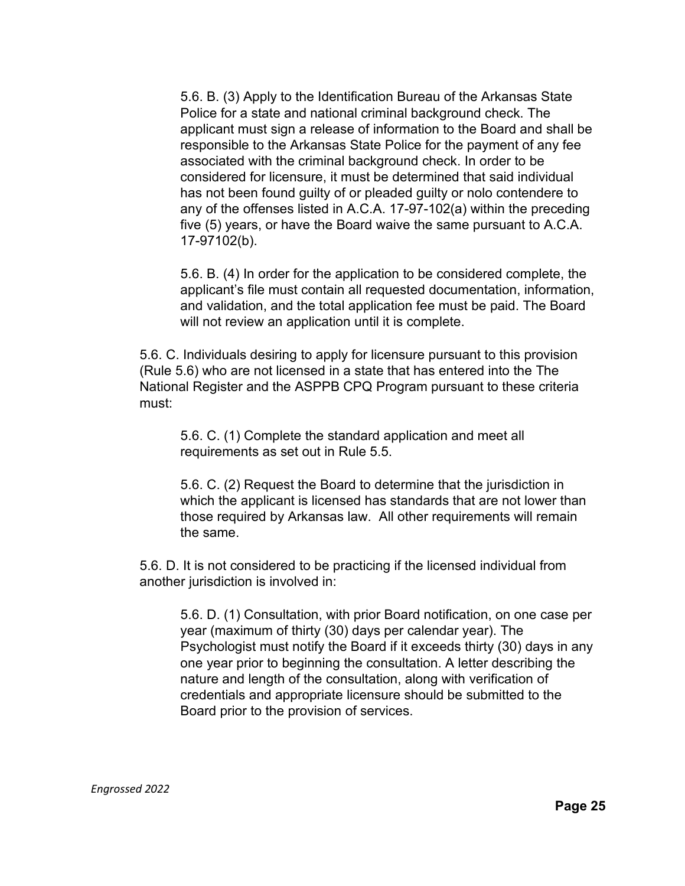5.6. B. (3) Apply to the Identification Bureau of the Arkansas State Police for a state and national criminal background check. The applicant must sign a release of information to the Board and shall be responsible to the Arkansas State Police for the payment of any fee associated with the criminal background check. In order to be considered for licensure, it must be determined that said individual has not been found guilty of or pleaded guilty or nolo contendere to any of the offenses listed in A.C.A. 17-97-102(a) within the preceding five (5) years, or have the Board waive the same pursuant to A.C.A. 17-97102(b).

5.6. B. (4) In order for the application to be considered complete, the applicant's file must contain all requested documentation, information, and validation, and the total application fee must be paid. The Board will not review an application until it is complete.

5.6. C. Individuals desiring to apply for licensure pursuant to this provision (Rule 5.6) who are not licensed in a state that has entered into the The National Register and the ASPPB CPQ Program pursuant to these criteria must:

5.6. C. (1) Complete the standard application and meet all requirements as set out in Rule 5.5.

5.6. C. (2) Request the Board to determine that the jurisdiction in which the applicant is licensed has standards that are not lower than those required by Arkansas law. All other requirements will remain the same.

5.6. D. It is not considered to be practicing if the licensed individual from another jurisdiction is involved in:

5.6. D. (1) Consultation, with prior Board notification, on one case per year (maximum of thirty (30) days per calendar year). The Psychologist must notify the Board if it exceeds thirty (30) days in any one year prior to beginning the consultation. A letter describing the nature and length of the consultation, along with verification of credentials and appropriate licensure should be submitted to the Board prior to the provision of services.

*Engrossed 2022*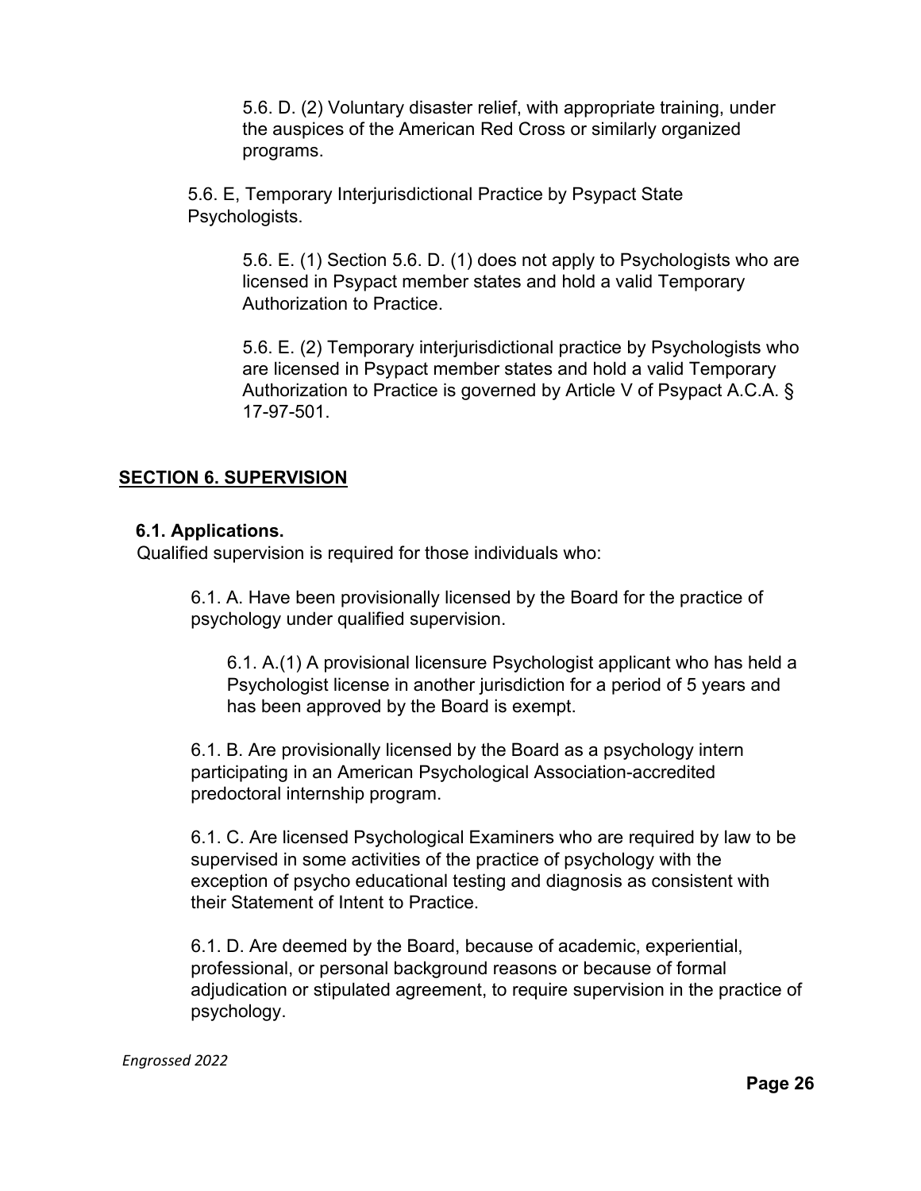5.6. D. (2) Voluntary disaster relief, with appropriate training, under the auspices of the American Red Cross or similarly organized programs.

5.6. E, Temporary Interjurisdictional Practice by Psypact State Psychologists.

5.6. E. (1) Section 5.6. D. (1) does not apply to Psychologists who are licensed in Psypact member states and hold a valid Temporary Authorization to Practice.

5.6. E. (2) Temporary interjurisdictional practice by Psychologists who are licensed in Psypact member states and hold a valid Temporary Authorization to Practice is governed by Article V of Psypact A.C.A. § 17-97-501.

## SECTION 6. SUPERVISION

### 6.1. Applications.

Qualified supervision is required for those individuals who:

6.1. A. Have been provisionally licensed by the Board for the practice of psychology under qualified supervision.

6.1. A.(1) A provisional licensure Psychologist applicant who has held a Psychologist license in another jurisdiction for a period of 5 years and has been approved by the Board is exempt.

6.1. B. Are provisionally licensed by the Board as a psychology intern participating in an American Psychological Association-accredited predoctoral internship program.

6.1. C. Are licensed Psychological Examiners who are required by law to be supervised in some activities of the practice of psychology with the exception of psycho educational testing and diagnosis as consistent with their Statement of Intent to Practice.

6.1. D. Are deemed by the Board, because of academic, experiential, professional, or personal background reasons or because of formal adjudication or stipulated agreement, to require supervision in the practice of psychology.

*Engrossed 2022*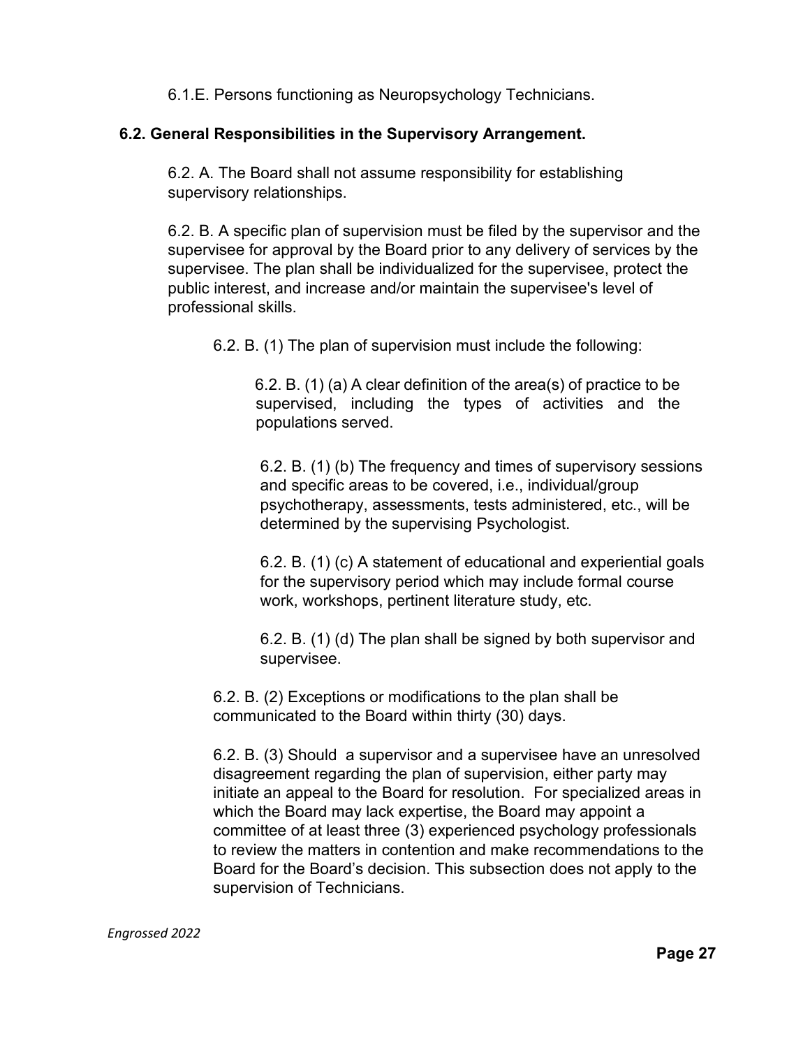6.1.E. Persons functioning as Neuropsychology Technicians.

**6.2. General Responsibilities in the Supervisory Arrangement.**

6.2. A. The Board shall not assume responsibility for establishing supervisory relationships.

6.2. B. A specific plan of supervision must be filed by the supervisor and the supervisee for approval by the Board prior to any delivery of services by the supervisee. The plan shall be individualized for the supervisee, protect the public interest, and increase and/or maintain the supervisee's level of professional skills.

6.2. B. (1) The plan of supervision must include the following:

6.2. B. (1) (a) A clear definition of the area(s) of practice to be supervised, including the types of activities and the populations served.

6.2. B. (1) (b) The frequency and times of supervisory sessions and specific areas to be covered, i.e., individual/group psychotherapy, assessments, tests administered, etc., will be determined by the supervising Psychologist.

6.2. B. (1) (c) A statement of educational and experiential goals for the supervisory period which may include formal course work, workshops, pertinent literature study, etc.

6.2. B. (1) (d) The plan shall be signed by both supervisor and supervisee.

6.2. B. (2) Exceptions or modifications to the plan shall be communicated to the Board within thirty (30) days.

6.2. B. (3) Should a supervisor and a supervisee have an unresolved disagreement regarding the plan of supervision, either party may initiate an appeal to the Board for resolution. For specialized areas in which the Board may lack expertise, the Board may appoint a committee of at least three (3) experienced psychology professionals to review the matters in contention and make recommendations to the Board for the Board's decision. This subsection does not apply to the supervision of Technicians.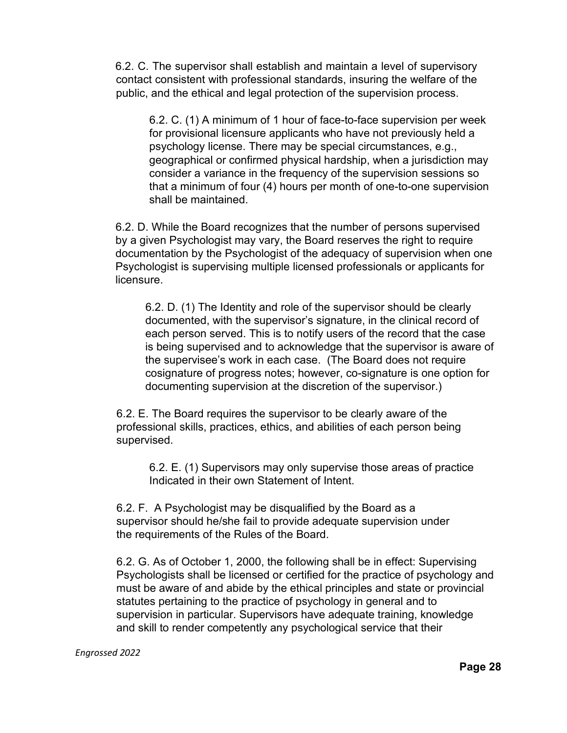6.2. C. The supervisor shall establish and maintain a level of supervisory contact consistent with professional standards, insuring the welfare of the public, and the ethical and legal protection of the supervision process.

6.2. C. (1) A minimum of 1 hour of face-to-face supervision per week for provisional licensure applicants who have not previously held a psychology license. There may be special circumstances, e.g., geographical or confirmed physical hardship, when a jurisdiction may consider a variance in the frequency of the supervision sessions so that a minimum of four (4) hours per month of one-to-one supervision shall be maintained.

6.2. D. While the Board recognizes that the number of persons supervised by a given Psychologist may vary, the Board reserves the right to require documentation by the Psychologist of the adequacy of supervision when one Psychologist is supervising multiple licensed professionals or applicants for licensure.

6.2. D. (1) The Identity and role of the supervisor should be clearly documented, with the supervisor's signature, in the clinical record of each person served. This is to notify users of the record that the case is being supervised and to acknowledge that the supervisor is aware of the supervisee's work in each case. (The Board does not require cosignature of progress notes; however, co-signature is one option for documenting supervision at the discretion of the supervisor.)

6.2. E. The Board requires the supervisor to be clearly aware of the professional skills, practices, ethics, and abilities of each person being supervised.

6.2. E. (1) Supervisors may only supervise those areas of practice Indicated in their own Statement of Intent.

6.2. F. A Psychologist may be disqualified by the Board as a supervisor should he/she fail to provide adequate supervision under the requirements of the Rules of the Board.

6.2. G. As of October 1, 2000, the following shall be in effect: Supervising Psychologists shall be licensed or certified for the practice of psychology and must be aware of and abide by the ethical principles and state or provincial statutes pertaining to the practice of psychology in general and to supervision in particular. Supervisors have adequate training, knowledge and skill to render competently any psychological service that their

*Engrossed 2022*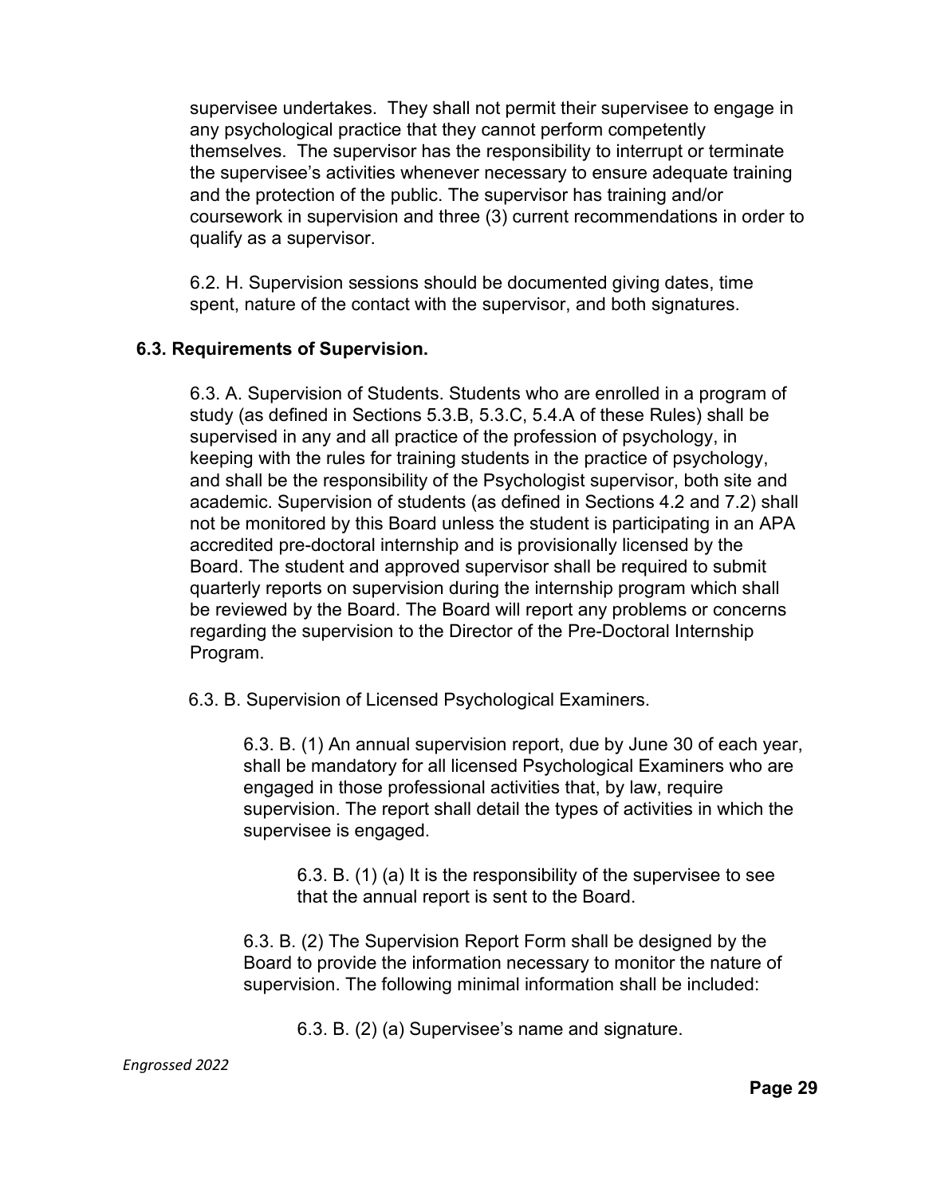supervisee undertakes. They shall not permit their supervisee to engage in any psychological practice that they cannot perform competently themselves. The supervisor has the responsibility to interrupt or terminate the supervisee's activities whenever necessary to ensure adequate training and the protection of the public. The supervisor has training and/or coursework in supervision and three (3) current recommendations in order to qualify as a supervisor.

6.2. H. Supervision sessions should be documented giving dates, time spent, nature of the contact with the supervisor, and both signatures.

**6.3. Requirements of Supervision.**

6.3. A. Supervision of Students. Students who are enrolled in a program of study (as defined in Sections 5.3.B, 5.3.C, 5.4.A of these Rules) shall be supervised in any and all practice of the profession of psychology, in keeping with the rules for training students in the practice of psychology, and shall be the responsibility of the Psychologist supervisor, both site and academic. Supervision of students (as defined in Sections 4.2 and 7.2) shall not be monitored by this Board unless the student is participating in an APA accredited pre-doctoral internship and is provisionally licensed by the Board. The student and approved supervisor shall be required to submit quarterly reports on supervision during the internship program which shall be reviewed by the Board. The Board will report any problems or concerns regarding the supervision to the Director of the Pre-Doctoral Internship Program.

6.3. B. Supervision of Licensed Psychological Examiners.

6.3. B. (1) An annual supervision report, due by June 30 of each year, shall be mandatory for all licensed Psychological Examiners who are engaged in those professional activities that, by law, require supervision. The report shall detail the types of activities in which the supervisee is engaged.

6.3. B. (1) (a) It is the responsibility of the supervisee to see that the annual report is sent to the Board.

6.3. B. (2) The Supervision Report Form shall be designed by the Board to provide the information necessary to monitor the nature of supervision. The following minimal information shall be included:

6.3. B. (2) (a) Supervisee's name and signature.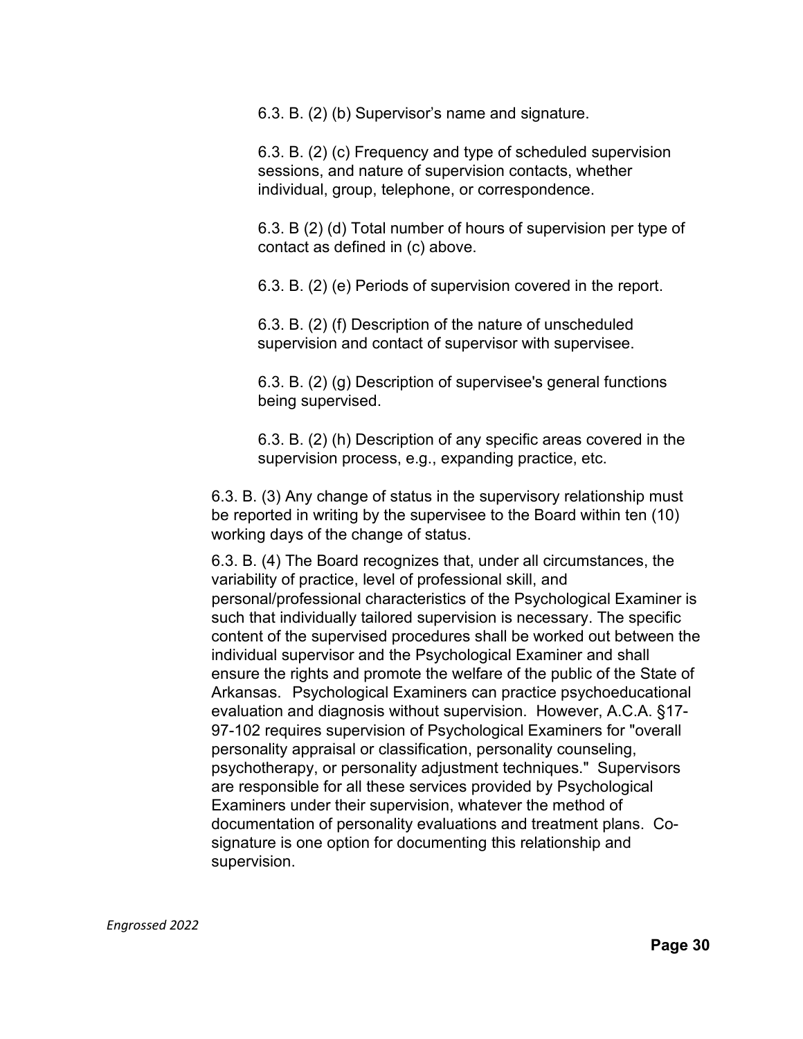6.3. B. (2) (b) Supervisor's name and signature.

6.3. B. (2) (c) Frequency and type of scheduled supervision sessions, and nature of supervision contacts, whether individual, group, telephone, or correspondence.

6.3. B (2) (d) Total number of hours of supervision per type of contact as defined in (c) above.

6.3. B. (2) (e) Periods of supervision covered in the report.

6.3. B. (2) (f) Description of the nature of unscheduled supervision and contact of supervisor with supervisee.

6.3. B. (2) (g) Description of supervisee's general functions being supervised.

6.3. B. (2) (h) Description of any specific areas covered in the supervision process, e.g., expanding practice, etc.

6.3. B. (3) Any change of status in the supervisory relationship must be reported in writing by the supervisee to the Board within ten (10) working days of the change of status.

6.3. B. (4) The Board recognizes that, under all circumstances, the variability of practice, level of professional skill, and personal/professional characteristics of the Psychological Examiner is such that individually tailored supervision is necessary. The specific content of the supervised procedures shall be worked out between the individual supervisor and the Psychological Examiner and shall ensure the rights and promote the welfare of the public of the State of Arkansas. Psychological Examiners can practice psychoeducational evaluation and diagnosis without supervision. However, A.C.A. §17-97-102 requires supervision of Psychological Examiners for "overall personality appraisal or classification, personality counseling, psychotherapy, or personality adjustment techniques." Supervisors are responsible for all these services provided by Psychological Examiners under their supervision, whatever the method of documentation of personality evaluations and treatment plans. Co-signature is one option for documenting this relationship and supervision.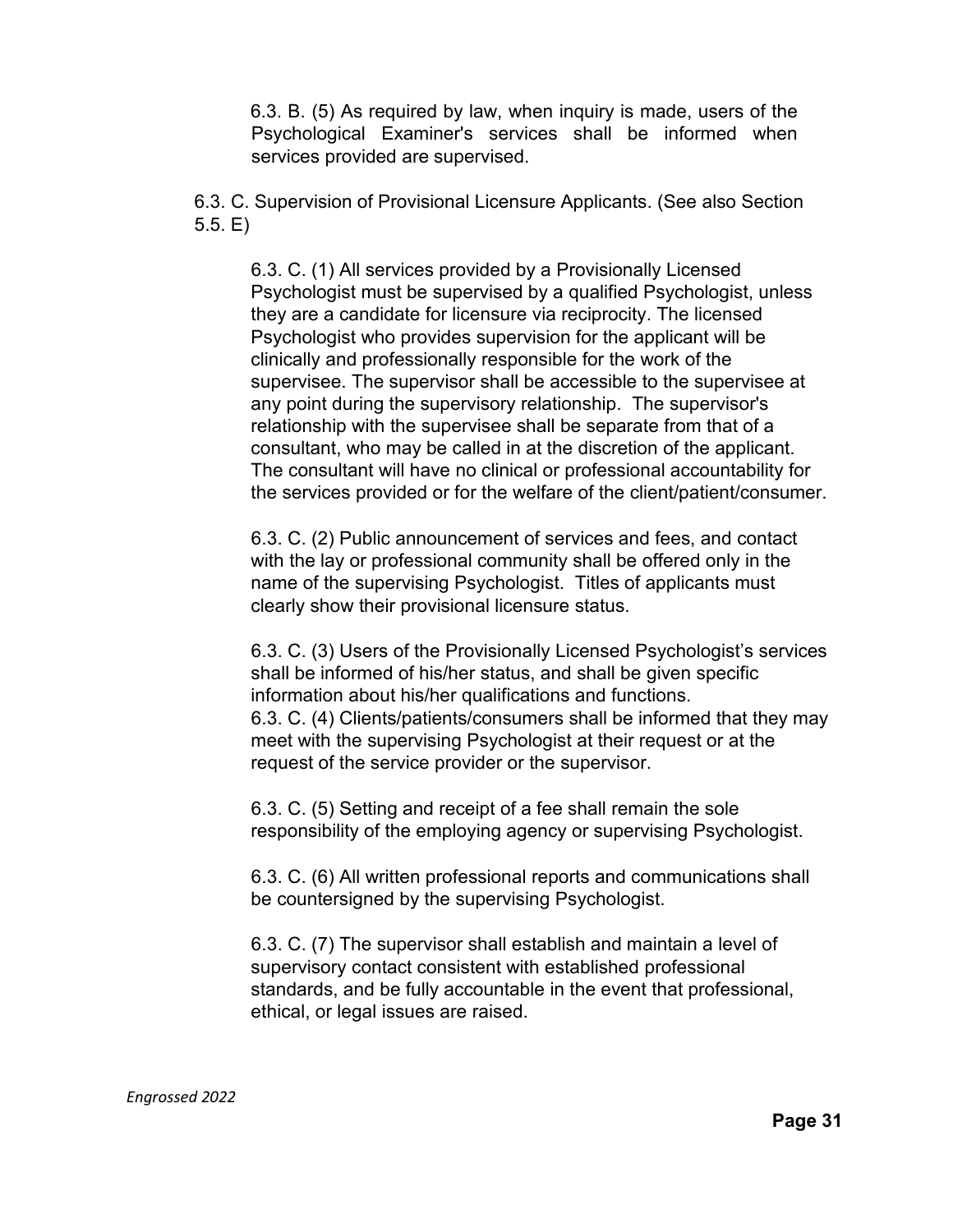6.3. B. (5) As required by law, when inquiry is made, users of the Psychological Examiner's services shall be informed when services provided are supervised.

6.3. C. Supervision of Provisional Licensure Applicants. (See also Section 5.5. E)

6.3. C. (1) All services provided by a Provisionally Licensed Psychologist must be supervised by a qualified Psychologist, unless they are a candidate for licensure via reciprocity. The licensed Psychologist who provides supervision for the applicant will be clinically and professionally responsible for the work of the supervisee. The supervisor shall be accessible to the supervisee at any point during the supervisory relationship. The supervisor's relationship with the supervisee shall be separate from that of a consultant, who may be called in at the discretion of the applicant. The consultant will have no clinical or professional accountability for the services provided or for the welfare of the client/patient/consumer.

6.3. C. (2) Public announcement of services and fees, and contact with the lay or professional community shall be offered only in the name of the supervising Psychologist. Titles of applicants must clearly show their provisional licensure status.

6.3. C. (3) Users of the Provisionally Licensed Psychologist's services shall be informed of his/her status, and shall be given specific information about his/her qualifications and functions.

6.3. C. (4) Clients/patients/consumers shall be informed that they may meet with the supervising Psychologist at their request or at the request of the service provider or the supervisor.

6.3. C. (5) Setting and receipt of a fee shall remain the sole responsibility of the employing agency or supervising Psychologist.

6.3. C. (6) All written professional reports and communications shall be countersigned by the supervising Psychologist.

6.3. C. (7) The supervisor shall establish and maintain a level of supervisory contact consistent with established professional standards, and be fully accountable in the event that professional, ethical, or legal issues are raised.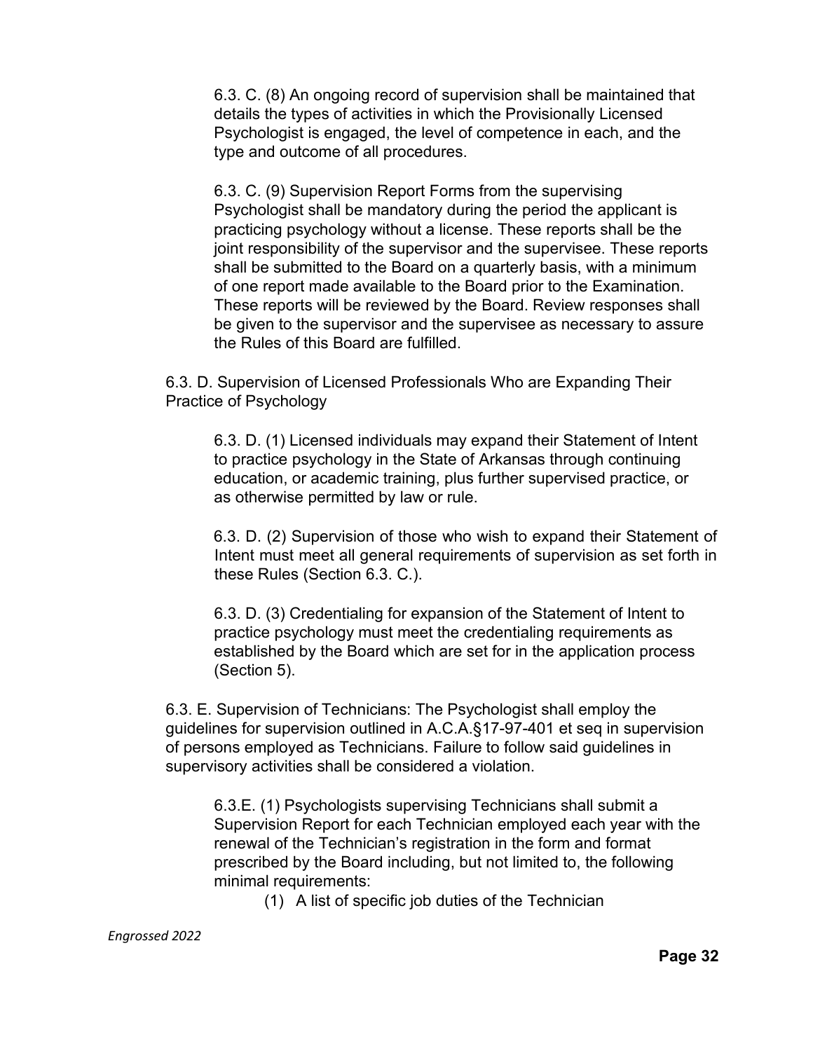6.3. C. (8) An ongoing record of supervision shall be maintained that details the types of activities in which the Provisionally Licensed Psychologist is engaged, the level of competence in each, and the type and outcome of all procedures.

6.3. C. (9) Supervision Report Forms from the supervising Psychologist shall be mandatory during the period the applicant is practicing psychology without a license. These reports shall be the joint responsibility of the supervisor and the supervisee. These reports shall be submitted to the Board on a quarterly basis, with a minimum of one report made available to the Board prior to the Examination. These reports will be reviewed by the Board. Review responses shall be given to the supervisor and the supervisee as necessary to assure the Rules of this Board are fulfilled.

6.3. D. Supervision of Licensed Professionals Who are Expanding Their Practice of Psychology

6.3. D. (1) Licensed individuals may expand their Statement of Intent to practice psychology in the State of Arkansas through continuing education, or academic training, plus further supervised practice, or as otherwise permitted by law or rule.

6.3. D. (2) Supervision of those who wish to expand their Statement of Intent must meet all general requirements of supervision as set forth in these Rules (Section 6.3. C.).

6.3. D. (3) Credentialing for expansion of the Statement of Intent to practice psychology must meet the credentialing requirements as established by the Board which are set for in the application process (Section 5).

6.3. E. Supervision of Technicians: The Psychologist shall employ the guidelines for supervision outlined in A.C.A.§17-97-401 et seq in supervision of persons employed as Technicians. Failure to follow said guidelines in supervisory activities shall be considered a violation.

6.3.E. (1) Psychologists supervising Technicians shall submit a Supervision Report for each Technician employed each year with the renewal of the Technician's registration in the form and format prescribed by the Board including, but not limited to, the following minimal requirements:

(1) A list of specific job duties of the Technician

*Engrossed 2022*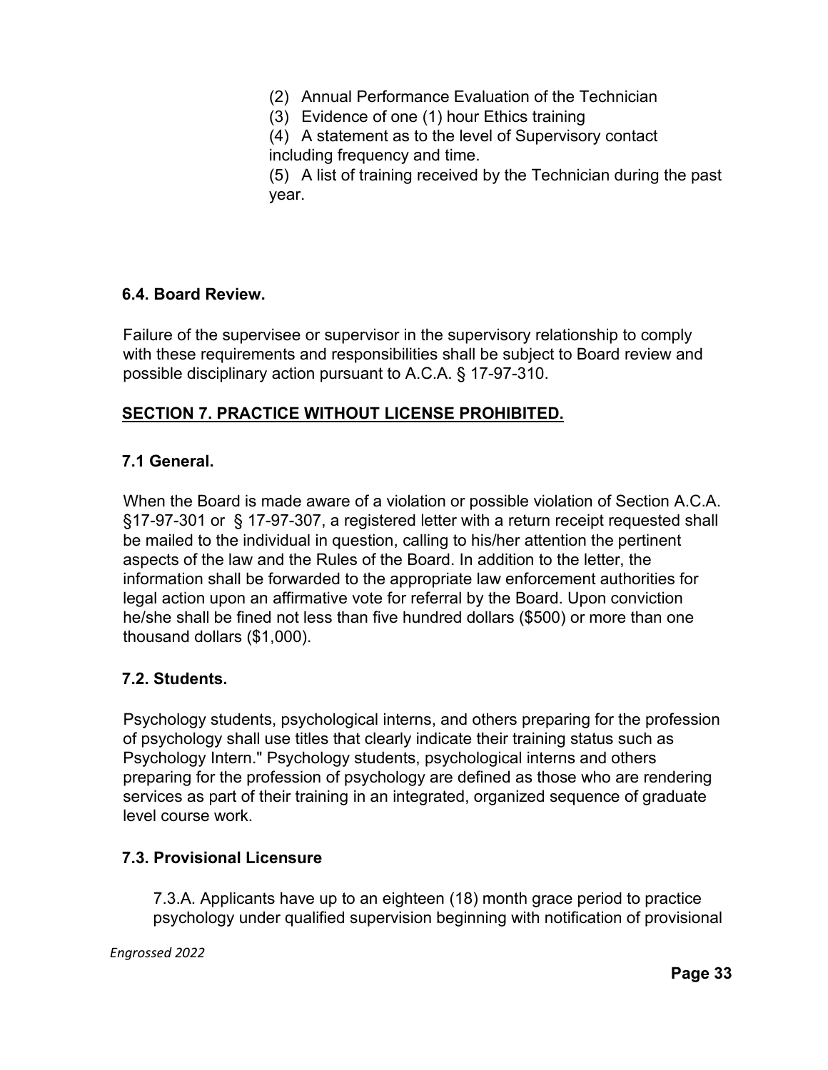(2) Annual Performance Evaluation of the Technician
(3) Evidence of one (1) hour Ethics training
(4) A statement as to the level of Supervisory contact including frequency and time.
(5) A list of training received by the Technician during the past year.

### 6.4. Board Review.

Failure of the supervisee or supervisor in the supervisory relationship to comply with these requirements and responsibilities shall be subject to Board review and possible disciplinary action pursuant to A.C.A. § 17-97-310.

## SECTION 7. PRACTICE WITHOUT LICENSE PROHIBITED.

### 7.1 General.

When the Board is made aware of a violation or possible violation of Section A.C.A. §17-97-301 or § 17-97-307, a registered letter with a return receipt requested shall be mailed to the individual in question, calling to his/her attention the pertinent aspects of the law and the Rules of the Board. In addition to the letter, the information shall be forwarded to the appropriate law enforcement authorities for legal action upon an affirmative vote for referral by the Board. Upon conviction he/she shall be fined not less than five hundred dollars ($500) or more than one thousand dollars ($1,000).

### 7.2. Students.

Psychology students, psychological interns, and others preparing for the profession of psychology shall use titles that clearly indicate their training status such as Psychology Intern." Psychology students, psychological interns and others preparing for the profession of psychology are defined as those who are rendering services as part of their training in an integrated, organized sequence of graduate level course work.

### 7.3. Provisional Licensure

7.3.A. Applicants have up to an eighteen (18) month grace period to practice psychology under qualified supervision beginning with notification of provisional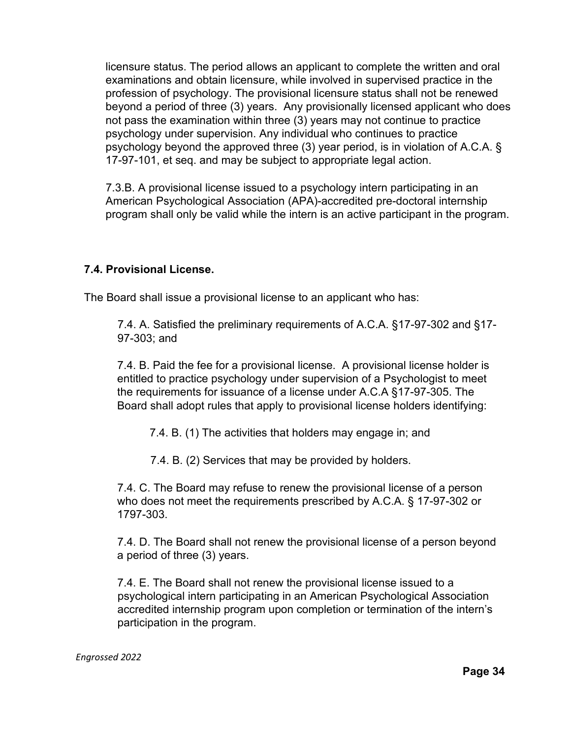licensure status. The period allows an applicant to complete the written and oral examinations and obtain licensure, while involved in supervised practice in the profession of psychology. The provisional licensure status shall not be renewed beyond a period of three (3) years. Any provisionally licensed applicant who does not pass the examination within three (3) years may not continue to practice psychology under supervision. Any individual who continues to practice psychology beyond the approved three (3) year period, is in violation of A.C.A. § 17-97-101, et seq. and may be subject to appropriate legal action.

7.3.B. A provisional license issued to a psychology intern participating in an American Psychological Association (APA)-accredited pre-doctoral internship program shall only be valid while the intern is an active participant in the program.

### 7.4. Provisional License.

The Board shall issue a provisional license to an applicant who has:

7.4. A. Satisfied the preliminary requirements of A.C.A. §17-97-302 and §17-97-303; and

7.4. B. Paid the fee for a provisional license. A provisional license holder is entitled to practice psychology under supervision of a Psychologist to meet the requirements for issuance of a license under A.C.A §17-97-305. The Board shall adopt rules that apply to provisional license holders identifying:

7.4. B. (1) The activities that holders may engage in; and

7.4. B. (2) Services that may be provided by holders.

7.4. C. The Board may refuse to renew the provisional license of a person who does not meet the requirements prescribed by A.C.A. § 17-97-302 or 1797-303.

7.4. D. The Board shall not renew the provisional license of a person beyond a period of three (3) years.

7.4. E. The Board shall not renew the provisional license issued to a psychological intern participating in an American Psychological Association accredited internship program upon completion or termination of the intern's participation in the program.

*Engrossed 2022*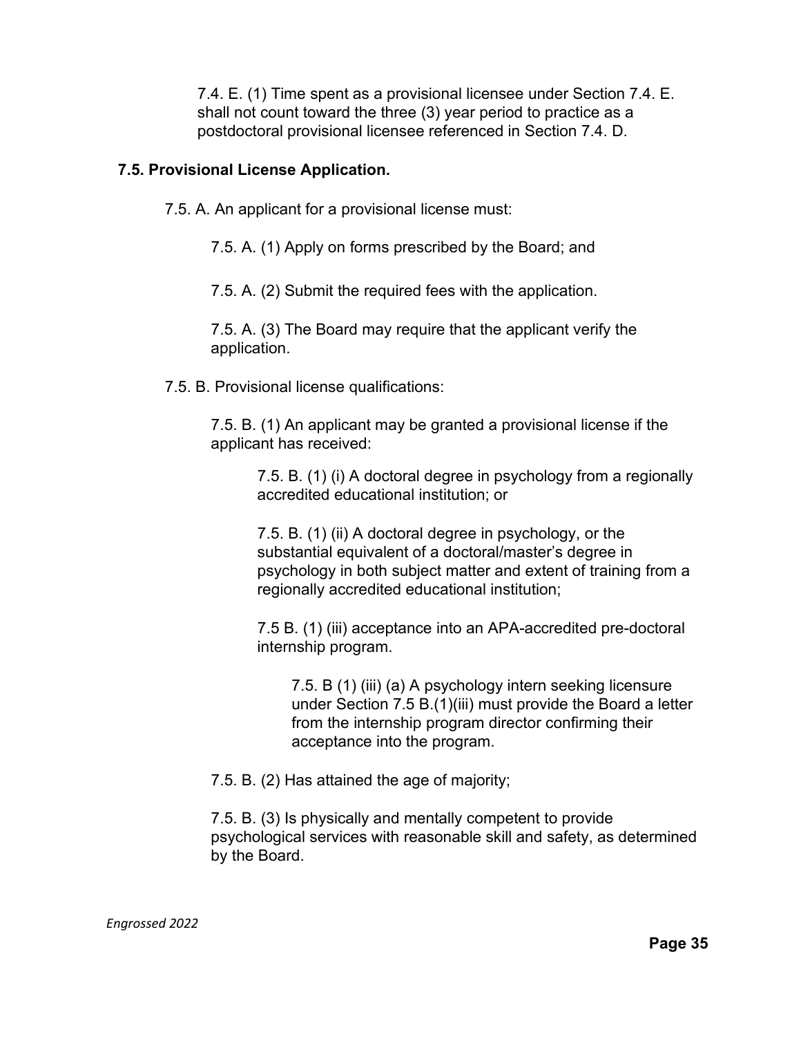7.4. E. (1) Time spent as a provisional licensee under Section 7.4. E. shall not count toward the three (3) year period to practice as a postdoctoral provisional licensee referenced in Section 7.4. D.

**7.5. Provisional License Application.**

7.5. A. An applicant for a provisional license must:

7.5. A. (1) Apply on forms prescribed by the Board; and

7.5. A. (2) Submit the required fees with the application.

7.5. A. (3) The Board may require that the applicant verify the application.

7.5. B. Provisional license qualifications:

7.5. B. (1) An applicant may be granted a provisional license if the applicant has received:

7.5. B. (1) (i) A doctoral degree in psychology from a regionally accredited educational institution; or

7.5. B. (1) (ii) A doctoral degree in psychology, or the substantial equivalent of a doctoral/master's degree in psychology in both subject matter and extent of training from a regionally accredited educational institution;

7.5 B. (1) (iii) acceptance into an APA-accredited pre-doctoral internship program.

7.5. B (1) (iii) (a) A psychology intern seeking licensure under Section 7.5 B.(1)(iii) must provide the Board a letter from the internship program director confirming their acceptance into the program.

7.5. B. (2) Has attained the age of majority;

7.5. B. (3) Is physically and mentally competent to provide psychological services with reasonable skill and safety, as determined by the Board.

*Engrossed 2022*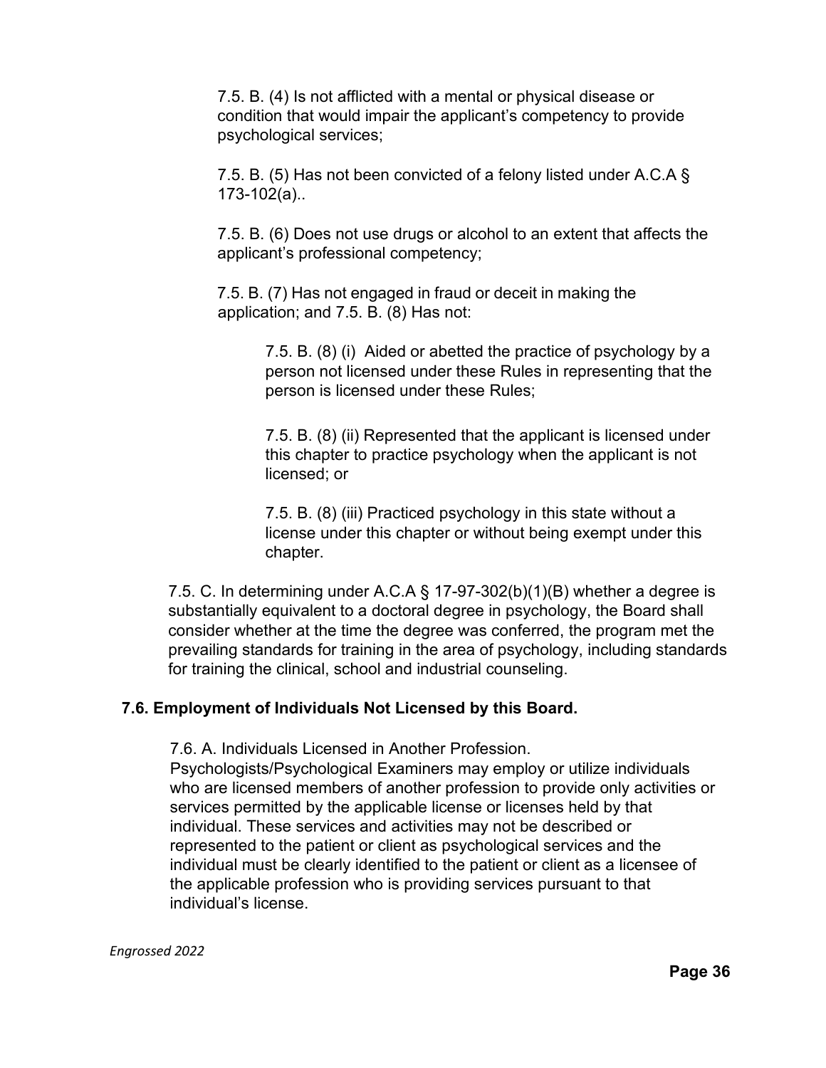7.5. B. (4) Is not afflicted with a mental or physical disease or condition that would impair the applicant's competency to provide psychological services;

7.5. B. (5) Has not been convicted of a felony listed under A.C.A § 173-102(a)..

7.5. B. (6) Does not use drugs or alcohol to an extent that affects the applicant's professional competency;

7.5. B. (7) Has not engaged in fraud or deceit in making the application; and 7.5. B. (8) Has not:

7.5. B. (8) (i) Aided or abetted the practice of psychology by a person not licensed under these Rules in representing that the person is licensed under these Rules;

7.5. B. (8) (ii) Represented that the applicant is licensed under this chapter to practice psychology when the applicant is not licensed; or

7.5. B. (8) (iii) Practiced psychology in this state without a license under this chapter or without being exempt under this chapter.

7.5. C. In determining under A.C.A § 17-97-302(b)(1)(B) whether a degree is substantially equivalent to a doctoral degree in psychology, the Board shall consider whether at the time the degree was conferred, the program met the prevailing standards for training in the area of psychology, including standards for training the clinical, school and industrial counseling.

**7.6. Employment of Individuals Not Licensed by this Board.**

7.6. A. Individuals Licensed in Another Profession. Psychologists/Psychological Examiners may employ or utilize individuals who are licensed members of another profession to provide only activities or services permitted by the applicable license or licenses held by that individual. These services and activities may not be described or represented to the patient or client as psychological services and the individual must be clearly identified to the patient or client as a licensee of the applicable profession who is providing services pursuant to that individual's license.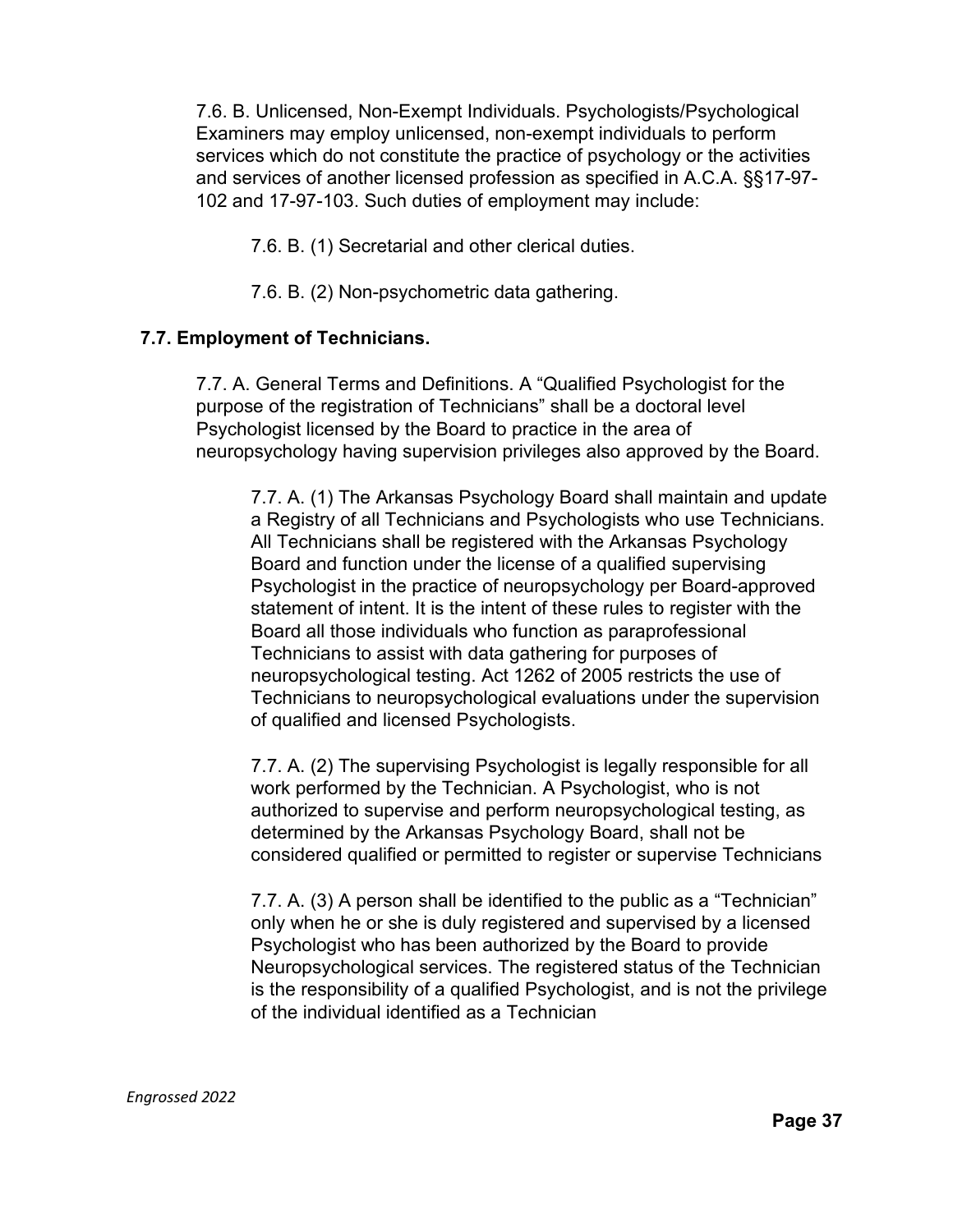7.6. B. Unlicensed, Non-Exempt Individuals. Psychologists/Psychological Examiners may employ unlicensed, non-exempt individuals to perform services which do not constitute the practice of psychology or the activities and services of another licensed profession as specified in A.C.A. §§17-97-102 and 17-97-103. Such duties of employment may include:

7.6. B. (1) Secretarial and other clerical duties.

7.6. B. (2) Non-psychometric data gathering.

**7.7. Employment of Technicians.**

7.7. A. General Terms and Definitions. A "Qualified Psychologist for the purpose of the registration of Technicians" shall be a doctoral level Psychologist licensed by the Board to practice in the area of neuropsychology having supervision privileges also approved by the Board.

7.7. A. (1) The Arkansas Psychology Board shall maintain and update a Registry of all Technicians and Psychologists who use Technicians. All Technicians shall be registered with the Arkansas Psychology Board and function under the license of a qualified supervising Psychologist in the practice of neuropsychology per Board-approved statement of intent. It is the intent of these rules to register with the Board all those individuals who function as paraprofessional Technicians to assist with data gathering for purposes of neuropsychological testing. Act 1262 of 2005 restricts the use of Technicians to neuropsychological evaluations under the supervision of qualified and licensed Psychologists.

7.7. A. (2) The supervising Psychologist is legally responsible for all work performed by the Technician. A Psychologist, who is not authorized to supervise and perform neuropsychological testing, as determined by the Arkansas Psychology Board, shall not be considered qualified or permitted to register or supervise Technicians

7.7. A. (3) A person shall be identified to the public as a "Technician" only when he or she is duly registered and supervised by a licensed Psychologist who has been authorized by the Board to provide Neuropsychological services. The registered status of the Technician is the responsibility of a qualified Psychologist, and is not the privilege of the individual identified as a Technician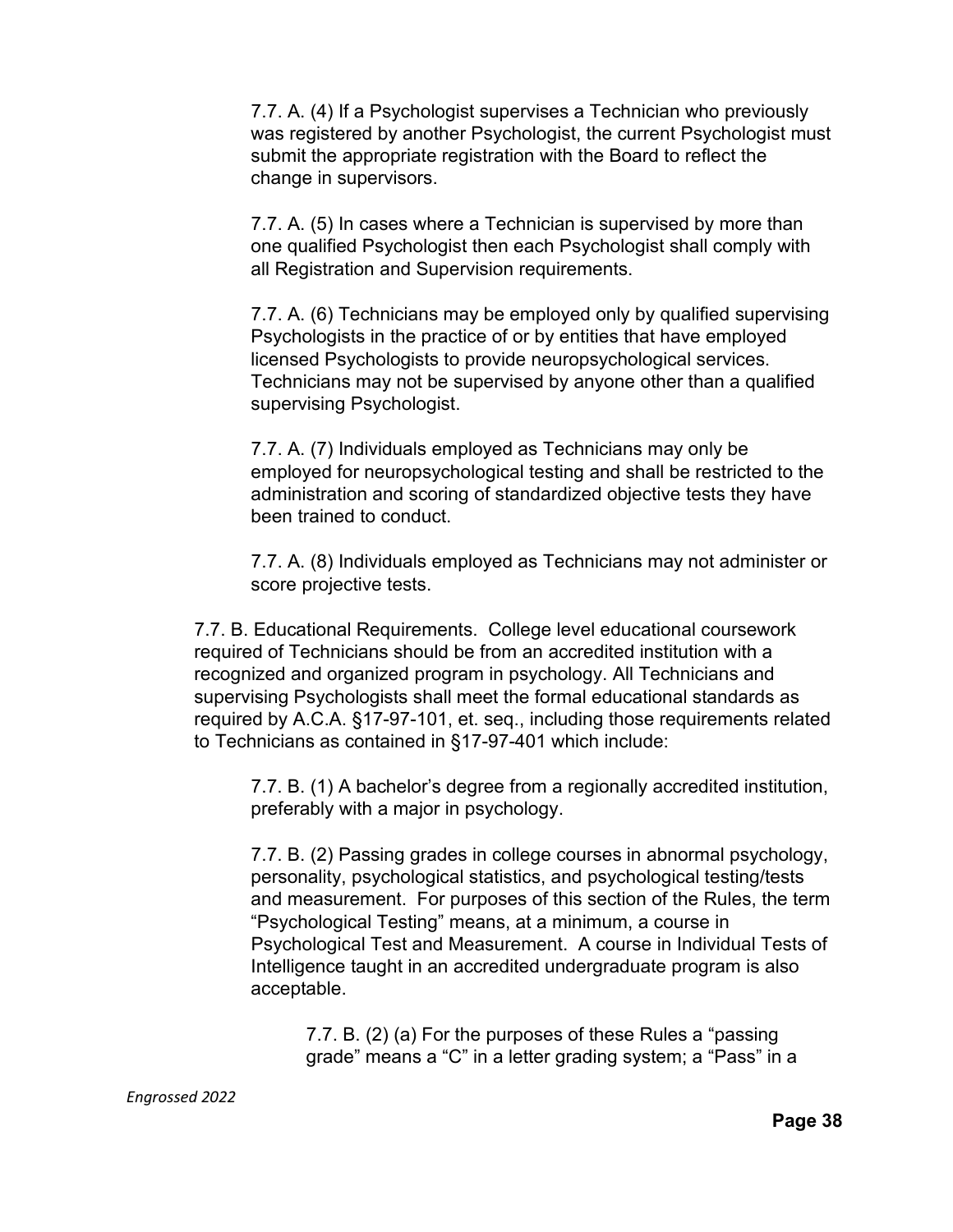7.7. A. (4) If a Psychologist supervises a Technician who previously was registered by another Psychologist, the current Psychologist must submit the appropriate registration with the Board to reflect the change in supervisors.

7.7. A. (5) In cases where a Technician is supervised by more than one qualified Psychologist then each Psychologist shall comply with all Registration and Supervision requirements.

7.7. A. (6) Technicians may be employed only by qualified supervising Psychologists in the practice of or by entities that have employed licensed Psychologists to provide neuropsychological services. Technicians may not be supervised by anyone other than a qualified supervising Psychologist.

7.7. A. (7) Individuals employed as Technicians may only be employed for neuropsychological testing and shall be restricted to the administration and scoring of standardized objective tests they have been trained to conduct.

7.7. A. (8) Individuals employed as Technicians may not administer or score projective tests.

7.7. B. Educational Requirements. College level educational coursework required of Technicians should be from an accredited institution with a recognized and organized program in psychology. All Technicians and supervising Psychologists shall meet the formal educational standards as required by A.C.A. §17-97-101, et. seq., including those requirements related to Technicians as contained in §17-97-401 which include:

7.7. B. (1) A bachelor's degree from a regionally accredited institution, preferably with a major in psychology.

7.7. B. (2) Passing grades in college courses in abnormal psychology, personality, psychological statistics, and psychological testing/tests and measurement. For purposes of this section of the Rules, the term "Psychological Testing" means, at a minimum, a course in Psychological Test and Measurement. A course in Individual Tests of Intelligence taught in an accredited undergraduate program is also acceptable.

7.7. B. (2) (a) For the purposes of these Rules a "passing grade" means a "C" in a letter grading system; a "Pass" in a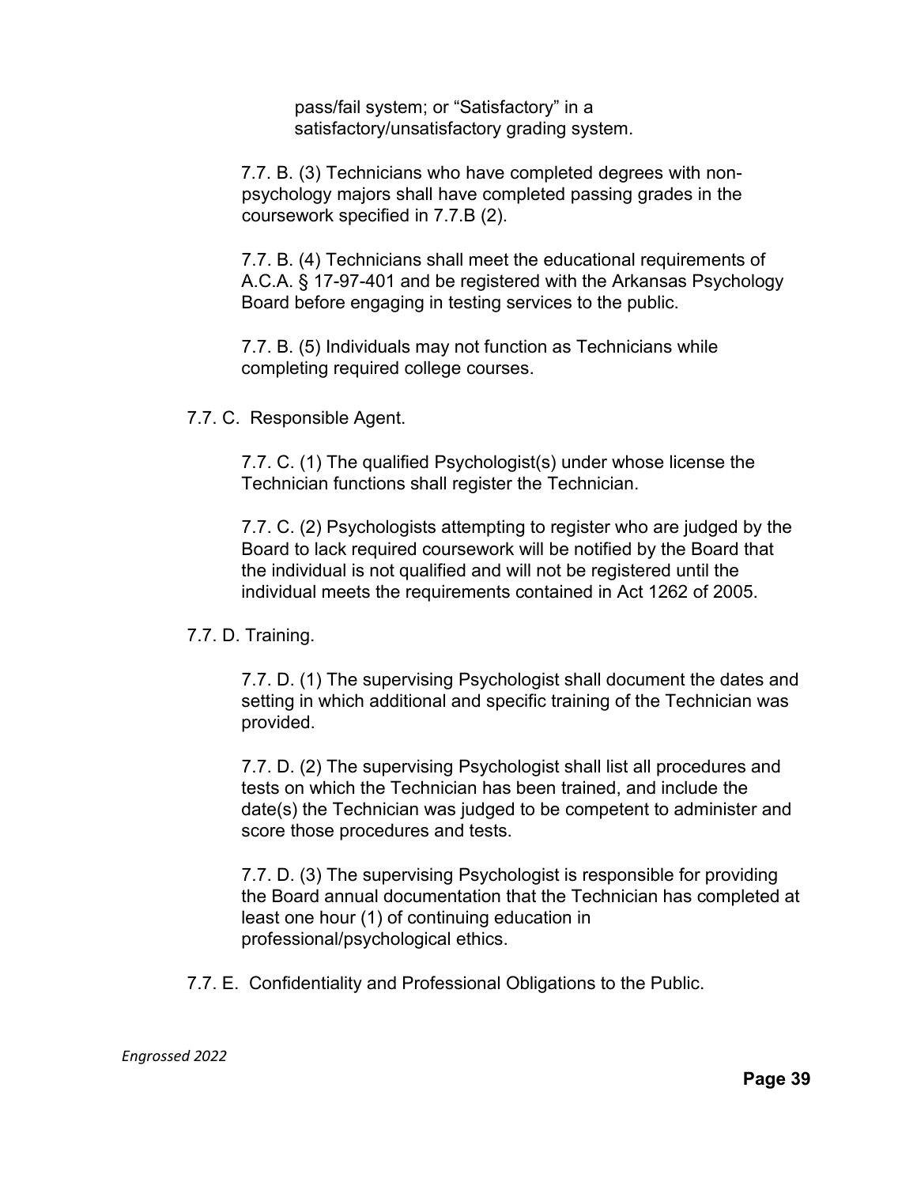pass/fail system; or “Satisfactory” in a satisfactory/unsatisfactory grading system.

7.7. B. (3) Technicians who have completed degrees with non-psychology majors shall have completed passing grades in the coursework specified in 7.7.B (2).

7.7. B. (4) Technicians shall meet the educational requirements of A.C.A. § 17-97-401 and be registered with the Arkansas Psychology Board before engaging in testing services to the public.

7.7. B. (5) Individuals may not function as Technicians while completing required college courses.

7.7. C. Responsible Agent.

7.7. C. (1) The qualified Psychologist(s) under whose license the Technician functions shall register the Technician.

7.7. C. (2) Psychologists attempting to register who are judged by the Board to lack required coursework will be notified by the Board that the individual is not qualified and will not be registered until the individual meets the requirements contained in Act 1262 of 2005.

7.7. D. Training.

7.7. D. (1) The supervising Psychologist shall document the dates and setting in which additional and specific training of the Technician was provided.

7.7. D. (2) The supervising Psychologist shall list all procedures and tests on which the Technician has been trained, and include the date(s) the Technician was judged to be competent to administer and score those procedures and tests.

7.7. D. (3) The supervising Psychologist is responsible for providing the Board annual documentation that the Technician has completed at least one hour (1) of continuing education in professional/psychological ethics.

7.7. E. Confidentiality and Professional Obligations to the Public.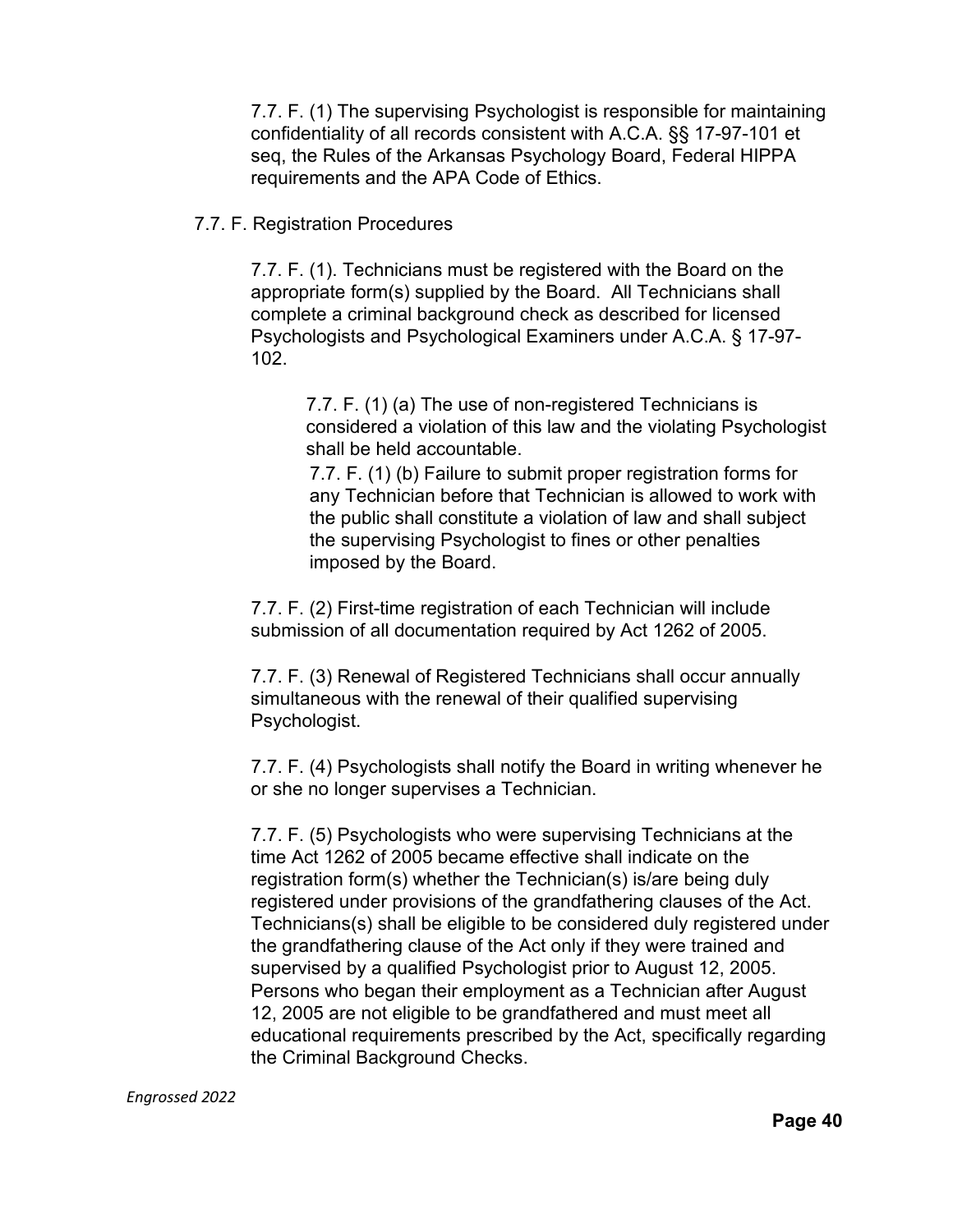7.7. F. (1) The supervising Psychologist is responsible for maintaining confidentiality of all records consistent with A.C.A. §§ 17-97-101 et seq, the Rules of the Arkansas Psychology Board, Federal HIPPA requirements and the APA Code of Ethics.

7.7. F. Registration Procedures

7.7. F. (1). Technicians must be registered with the Board on the appropriate form(s) supplied by the Board. All Technicians shall complete a criminal background check as described for licensed Psychologists and Psychological Examiners under A.C.A. § 17-97-102.

7.7. F. (1) (a) The use of non-registered Technicians is considered a violation of this law and the violating Psychologist shall be held accountable.

7.7. F. (1) (b) Failure to submit proper registration forms for any Technician before that Technician is allowed to work with the public shall constitute a violation of law and shall subject the supervising Psychologist to fines or other penalties imposed by the Board.

7.7. F. (2) First-time registration of each Technician will include submission of all documentation required by Act 1262 of 2005.

7.7. F. (3) Renewal of Registered Technicians shall occur annually simultaneous with the renewal of their qualified supervising Psychologist.

7.7. F. (4) Psychologists shall notify the Board in writing whenever he or she no longer supervises a Technician.

7.7. F. (5) Psychologists who were supervising Technicians at the time Act 1262 of 2005 became effective shall indicate on the registration form(s) whether the Technician(s) is/are being duly registered under provisions of the grandfathering clauses of the Act. Technicians(s) shall be eligible to be considered duly registered under the grandfathering clause of the Act only if they were trained and supervised by a qualified Psychologist prior to August 12, 2005. Persons who began their employment as a Technician after August 12, 2005 are not eligible to be grandfathered and must meet all educational requirements prescribed by the Act, specifically regarding the Criminal Background Checks.

*Engrossed 2022*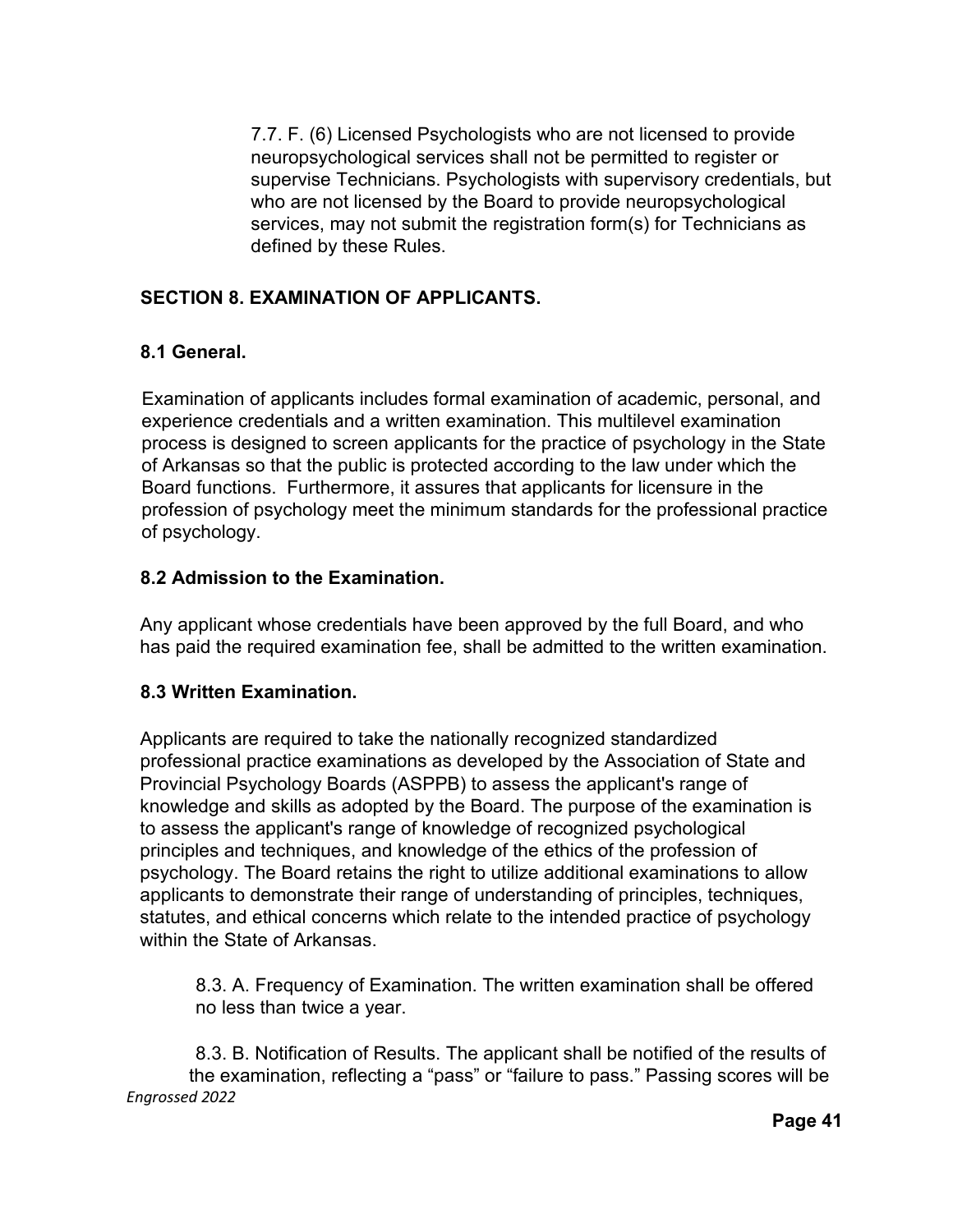7.7. F. (6) Licensed Psychologists who are not licensed to provide neuropsychological services shall not be permitted to register or supervise Technicians. Psychologists with supervisory credentials, but who are not licensed by the Board to provide neuropsychological services, may not submit the registration form(s) for Technicians as defined by these Rules.

## SECTION 8. EXAMINATION OF APPLICANTS.

### 8.1 General.

Examination of applicants includes formal examination of academic, personal, and experience credentials and a written examination. This multilevel examination process is designed to screen applicants for the practice of psychology in the State of Arkansas so that the public is protected according to the law under which the Board functions. Furthermore, it assures that applicants for licensure in the profession of psychology meet the minimum standards for the professional practice of psychology.

### 8.2 Admission to the Examination.

Any applicant whose credentials have been approved by the full Board, and who has paid the required examination fee, shall be admitted to the written examination.

### 8.3 Written Examination.

Applicants are required to take the nationally recognized standardized professional practice examinations as developed by the Association of State and Provincial Psychology Boards (ASPPB) to assess the applicant's range of knowledge and skills as adopted by the Board. The purpose of the examination is to assess the applicant's range of knowledge of recognized psychological principles and techniques, and knowledge of the ethics of the profession of psychology. The Board retains the right to utilize additional examinations to allow applicants to demonstrate their range of understanding of principles, techniques, statutes, and ethical concerns which relate to the intended practice of psychology within the State of Arkansas.

8.3. A. Frequency of Examination. The written examination shall be offered no less than twice a year.

8.3. B. Notification of Results. The applicant shall be notified of the results of the examination, reflecting a "pass" or "failure to pass." Passing scores will be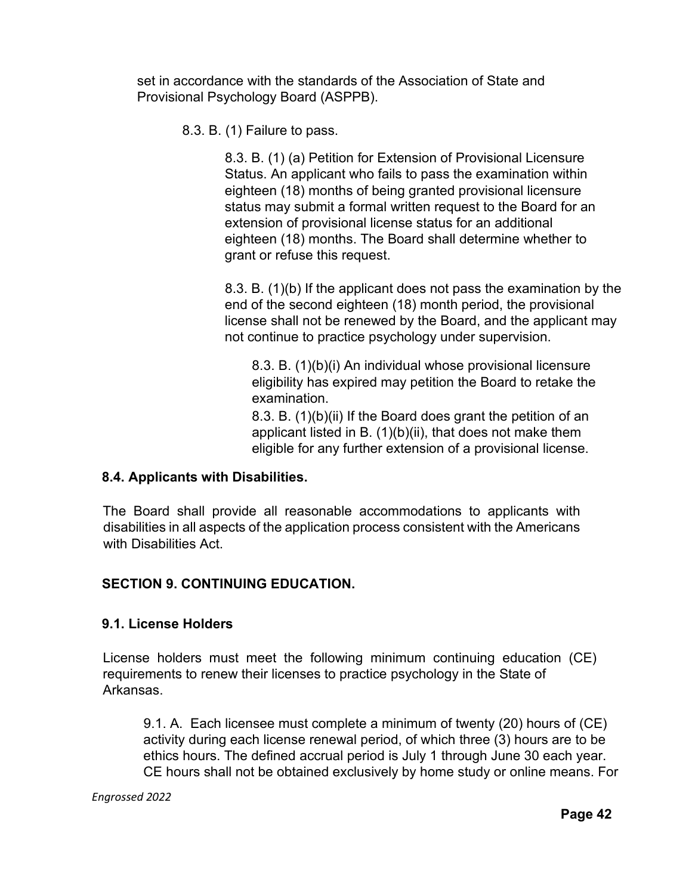set in accordance with the standards of the Association of State and Provisional Psychology Board (ASPPB).

8.3. B. (1) Failure to pass.

8.3. B. (1) (a) Petition for Extension of Provisional Licensure Status. An applicant who fails to pass the examination within eighteen (18) months of being granted provisional licensure status may submit a formal written request to the Board for an extension of provisional license status for an additional eighteen (18) months. The Board shall determine whether to grant or refuse this request.

8.3. B. (1)(b) If the applicant does not pass the examination by the end of the second eighteen (18) month period, the provisional license shall not be renewed by the Board, and the applicant may not continue to practice psychology under supervision.

8.3. B. (1)(b)(i) An individual whose provisional licensure eligibility has expired may petition the Board to retake the examination.

8.3. B. (1)(b)(ii) If the Board does grant the petition of an applicant listed in B. (1)(b)(ii), that does not make them eligible for any further extension of a provisional license.

**8.4. Applicants with Disabilities.**

The Board shall provide all reasonable accommodations to applicants with disabilities in all aspects of the application process consistent with the Americans with Disabilities Act.

## SECTION 9. CONTINUING EDUCATION.

**9.1. License Holders**

License holders must meet the following minimum continuing education (CE) requirements to renew their licenses to practice psychology in the State of Arkansas.

9.1. A. Each licensee must complete a minimum of twenty (20) hours of (CE) activity during each license renewal period, of which three (3) hours are to be ethics hours. The defined accrual period is July 1 through June 30 each year. CE hours shall not be obtained exclusively by home study or online means. For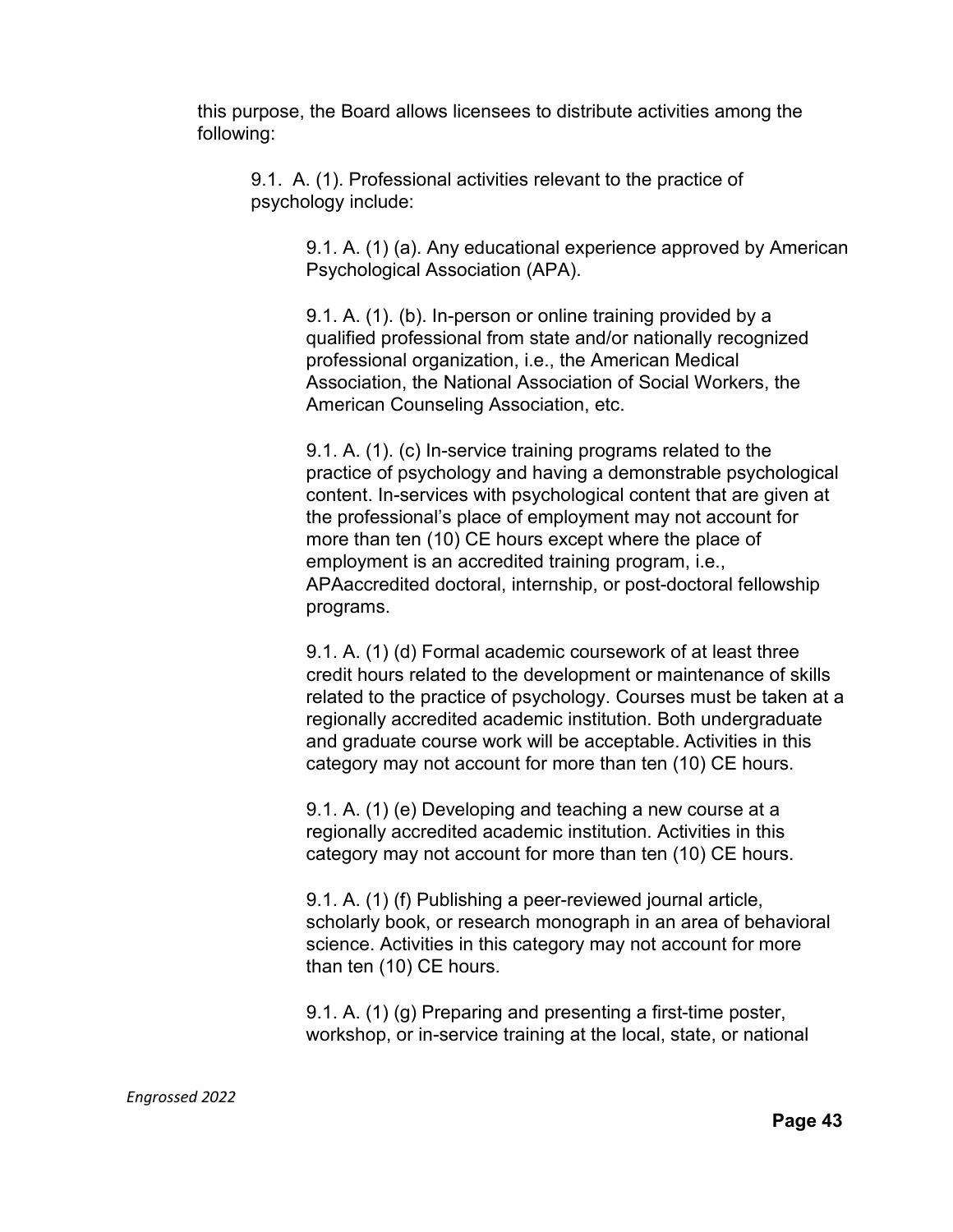this purpose, the Board allows licensees to distribute activities among the following:

9.1. A. (1). Professional activities relevant to the practice of psychology include:

9.1. A. (1) (a). Any educational experience approved by American Psychological Association (APA).

9.1. A. (1). (b). In-person or online training provided by a qualified professional from state and/or nationally recognized professional organization, i.e., the American Medical Association, the National Association of Social Workers, the American Counseling Association, etc.

9.1. A. (1). (c) In-service training programs related to the practice of psychology and having a demonstrable psychological content. In-services with psychological content that are given at the professional's place of employment may not account for more than ten (10) CE hours except where the place of employment is an accredited training program, i.e., APAaccredited doctoral, internship, or post-doctoral fellowship programs.

9.1. A. (1) (d) Formal academic coursework of at least three credit hours related to the development or maintenance of skills related to the practice of psychology. Courses must be taken at a regionally accredited academic institution. Both undergraduate and graduate course work will be acceptable. Activities in this category may not account for more than ten (10) CE hours.

9.1. A. (1) (e) Developing and teaching a new course at a regionally accredited academic institution. Activities in this category may not account for more than ten (10) CE hours.

9.1. A. (1) (f) Publishing a peer-reviewed journal article, scholarly book, or research monograph in an area of behavioral science. Activities in this category may not account for more than ten (10) CE hours.

9.1. A. (1) (g) Preparing and presenting a first-time poster, workshop, or in-service training at the local, state, or national

*Engrossed 2022*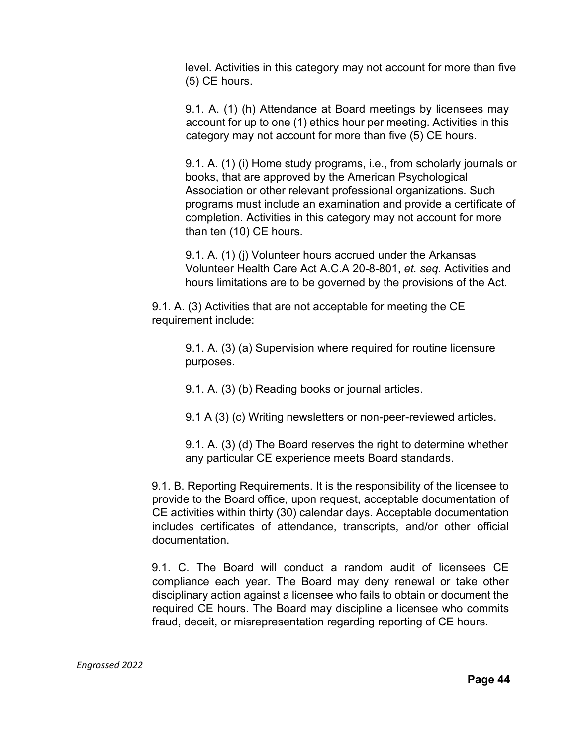level. Activities in this category may not account for more than five (5) CE hours.

9.1. A. (1) (h) Attendance at Board meetings by licensees may account for up to one (1) ethics hour per meeting. Activities in this category may not account for more than five (5) CE hours.

9.1. A. (1) (i) Home study programs, i.e., from scholarly journals or books, that are approved by the American Psychological Association or other relevant professional organizations. Such programs must include an examination and provide a certificate of completion. Activities in this category may not account for more than ten (10) CE hours.

9.1. A. (1) (j) Volunteer hours accrued under the Arkansas Volunteer Health Care Act A.C.A 20-8-801, *et. seq.* Activities and hours limitations are to be governed by the provisions of the Act.

9.1. A. (3) Activities that are not acceptable for meeting the CE requirement include:

9.1. A. (3) (a) Supervision where required for routine licensure purposes.

9.1. A. (3) (b) Reading books or journal articles.

9.1 A (3) (c) Writing newsletters or non-peer-reviewed articles.

9.1. A. (3) (d) The Board reserves the right to determine whether any particular CE experience meets Board standards.

9.1. B. Reporting Requirements. It is the responsibility of the licensee to provide to the Board office, upon request, acceptable documentation of CE activities within thirty (30) calendar days. Acceptable documentation includes certificates of attendance, transcripts, and/or other official documentation.

9.1. C. The Board will conduct a random audit of licensees CE compliance each year. The Board may deny renewal or take other disciplinary action against a licensee who fails to obtain or document the required CE hours. The Board may discipline a licensee who commits fraud, deceit, or misrepresentation regarding reporting of CE hours.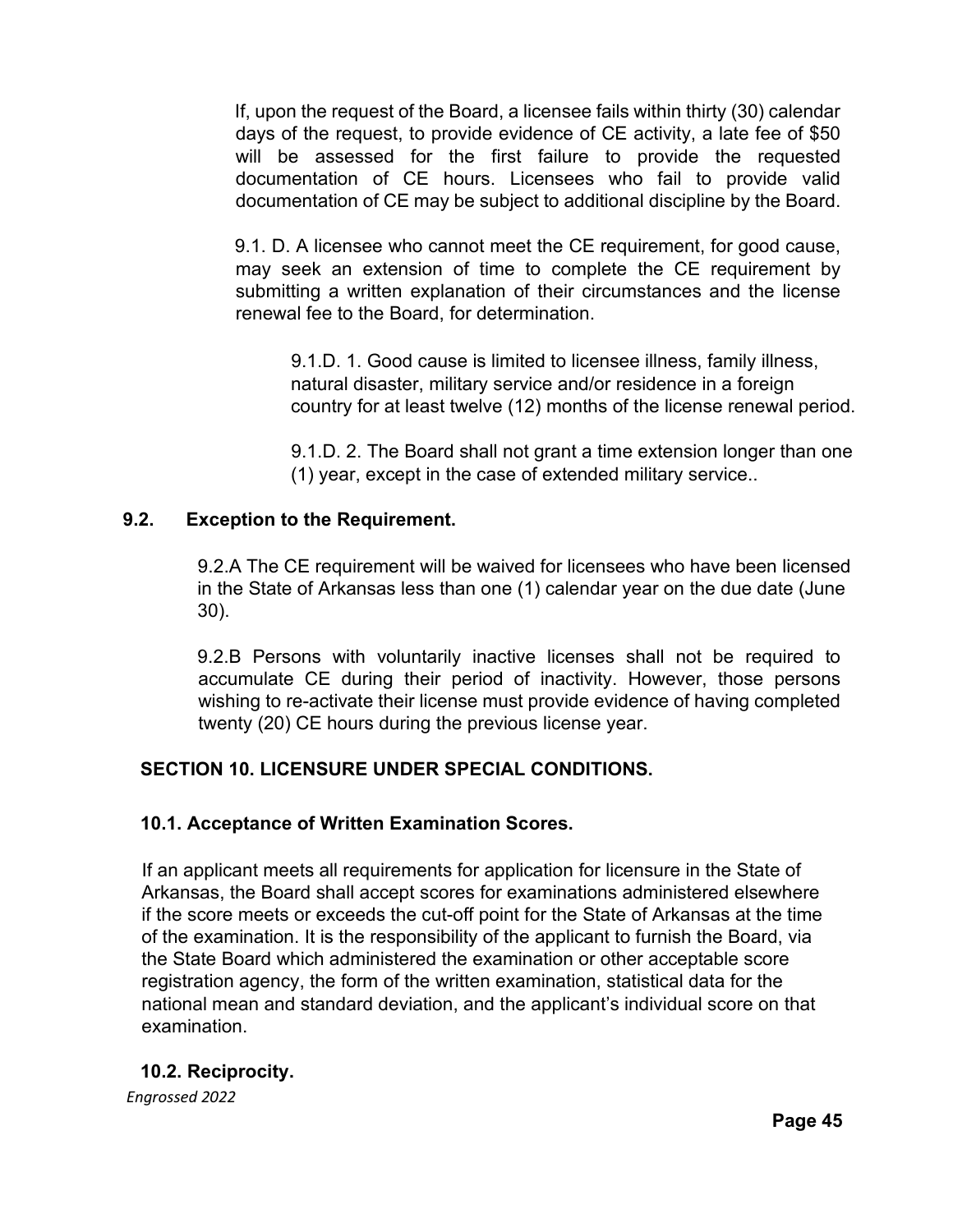If, upon the request of the Board, a licensee fails within thirty (30) calendar days of the request, to provide evidence of CE activity, a late fee of $50 will be assessed for the first failure to provide the requested documentation of CE hours. Licensees who fail to provide valid documentation of CE may be subject to additional discipline by the Board.

9.1. D. A licensee who cannot meet the CE requirement, for good cause, may seek an extension of time to complete the CE requirement by submitting a written explanation of their circumstances and the license renewal fee to the Board, for determination.

9.1.D. 1. Good cause is limited to licensee illness, family illness, natural disaster, military service and/or residence in a foreign country for at least twelve (12) months of the license renewal period.

9.1.D. 2. The Board shall not grant a time extension longer than one (1) year, except in the case of extended military service..

### 9.2. Exception to the Requirement.

9.2.A The CE requirement will be waived for licensees who have been licensed in the State of Arkansas less than one (1) calendar year on the due date (June 30).

9.2.B Persons with voluntarily inactive licenses shall not be required to accumulate CE during their period of inactivity. However, those persons wishing to re-activate their license must provide evidence of having completed twenty (20) CE hours during the previous license year.

## SECTION 10. LICENSURE UNDER SPECIAL CONDITIONS.

### 10.1. Acceptance of Written Examination Scores.

If an applicant meets all requirements for application for licensure in the State of Arkansas, the Board shall accept scores for examinations administered elsewhere if the score meets or exceeds the cut-off point for the State of Arkansas at the time of the examination. It is the responsibility of the applicant to furnish the Board, via the State Board which administered the examination or other acceptable score registration agency, the form of the written examination, statistical data for the national mean and standard deviation, and the applicant's individual score on that examination.

### 10.2. Reciprocity.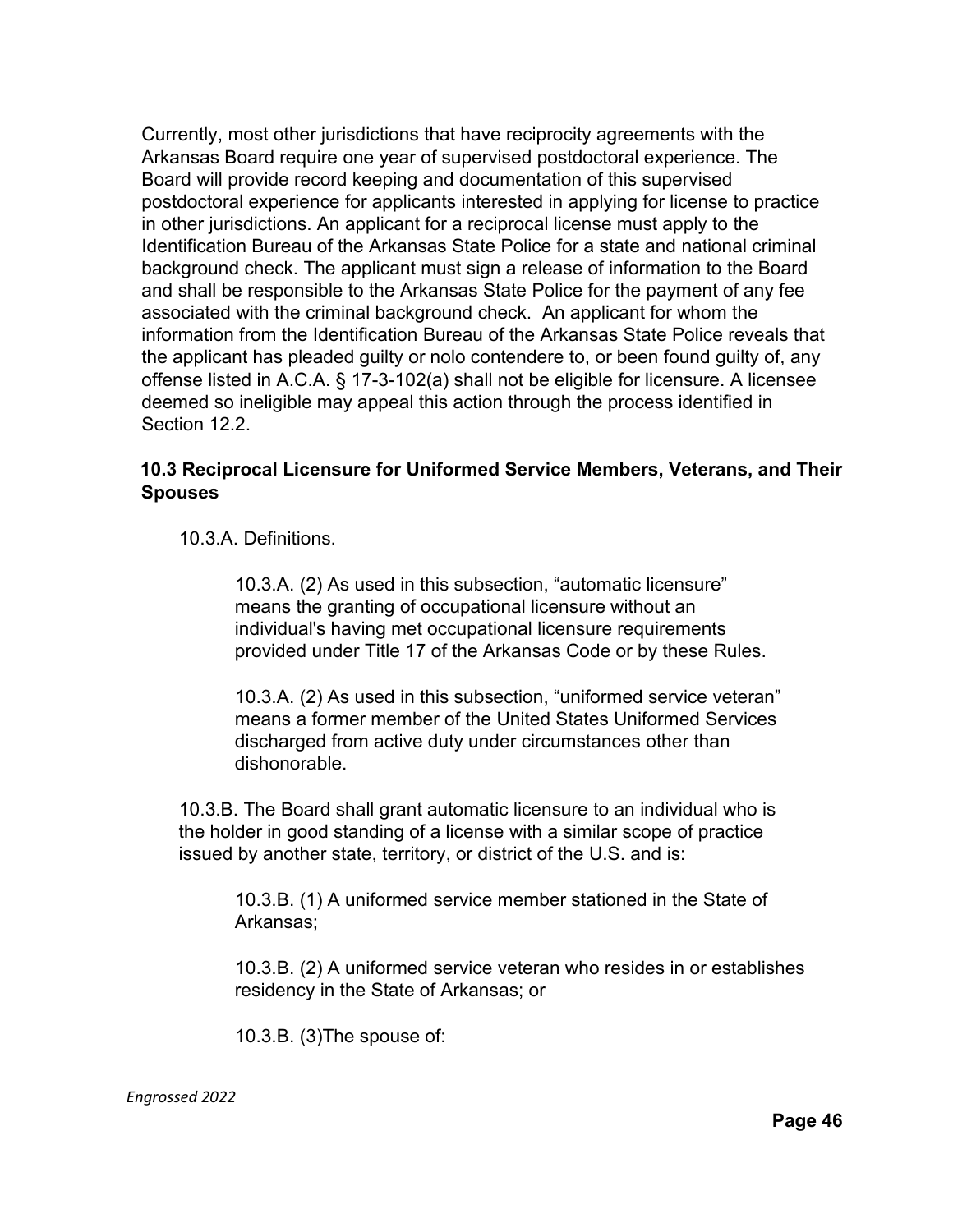Currently, most other jurisdictions that have reciprocity agreements with the Arkansas Board require one year of supervised postdoctoral experience. The Board will provide record keeping and documentation of this supervised postdoctoral experience for applicants interested in applying for license to practice in other jurisdictions. An applicant for a reciprocal license must apply to the Identification Bureau of the Arkansas State Police for a state and national criminal background check. The applicant must sign a release of information to the Board and shall be responsible to the Arkansas State Police for the payment of any fee associated with the criminal background check. An applicant for whom the information from the Identification Bureau of the Arkansas State Police reveals that the applicant has pleaded guilty or nolo contendere to, or been found guilty of, any offense listed in A.C.A. § 17-3-102(a) shall not be eligible for licensure. A licensee deemed so ineligible may appeal this action through the process identified in Section 12.2.

### 10.3 Reciprocal Licensure for Uniformed Service Members, Veterans, and Their Spouses

10.3.A. Definitions.

10.3.A. (2) As used in this subsection, "automatic licensure" means the granting of occupational licensure without an individual's having met occupational licensure requirements provided under Title 17 of the Arkansas Code or by these Rules.

10.3.A. (2) As used in this subsection, "uniformed service veteran" means a former member of the United States Uniformed Services discharged from active duty under circumstances other than dishonorable.

10.3.B. The Board shall grant automatic licensure to an individual who is the holder in good standing of a license with a similar scope of practice issued by another state, territory, or district of the U.S. and is:

10.3.B. (1) A uniformed service member stationed in the State of Arkansas;

10.3.B. (2) A uniformed service veteran who resides in or establishes residency in the State of Arkansas; or

10.3.B. (3)The spouse of:

*Engrossed 2022*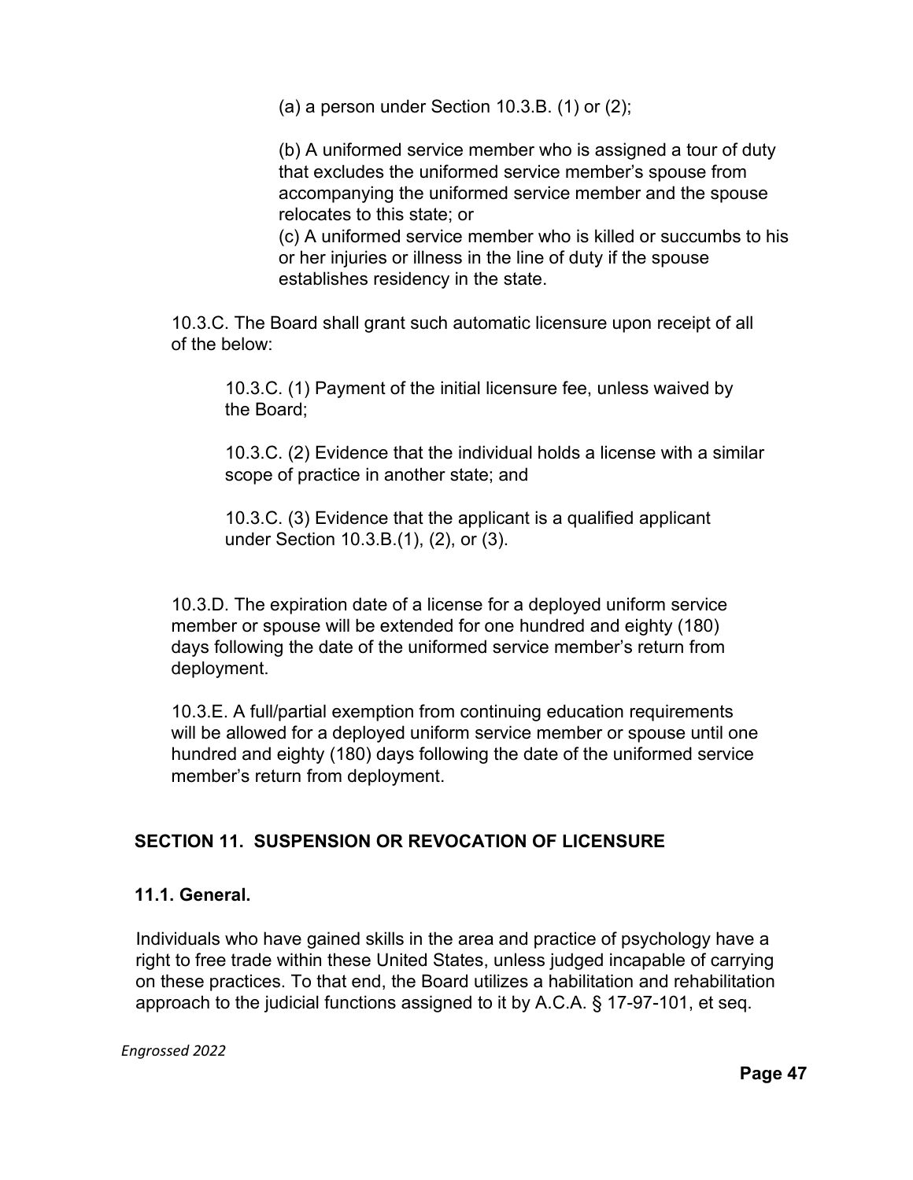(a) a person under Section 10.3.B. (1) or (2);

(b) A uniformed service member who is assigned a tour of duty that excludes the uniformed service member's spouse from accompanying the uniformed service member and the spouse relocates to this state; or

(c) A uniformed service member who is killed or succumbs to his or her injuries or illness in the line of duty if the spouse establishes residency in the state.

10.3.C. The Board shall grant such automatic licensure upon receipt of all of the below:

10.3.C. (1) Payment of the initial licensure fee, unless waived by the Board;

10.3.C. (2) Evidence that the individual holds a license with a similar scope of practice in another state; and

10.3.C. (3) Evidence that the applicant is a qualified applicant under Section 10.3.B.(1), (2), or (3).

10.3.D. The expiration date of a license for a deployed uniform service member or spouse will be extended for one hundred and eighty (180) days following the date of the uniformed service member's return from deployment.

10.3.E. A full/partial exemption from continuing education requirements will be allowed for a deployed uniform service member or spouse until one hundred and eighty (180) days following the date of the uniformed service member's return from deployment.

## SECTION 11. SUSPENSION OR REVOCATION OF LICENSURE

### 11.1. General.

Individuals who have gained skills in the area and practice of psychology have a right to free trade within these United States, unless judged incapable of carrying on these practices. To that end, the Board utilizes a habilitation and rehabilitation approach to the judicial functions assigned to it by A.C.A. § 17-97-101, et seq.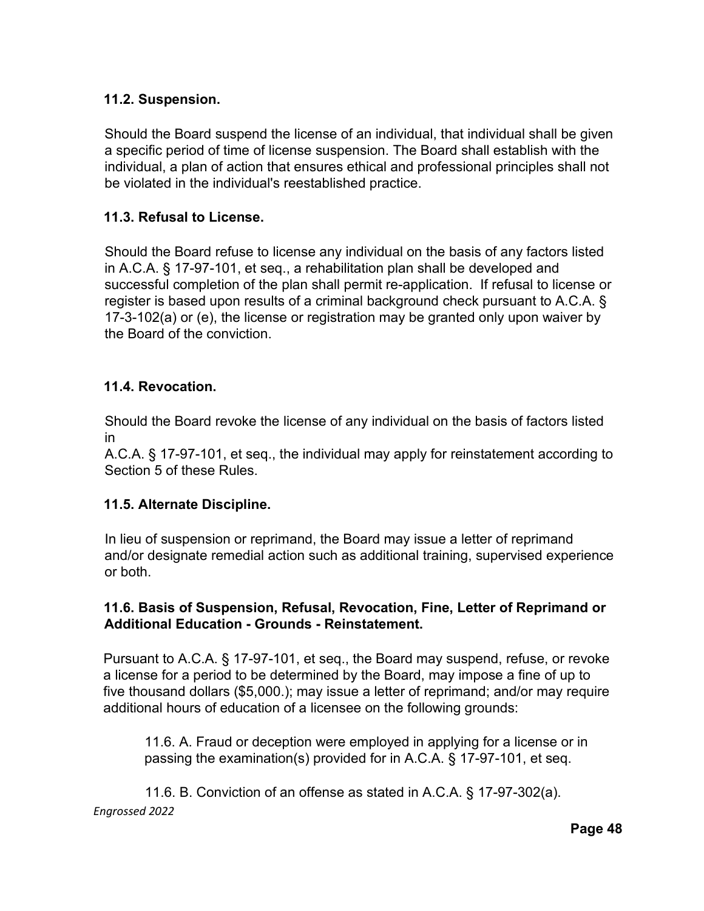### 11.2. Suspension.

Should the Board suspend the license of an individual, that individual shall be given a specific period of time of license suspension. The Board shall establish with the individual, a plan of action that ensures ethical and professional principles shall not be violated in the individual's reestablished practice.

### 11.3. Refusal to License.

Should the Board refuse to license any individual on the basis of any factors listed in A.C.A. § 17-97-101, et seq., a rehabilitation plan shall be developed and successful completion of the plan shall permit re-application. If refusal to license or register is based upon results of a criminal background check pursuant to A.C.A. § 17-3-102(a) or (e), the license or registration may be granted only upon waiver by the Board of the conviction.

### 11.4. Revocation.

Should the Board revoke the license of any individual on the basis of factors listed in
A.C.A. § 17-97-101, et seq., the individual may apply for reinstatement according to Section 5 of these Rules.

### 11.5. Alternate Discipline.

In lieu of suspension or reprimand, the Board may issue a letter of reprimand and/or designate remedial action such as additional training, supervised experience or both.

### 11.6. Basis of Suspension, Refusal, Revocation, Fine, Letter of Reprimand or Additional Education - Grounds - Reinstatement.

Pursuant to A.C.A. § 17-97-101, et seq., the Board may suspend, refuse, or revoke a license for a period to be determined by the Board, may impose a fine of up to five thousand dollars ($5,000.); may issue a letter of reprimand; and/or may require additional hours of education of a licensee on the following grounds:

11.6. A. Fraud or deception were employed in applying for a license or in passing the examination(s) provided for in A.C.A. § 17-97-101, et seq.

11.6. B. Conviction of an offense as stated in A.C.A. § 17-97-302(a).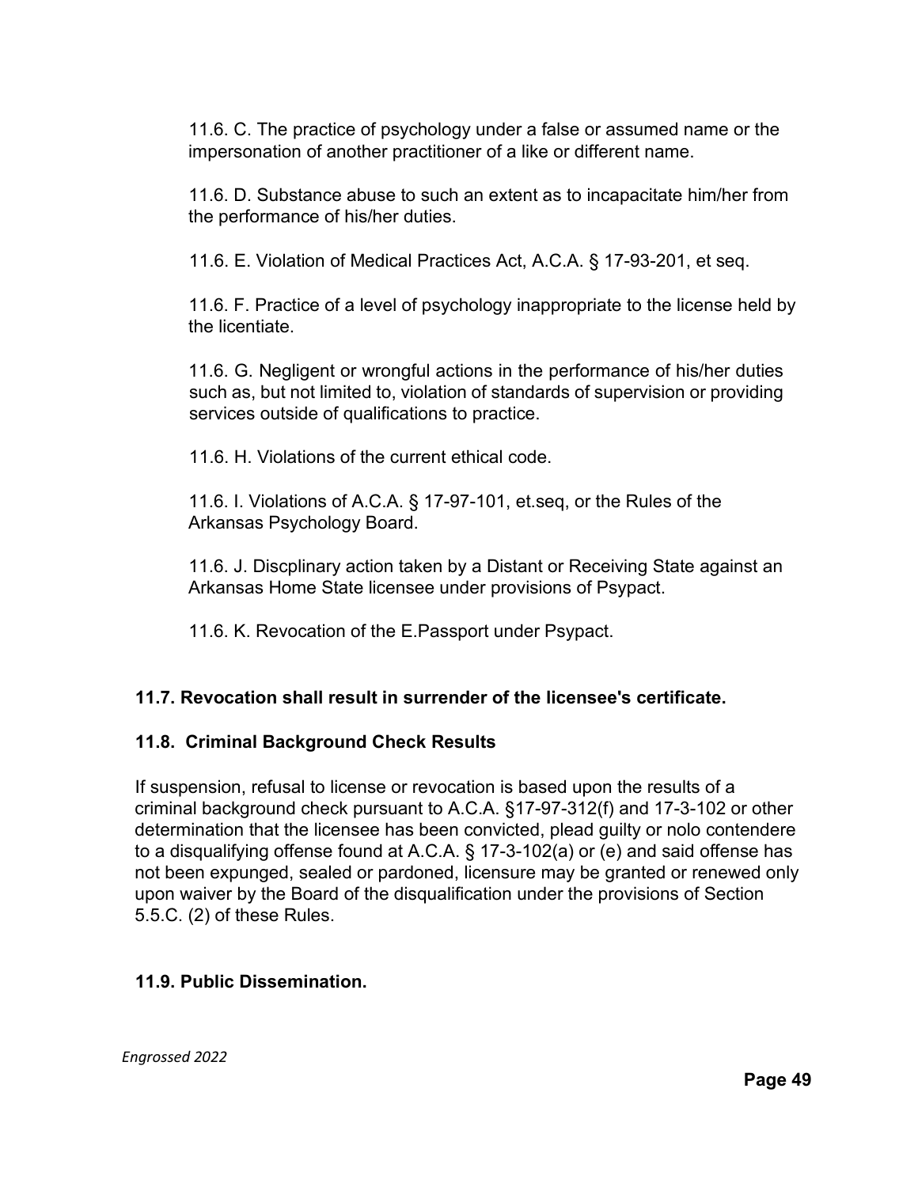11.6. C. The practice of psychology under a false or assumed name or the impersonation of another practitioner of a like or different name.

11.6. D. Substance abuse to such an extent as to incapacitate him/her from the performance of his/her duties.

11.6. E. Violation of Medical Practices Act, A.C.A. § 17-93-201, et seq.

11.6. F. Practice of a level of psychology inappropriate to the license held by the licentiate.

11.6. G. Negligent or wrongful actions in the performance of his/her duties such as, but not limited to, violation of standards of supervision or providing services outside of qualifications to practice.

11.6. H. Violations of the current ethical code.

11.6. I. Violations of A.C.A. § 17-97-101, et.seq, or the Rules of the Arkansas Psychology Board.

11.6. J. Discplinary action taken by a Distant or Receiving State against an Arkansas Home State licensee under provisions of Psypact.

11.6. K. Revocation of the E.Passport under Psypact.

**11.7. Revocation shall result in surrender of the licensee's certificate.**

**11.8. Criminal Background Check Results**

If suspension, refusal to license or revocation is based upon the results of a criminal background check pursuant to A.C.A. §17-97-312(f) and 17-3-102 or other determination that the licensee has been convicted, plead guilty or nolo contendere to a disqualifying offense found at A.C.A. § 17-3-102(a) or (e) and said offense has not been expunged, sealed or pardoned, licensure may be granted or renewed only upon waiver by the Board of the disqualification under the provisions of Section 5.5.C. (2) of these Rules.

**11.9. Public Dissemination.**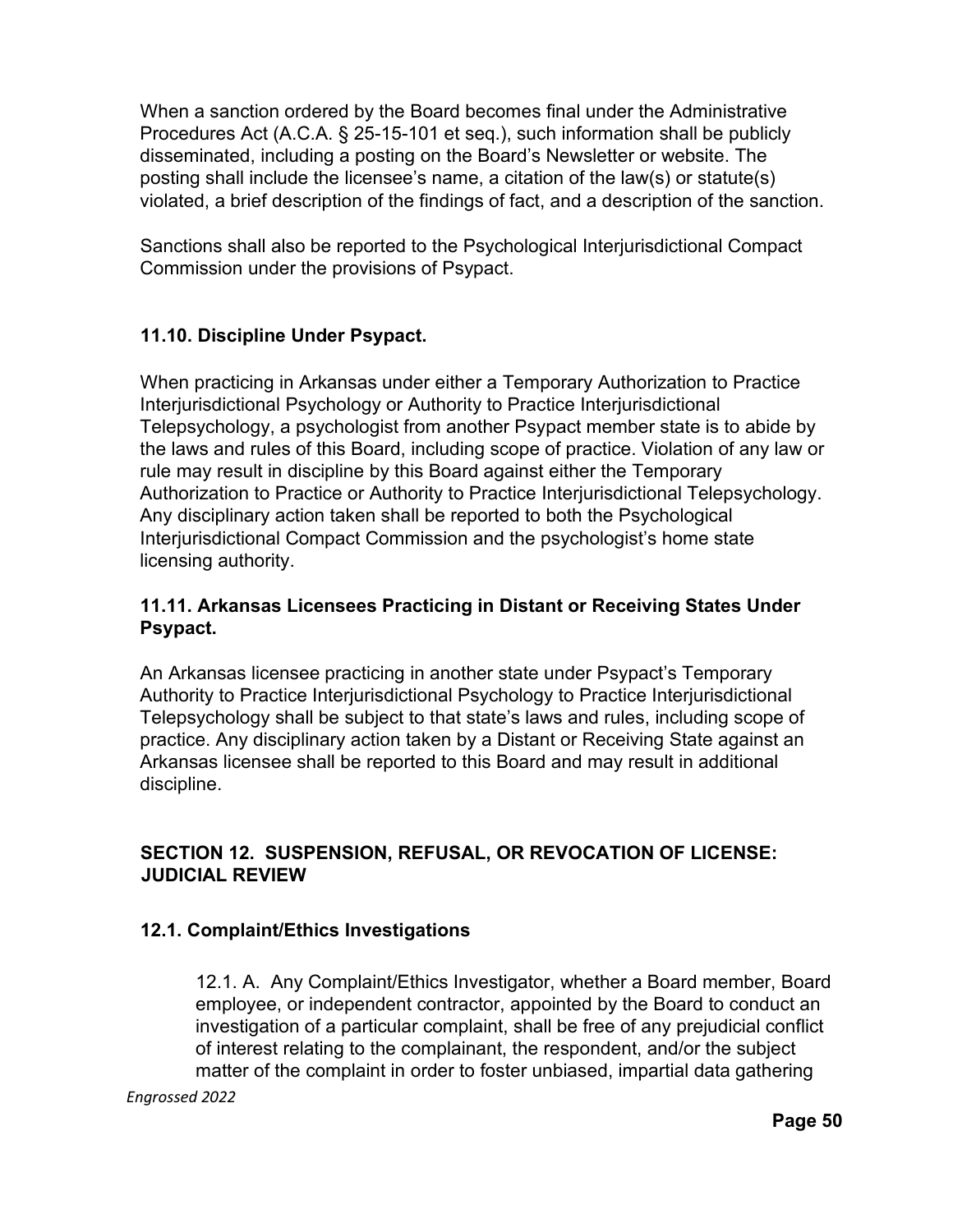When a sanction ordered by the Board becomes final under the Administrative Procedures Act (A.C.A. § 25-15-101 et seq.), such information shall be publicly disseminated, including a posting on the Board's Newsletter or website. The posting shall include the licensee's name, a citation of the law(s) or statute(s) violated, a brief description of the findings of fact, and a description of the sanction.

Sanctions shall also be reported to the Psychological Interjurisdictional Compact Commission under the provisions of Psypact.

### 11.10. Discipline Under Psypact.

When practicing in Arkansas under either a Temporary Authorization to Practice Interjurisdictional Psychology or Authority to Practice Interjurisdictional Telepsychology, a psychologist from another Psypact member state is to abide by the laws and rules of this Board, including scope of practice. Violation of any law or rule may result in discipline by this Board against either the Temporary Authorization to Practice or Authority to Practice Interjurisdictional Telepsychology. Any disciplinary action taken shall be reported to both the Psychological Interjurisdictional Compact Commission and the psychologist's home state licensing authority.

### 11.11. Arkansas Licensees Practicing in Distant or Receiving States Under Psypact.

An Arkansas licensee practicing in another state under Psypact's Temporary Authority to Practice Interjurisdictional Psychology to Practice Interjurisdictional Telepsychology shall be subject to that state's laws and rules, including scope of practice. Any disciplinary action taken by a Distant or Receiving State against an Arkansas licensee shall be reported to this Board and may result in additional discipline.

## SECTION 12. SUSPENSION, REFUSAL, OR REVOCATION OF LICENSE: JUDICIAL REVIEW

### 12.1. Complaint/Ethics Investigations

12.1. A. Any Complaint/Ethics Investigator, whether a Board member, Board employee, or independent contractor, appointed by the Board to conduct an investigation of a particular complaint, shall be free of any prejudicial conflict of interest relating to the complainant, the respondent, and/or the subject matter of the complaint in order to foster unbiased, impartial data gathering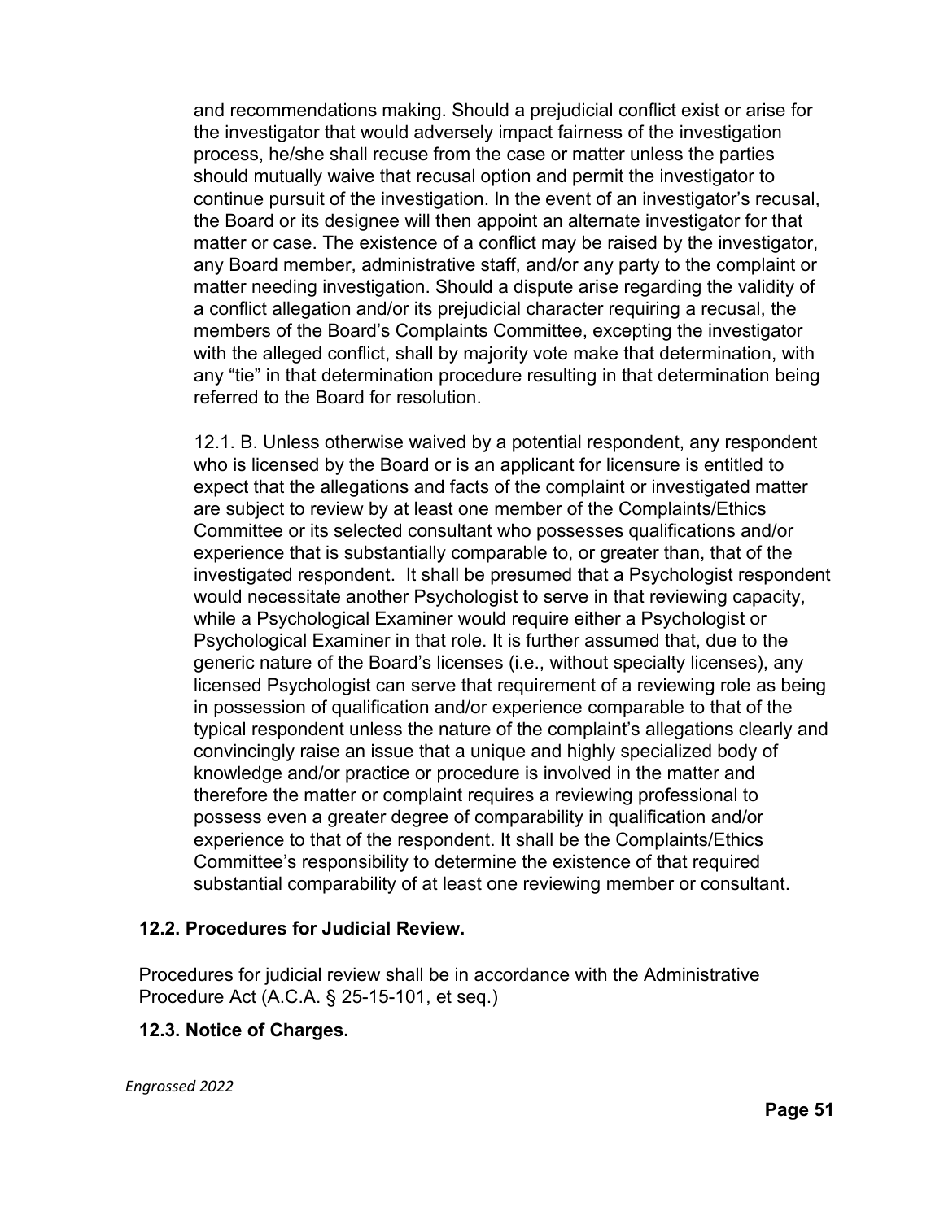and recommendations making. Should a prejudicial conflict exist or arise for the investigator that would adversely impact fairness of the investigation process, he/she shall recuse from the case or matter unless the parties should mutually waive that recusal option and permit the investigator to continue pursuit of the investigation. In the event of an investigator's recusal, the Board or its designee will then appoint an alternate investigator for that matter or case. The existence of a conflict may be raised by the investigator, any Board member, administrative staff, and/or any party to the complaint or matter needing investigation. Should a dispute arise regarding the validity of a conflict allegation and/or its prejudicial character requiring a recusal, the members of the Board's Complaints Committee, excepting the investigator with the alleged conflict, shall by majority vote make that determination, with any "tie" in that determination procedure resulting in that determination being referred to the Board for resolution.

12.1. B. Unless otherwise waived by a potential respondent, any respondent who is licensed by the Board or is an applicant for licensure is entitled to expect that the allegations and facts of the complaint or investigated matter are subject to review by at least one member of the Complaints/Ethics Committee or its selected consultant who possesses qualifications and/or experience that is substantially comparable to, or greater than, that of the investigated respondent. It shall be presumed that a Psychologist respondent would necessitate another Psychologist to serve in that reviewing capacity, while a Psychological Examiner would require either a Psychologist or Psychological Examiner in that role. It is further assumed that, due to the generic nature of the Board's licenses (i.e., without specialty licenses), any licensed Psychologist can serve that requirement of a reviewing role as being in possession of qualification and/or experience comparable to that of the typical respondent unless the nature of the complaint's allegations clearly and convincingly raise an issue that a unique and highly specialized body of knowledge and/or practice or procedure is involved in the matter and therefore the matter or complaint requires a reviewing professional to possess even a greater degree of comparability in qualification and/or experience to that of the respondent. It shall be the Complaints/Ethics Committee's responsibility to determine the existence of that required substantial comparability of at least one reviewing member or consultant.

### 12.2. Procedures for Judicial Review.

Procedures for judicial review shall be in accordance with the Administrative Procedure Act (A.C.A. § 25-15-101, et seq.)

### 12.3. Notice of Charges.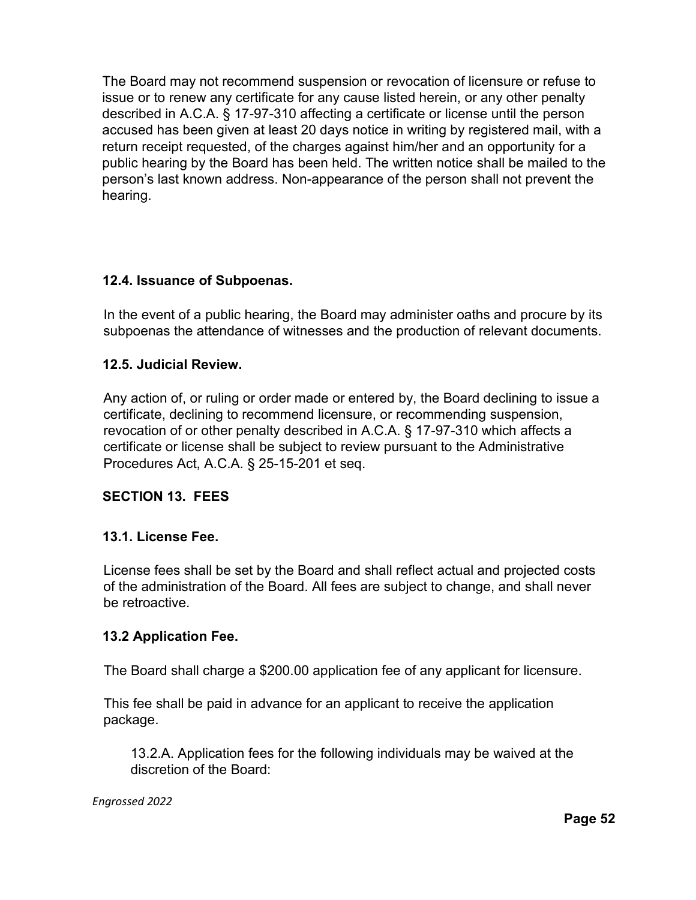The Board may not recommend suspension or revocation of licensure or refuse to issue or to renew any certificate for any cause listed herein, or any other penalty described in A.C.A. § 17-97-310 affecting a certificate or license until the person accused has been given at least 20 days notice in writing by registered mail, with a return receipt requested, of the charges against him/her and an opportunity for a public hearing by the Board has been held. The written notice shall be mailed to the person's last known address. Non-appearance of the person shall not prevent the hearing.

### 12.4. Issuance of Subpoenas.

In the event of a public hearing, the Board may administer oaths and procure by its subpoenas the attendance of witnesses and the production of relevant documents.

### 12.5. Judicial Review.

Any action of, or ruling or order made or entered by, the Board declining to issue a certificate, declining to recommend licensure, or recommending suspension, revocation of or other penalty described in A.C.A. § 17-97-310 which affects a certificate or license shall be subject to review pursuant to the Administrative Procedures Act, A.C.A. § 25-15-201 et seq.

## SECTION 13. FEES

### 13.1. License Fee.

License fees shall be set by the Board and shall reflect actual and projected costs of the administration of the Board. All fees are subject to change, and shall never be retroactive.

### 13.2 Application Fee.

The Board shall charge a $200.00 application fee of any applicant for licensure.

This fee shall be paid in advance for an applicant to receive the application package.

13.2.A. Application fees for the following individuals may be waived at the discretion of the Board: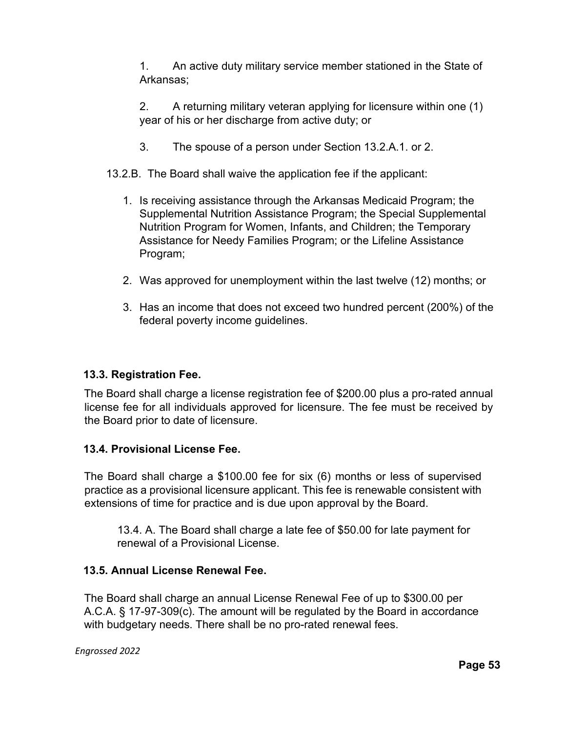1. An active duty military service member stationed in the State of Arkansas;

2. A returning military veteran applying for licensure within one (1) year of his or her discharge from active duty; or

3. The spouse of a person under Section 13.2.A.1. or 2.

13.2.B. The Board shall waive the application fee if the applicant:

1. Is receiving assistance through the Arkansas Medicaid Program; the Supplemental Nutrition Assistance Program; the Special Supplemental Nutrition Program for Women, Infants, and Children; the Temporary Assistance for Needy Families Program; or the Lifeline Assistance Program;

2. Was approved for unemployment within the last twelve (12) months; or

3. Has an income that does not exceed two hundred percent (200%) of the federal poverty income guidelines.

**13.3. Registration Fee.**

The Board shall charge a license registration fee of $200.00 plus a pro-rated annual license fee for all individuals approved for licensure. The fee must be received by the Board prior to date of licensure.

**13.4. Provisional License Fee.**

The Board shall charge a $100.00 fee for six (6) months or less of supervised practice as a provisional licensure applicant. This fee is renewable consistent with extensions of time for practice and is due upon approval by the Board.

13.4. A. The Board shall charge a late fee of $50.00 for late payment for renewal of a Provisional License.

**13.5. Annual License Renewal Fee.**

The Board shall charge an annual License Renewal Fee of up to $300.00 per A.C.A. § 17-97-309(c). The amount will be regulated by the Board in accordance with budgetary needs. There shall be no pro-rated renewal fees.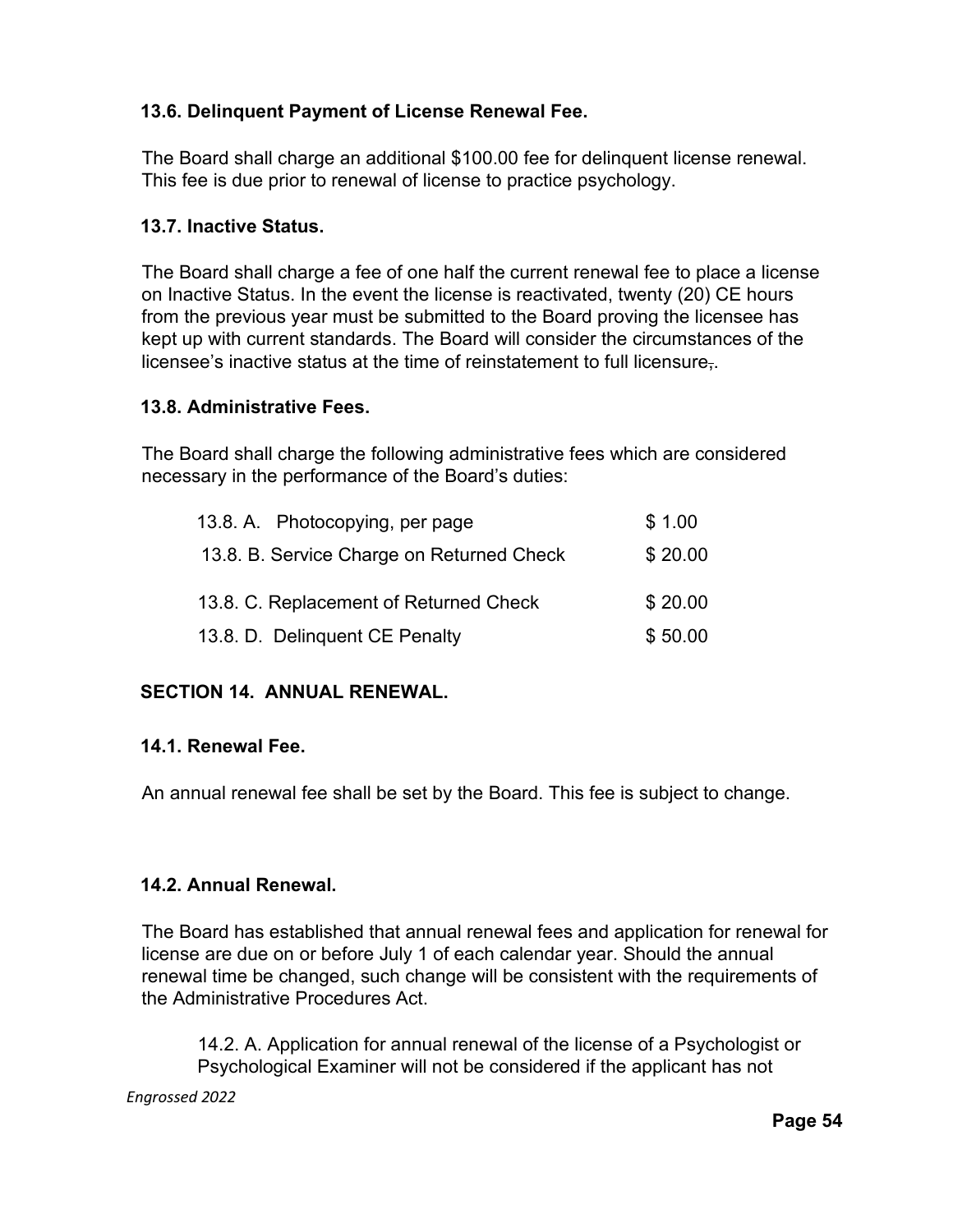### 13.6. Delinquent Payment of License Renewal Fee.

The Board shall charge an additional $100.00 fee for delinquent license renewal. This fee is due prior to renewal of license to practice psychology.

### 13.7. Inactive Status.

The Board shall charge a fee of one half the current renewal fee to place a license on Inactive Status. In the event the license is reactivated, twenty (20) CE hours from the previous year must be submitted to the Board proving the licensee has kept up with current standards. The Board will consider the circumstances of the licensee's inactive status at the time of reinstatement to full licensure~~,~~.

### 13.8. Administrative Fees.

The Board shall charge the following administrative fees which are considered necessary in the performance of the Board's duties:

| | |
|---|---|
| 13.8. A. Photocopying, per page | $ 1.00 |
| 13.8. B. Service Charge on Returned Check | $ 20.00 |
| 13.8. C. Replacement of Returned Check | $ 20.00 |
| 13.8. D. Delinquent CE Penalty | $ 50.00 |

## SECTION 14. ANNUAL RENEWAL.

### 14.1. Renewal Fee.

An annual renewal fee shall be set by the Board. This fee is subject to change.

### 14.2. Annual Renewal.

The Board has established that annual renewal fees and application for renewal for license are due on or before July 1 of each calendar year. Should the annual renewal time be changed, such change will be consistent with the requirements of the Administrative Procedures Act.

14.2. A. Application for annual renewal of the license of a Psychologist or Psychological Examiner will not be considered if the applicant has not

*Engrossed 2022*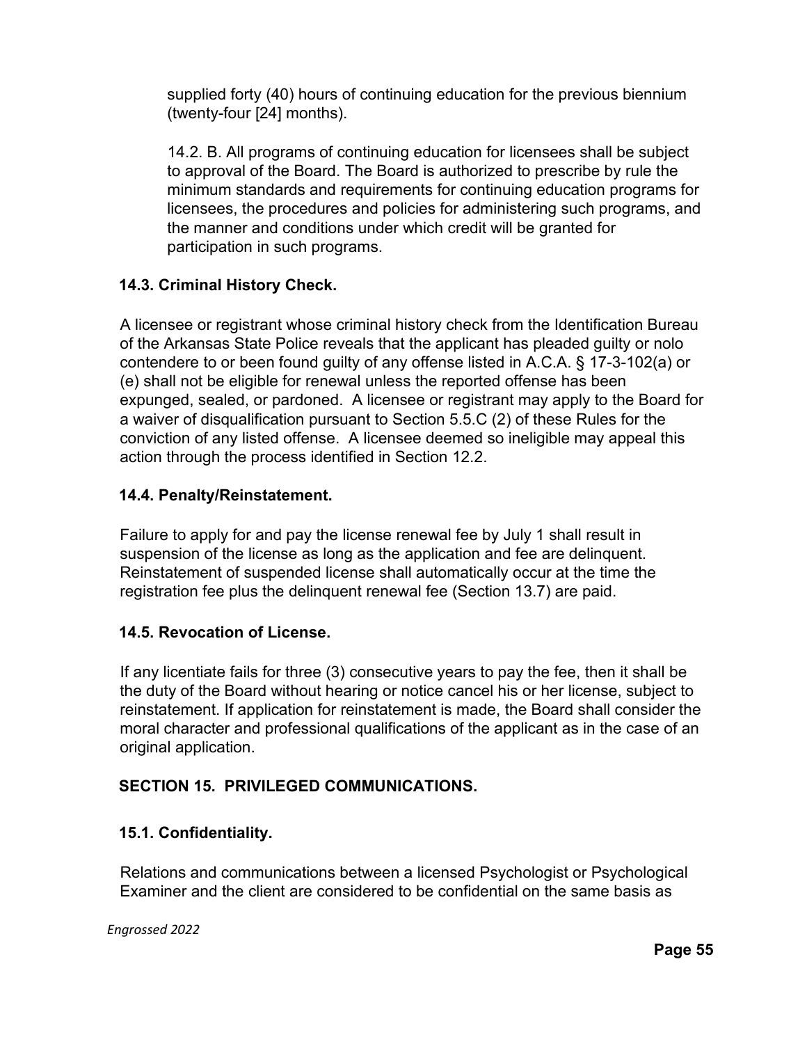supplied forty (40) hours of continuing education for the previous biennium (twenty-four [24] months).

14.2. B. All programs of continuing education for licensees shall be subject to approval of the Board. The Board is authorized to prescribe by rule the minimum standards and requirements for continuing education programs for licensees, the procedures and policies for administering such programs, and the manner and conditions under which credit will be granted for participation in such programs.

### 14.3. Criminal History Check.

A licensee or registrant whose criminal history check from the Identification Bureau of the Arkansas State Police reveals that the applicant has pleaded guilty or nolo contendere to or been found guilty of any offense listed in A.C.A. § 17-3-102(a) or (e) shall not be eligible for renewal unless the reported offense has been expunged, sealed, or pardoned. A licensee or registrant may apply to the Board for a waiver of disqualification pursuant to Section 5.5.C (2) of these Rules for the conviction of any listed offense. A licensee deemed so ineligible may appeal this action through the process identified in Section 12.2.

### 14.4. Penalty/Reinstatement.

Failure to apply for and pay the license renewal fee by July 1 shall result in suspension of the license as long as the application and fee are delinquent. Reinstatement of suspended license shall automatically occur at the time the registration fee plus the delinquent renewal fee (Section 13.7) are paid.

### 14.5. Revocation of License.

If any licentiate fails for three (3) consecutive years to pay the fee, then it shall be the duty of the Board without hearing or notice cancel his or her license, subject to reinstatement. If application for reinstatement is made, the Board shall consider the moral character and professional qualifications of the applicant as in the case of an original application.

## SECTION 15. PRIVILEGED COMMUNICATIONS.

### 15.1. Confidentiality.

Relations and communications between a licensed Psychologist or Psychological Examiner and the client are considered to be confidential on the same basis as

*Engrossed 2022*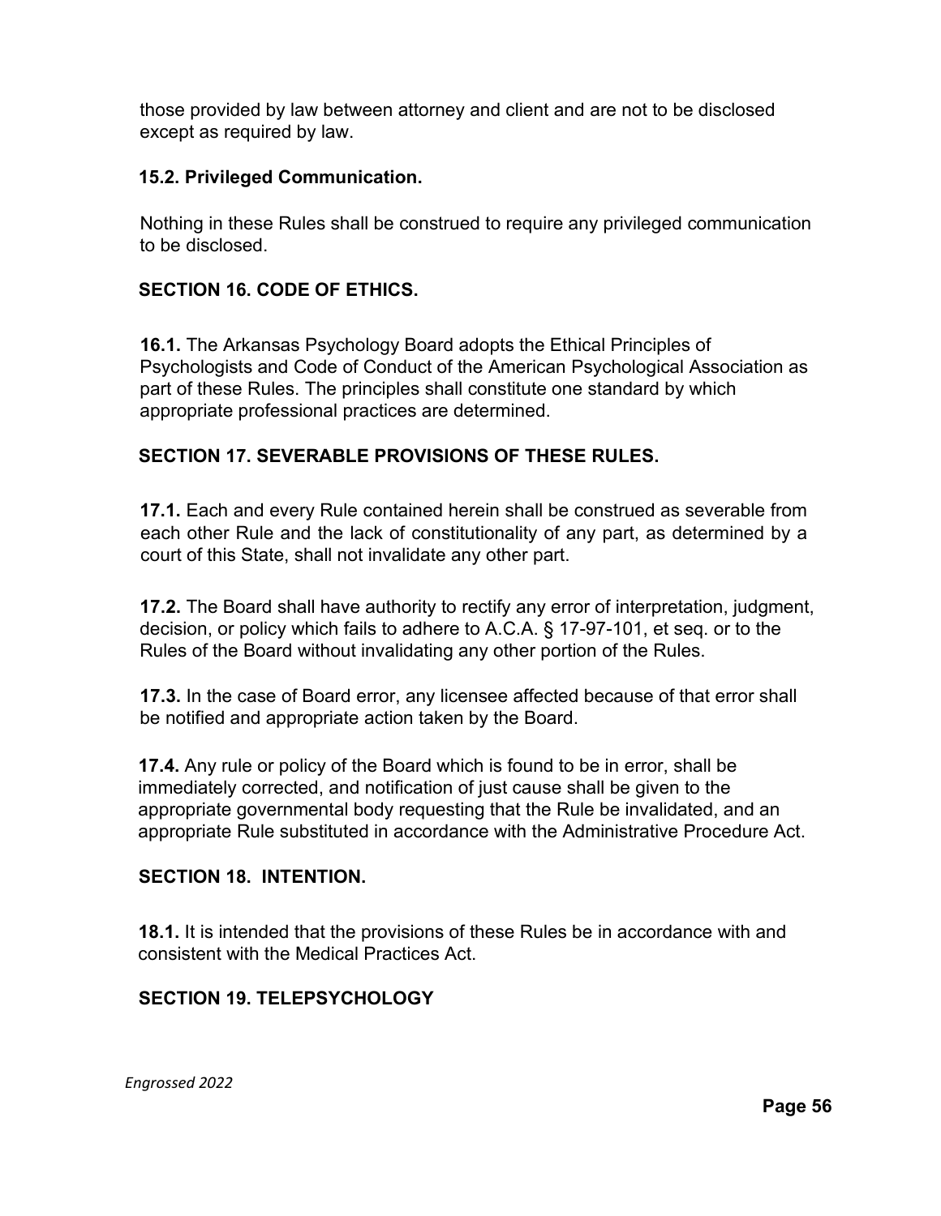those provided by law between attorney and client and are not to be disclosed except as required by law.

### 15.2. Privileged Communication.

Nothing in these Rules shall be construed to require any privileged communication to be disclosed.

## SECTION 16. CODE OF ETHICS.

**16.1.** The Arkansas Psychology Board adopts the Ethical Principles of Psychologists and Code of Conduct of the American Psychological Association as part of these Rules. The principles shall constitute one standard by which appropriate professional practices are determined.

## SECTION 17. SEVERABLE PROVISIONS OF THESE RULES.

**17.1.** Each and every Rule contained herein shall be construed as severable from each other Rule and the lack of constitutionality of any part, as determined by a court of this State, shall not invalidate any other part.

**17.2.** The Board shall have authority to rectify any error of interpretation, judgment, decision, or policy which fails to adhere to A.C.A. § 17-97-101, et seq. or to the Rules of the Board without invalidating any other portion of the Rules.

**17.3.** In the case of Board error, any licensee affected because of that error shall be notified and appropriate action taken by the Board.

**17.4.** Any rule or policy of the Board which is found to be in error, shall be immediately corrected, and notification of just cause shall be given to the appropriate governmental body requesting that the Rule be invalidated, and an appropriate Rule substituted in accordance with the Administrative Procedure Act.

## SECTION 18. INTENTION.

**18.1.** It is intended that the provisions of these Rules be in accordance with and consistent with the Medical Practices Act.

## SECTION 19. TELEPSYCHOLOGY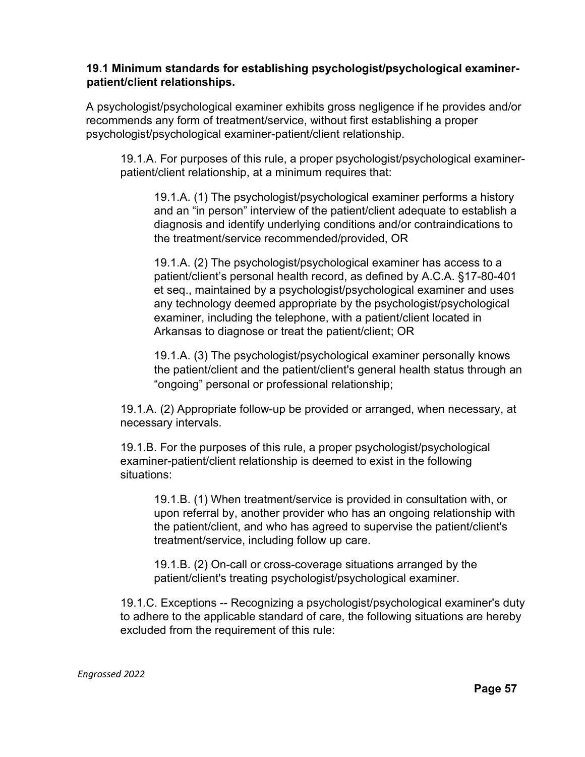**19.1 Minimum standards for establishing psychologist/psychological examiner-patient/client relationships.**

A psychologist/psychological examiner exhibits gross negligence if he provides and/or recommends any form of treatment/service, without first establishing a proper psychologist/psychological examiner-patient/client relationship.

19.1.A. For purposes of this rule, a proper psychologist/psychological examiner-patient/client relationship, at a minimum requires that:

19.1.A. (1) The psychologist/psychological examiner performs a history and an "in person" interview of the patient/client adequate to establish a diagnosis and identify underlying conditions and/or contraindications to the treatment/service recommended/provided, OR

19.1.A. (2) The psychologist/psychological examiner has access to a patient/client's personal health record, as defined by A.C.A. §17-80-401 et seq., maintained by a psychologist/psychological examiner and uses any technology deemed appropriate by the psychologist/psychological examiner, including the telephone, with a patient/client located in Arkansas to diagnose or treat the patient/client; OR

19.1.A. (3) The psychologist/psychological examiner personally knows the patient/client and the patient/client's general health status through an "ongoing" personal or professional relationship;

19.1.A. (2) Appropriate follow-up be provided or arranged, when necessary, at necessary intervals.

19.1.B. For the purposes of this rule, a proper psychologist/psychological examiner-patient/client relationship is deemed to exist in the following situations:

19.1.B. (1) When treatment/service is provided in consultation with, or upon referral by, another provider who has an ongoing relationship with the patient/client, and who has agreed to supervise the patient/client's treatment/service, including follow up care.

19.1.B. (2) On-call or cross-coverage situations arranged by the patient/client's treating psychologist/psychological examiner.

19.1.C. Exceptions -- Recognizing a psychologist/psychological examiner's duty to adhere to the applicable standard of care, the following situations are hereby excluded from the requirement of this rule: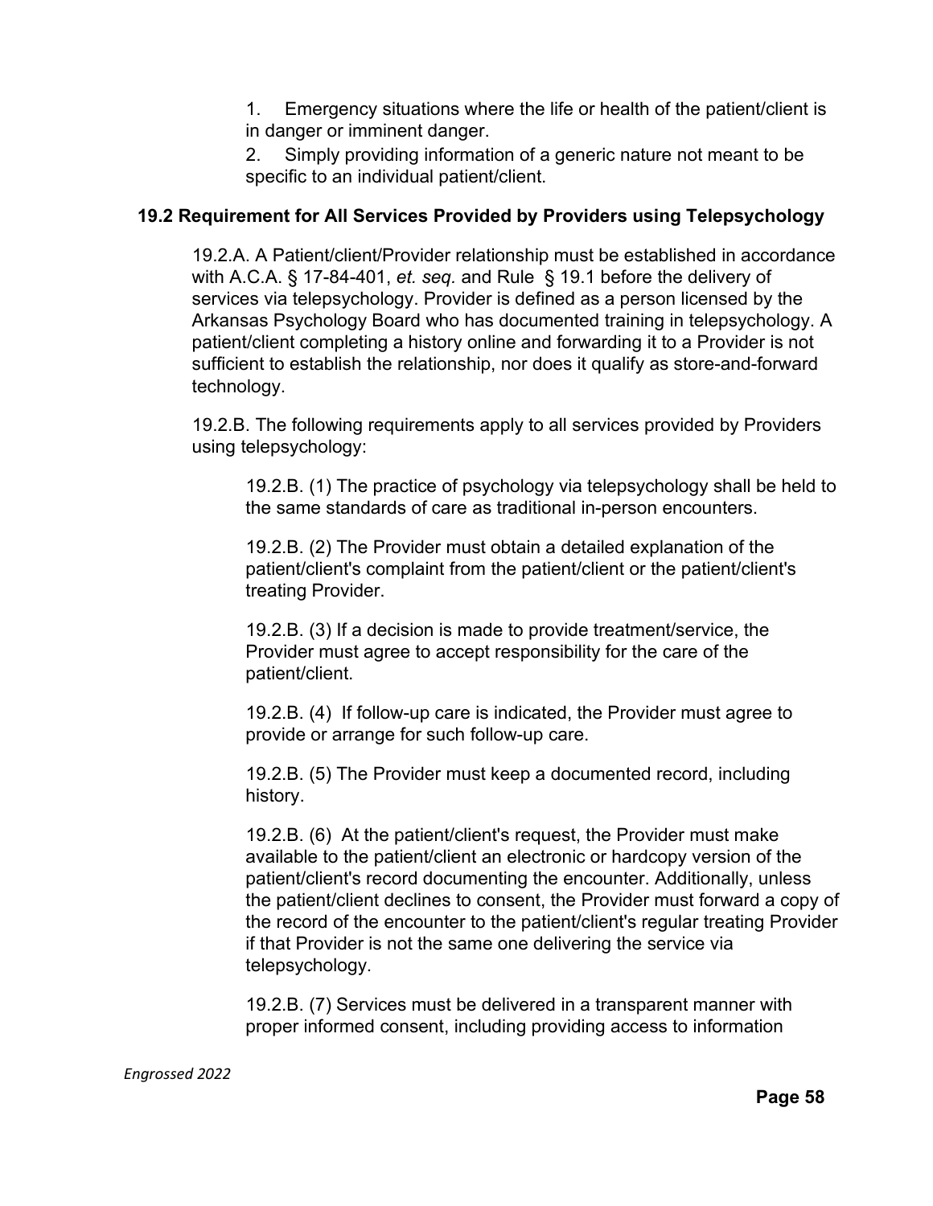1. Emergency situations where the life or health of the patient/client is in danger or imminent danger.
2. Simply providing information of a generic nature not meant to be specific to an individual patient/client.

### 19.2 Requirement for All Services Provided by Providers using Telepsychology

19.2.A. A Patient/client/Provider relationship must be established in accordance with A.C.A. § 17-84-401, *et. seq.* and Rule § 19.1 before the delivery of services via telepsychology. Provider is defined as a person licensed by the Arkansas Psychology Board who has documented training in telepsychology. A patient/client completing a history online and forwarding it to a Provider is not sufficient to establish the relationship, nor does it qualify as store-and-forward technology.

19.2.B. The following requirements apply to all services provided by Providers using telepsychology:

19.2.B. (1) The practice of psychology via telepsychology shall be held to the same standards of care as traditional in-person encounters.

19.2.B. (2) The Provider must obtain a detailed explanation of the patient/client's complaint from the patient/client or the patient/client's treating Provider.

19.2.B. (3) If a decision is made to provide treatment/service, the Provider must agree to accept responsibility for the care of the patient/client.

19.2.B. (4) If follow-up care is indicated, the Provider must agree to provide or arrange for such follow-up care.

19.2.B. (5) The Provider must keep a documented record, including history.

19.2.B. (6) At the patient/client's request, the Provider must make available to the patient/client an electronic or hardcopy version of the patient/client's record documenting the encounter. Additionally, unless the patient/client declines to consent, the Provider must forward a copy of the record of the encounter to the patient/client's regular treating Provider if that Provider is not the same one delivering the service via telepsychology.

19.2.B. (7) Services must be delivered in a transparent manner with proper informed consent, including providing access to information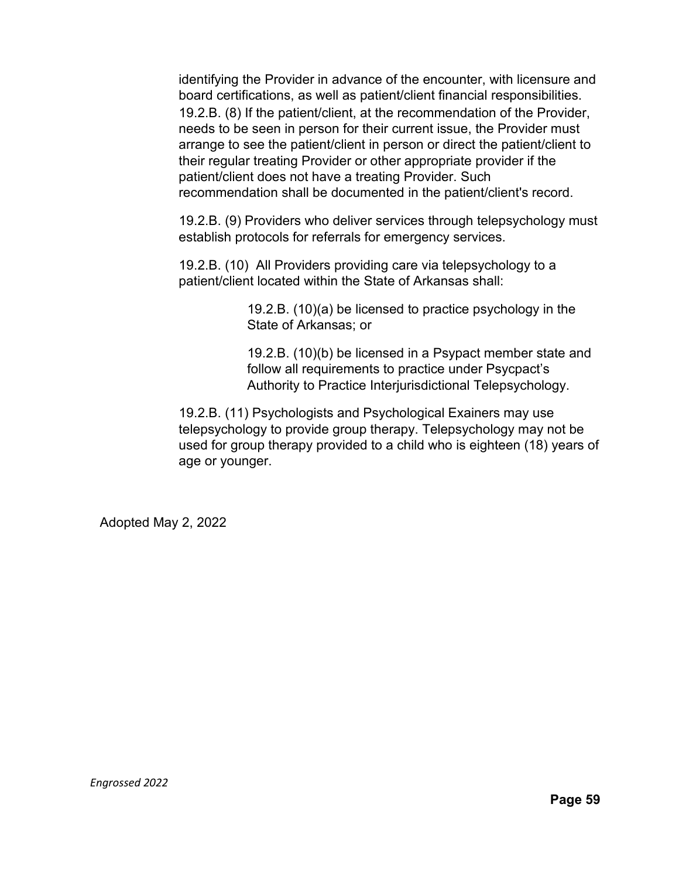identifying the Provider in advance of the encounter, with licensure and board certifications, as well as patient/client financial responsibilities.

19.2.B. (8) If the patient/client, at the recommendation of the Provider, needs to be seen in person for their current issue, the Provider must arrange to see the patient/client in person or direct the patient/client to their regular treating Provider or other appropriate provider if the patient/client does not have a treating Provider. Such recommendation shall be documented in the patient/client's record.

19.2.B. (9) Providers who deliver services through telepsychology must establish protocols for referrals for emergency services.

19.2.B. (10) All Providers providing care via telepsychology to a patient/client located within the State of Arkansas shall:

> 19.2.B. (10)(a) be licensed to practice psychology in the State of Arkansas; or
>
> 19.2.B. (10)(b) be licensed in a Psypact member state and follow all requirements to practice under Psycpact's Authority to Practice Interjurisdictional Telepsychology.

19.2.B. (11) Psychologists and Psychological Exainers may use telepsychology to provide group therapy. Telepsychology may not be used for group therapy provided to a child who is eighteen (18) years of age or younger.

Adopted May 2, 2022